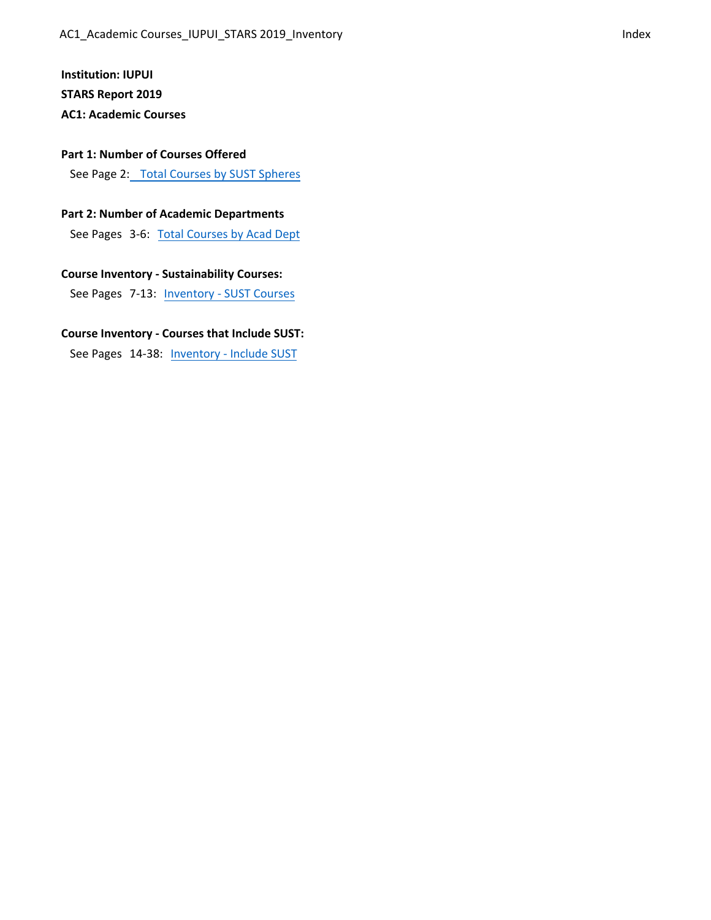**Institution: IUPUI**

**STARS Report 2019**

**AC1: Academic Courses**

**Part 1: Number of Courses Offered**

See Page 2: Total Courses by SUST Spheres

**Part 2: Number of Academic Departments**

See Pages 3-6: Total Courses by Acad Dept

**Course Inventory - Sustainability Courses:**

See Pages 7-13: Inventory - SUST Courses

**Course Inventory - Courses that Include SUST:**

See Pages 14-38: Inventory - Include SUST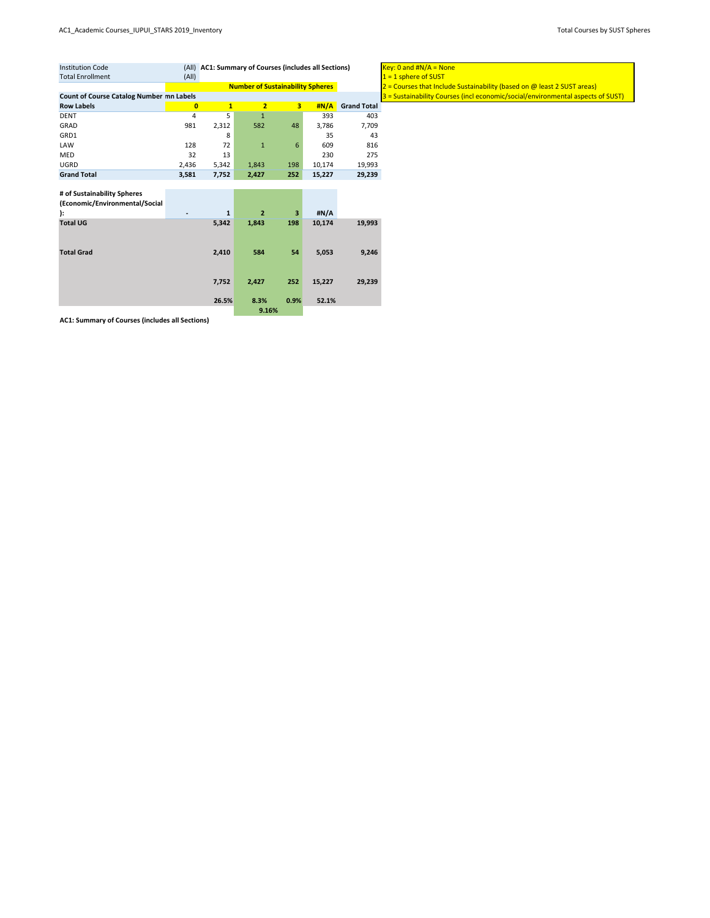| Institution Code | (All) | AC1: Summary of Courses (includes all Sections) | | | | |
|---|---|---|---|---|---|---|
| Total Enrollment | (All) | | | | | |
| | | Number of Sustainability Spheres | | | | |
| Count of Course Catalog Number | Column Labels | | | | | |
| Row Labels | 0 | 1 | 2 | 3 | #N/A | Grand Total |
| DENT | 4 | 5 | 1 | | 393 | 403 |
| GRAD | 981 | 2,312 | 582 | 48 | 3,786 | 7,709 |
| GRD1 | | 8 | | | 35 | 43 |
| LAW | 128 | 72 | 1 | 6 | 609 | 816 |
| MED | 32 | 13 | | | 230 | 275 |
| UGRD | 2,436 | 5,342 | 1,843 | 198 | 10,174 | 19,993 |
| **Grand Total** | **3,581** | **7,752** | **2,427** | **252** | **15,227** | **29,239** |

Key: 0 and #N/A = None
1 = 1 sphere of SUST
2 = Courses that Include Sustainability (based on @ least 2 SUST areas)
3 = Sustainability Courses (incl economic/social/environmental aspects of SUST)

| # of Sustainability Spheres (Economic/Environmental/Social): | - | 1 | 2 | 3 | #N/A | |
|---|---|---|---|---|---|---|
| **Total UG** | | 5,342 | 1,843 | 198 | 10,174 | 19,993 |
| **Total Grad** | | 2,410 | 584 | 54 | 5,053 | 9,246 |
| | | 7,752 | 2,427 | 252 | 15,227 | 29,239 |
| | | 26.5% | 8.3% | 0.9% | 52.1% | |
| | | | 9.16% | | | |

**AC1: Summary of Courses (includes all Sections)**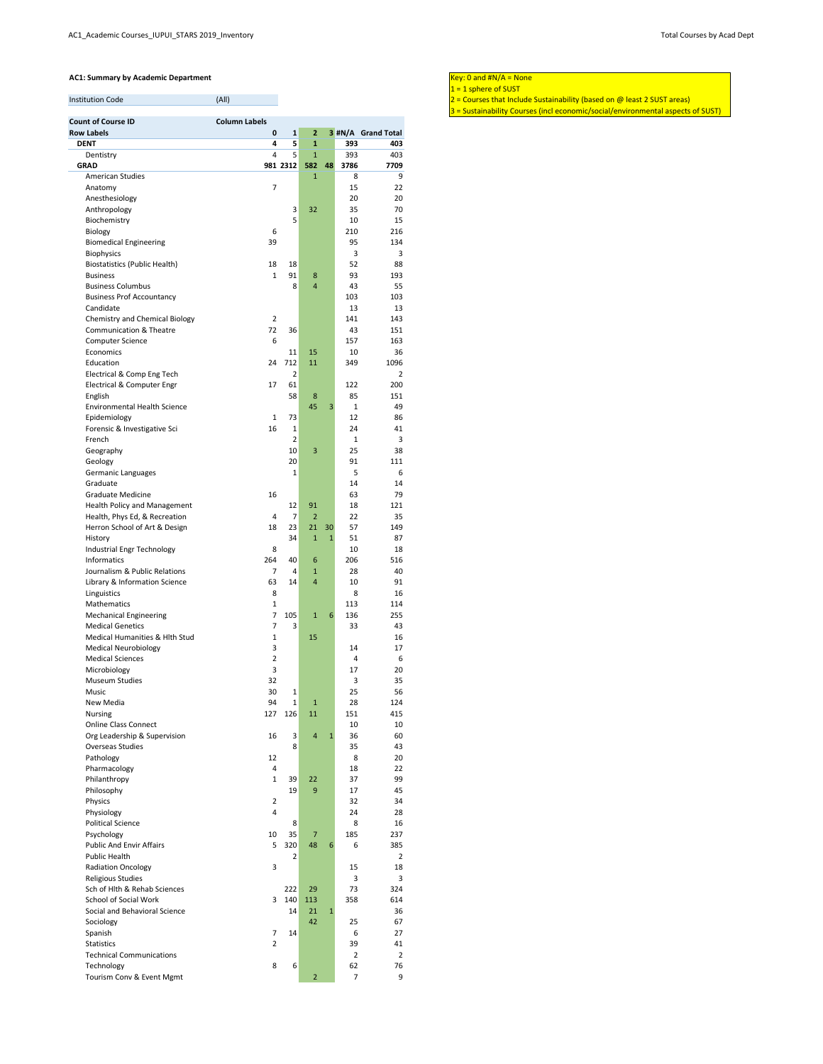## AC1: Summary by Academic Department

Key: 0 and #N/A = None
1 = 1 sphere of SUST
2 = Courses that Include Sustainability (based on @ least 2 SUST areas)
3 = Sustainability Courses (incl economic/social/environmental aspects of SUST)

| Institution Code | (All) | | | | | |
|---|---|---|---|---|---|---|

| Count of Course ID | Column Labels | | | | | |
|---|---|---|---|---|---|---|
| **Row Labels** | **0** | **1** | **2** | **3** | **#N/A** | **Grand Total** |
| **DENT** | **4** | **5** | **1** | | **393** | **403** |
| Dentistry | 4 | 5 | 1 | | 393 | 403 |
| **GRAD** | **981** | **2312** | **582** | **48** | **3786** | **7709** |
| American Studies | | | 1 | | 8 | 9 |
| Anatomy | 7 | | | | 15 | 22 |
| Anesthesiology | | | | | 20 | 20 |
| Anthropology | | 3 | 32 | | 35 | 70 |
| Biochemistry | | 5 | | | 10 | 15 |
| Biology | 6 | | | | 210 | 216 |
| Biomedical Engineering | 39 | | | | 95 | 134 |
| Biophysics | | | | | 3 | 3 |
| Biostatistics (Public Health) | 18 | 18 | | | 52 | 88 |
| Business | 1 | 91 | 8 | | 93 | 193 |
| Business Columbus | | 8 | 4 | | 43 | 55 |
| Business Prof Accountancy | | | | | 103 | 103 |
| Candidate | | | | | 13 | 13 |
| Chemistry and Chemical Biology | 2 | | | | 141 | 143 |
| Communication & Theatre | 72 | 36 | | | 43 | 151 |
| Computer Science | 6 | | | | 157 | 163 |
| Economics | | 11 | 15 | | 10 | 36 |
| Education | 24 | 712 | 11 | | 349 | 1096 |
| Electrical & Comp Eng Tech | | 2 | | | | 2 |
| Electrical & Computer Engr | 17 | 61 | | | 122 | 200 |
| English | | 58 | 8 | | 85 | 151 |
| Environmental Health Science | | | 45 | 3 | 1 | 49 |
| Epidemiology | 1 | 73 | | | 12 | 86 |
| Forensic & Investigative Sci | 16 | 1 | | | 24 | 41 |
| French | | 2 | | | 1 | 3 |
| Geography | | 10 | 3 | | 25 | 38 |
| Geology | | 20 | | | 91 | 111 |
| Germanic Languages | | 1 | | | 5 | 6 |
| Graduate | | | | | 14 | 14 |
| Graduate Medicine | 16 | | | | 63 | 79 |
| Health Policy and Management | | 12 | 91 | | 18 | 121 |
| Health, Phys Ed, & Recreation | 4 | 7 | 2 | | 22 | 35 |
| Herron School of Art & Design | 18 | 23 | 21 | 30 | 57 | 149 |
| History | | 34 | 1 | 1 | 51 | 87 |
| Industrial Engr Technology | 8 | | | | 10 | 18 |
| Informatics | 264 | 40 | 6 | | 206 | 516 |
| Journalism & Public Relations | 7 | 4 | 1 | | 28 | 40 |
| Library & Information Science | 63 | 14 | 4 | | 10 | 91 |
| Linguistics | 8 | | | | 8 | 16 |
| Mathematics | 1 | | | | 113 | 114 |
| Mechanical Engineering | 7 | 105 | 1 | 6 | 136 | 255 |
| Medical Genetics | 7 | 3 | | | 33 | 43 |
| Medical Humanities & Hlth Stud | 1 | | 15 | | | 16 |
| Medical Neurobiology | 3 | | | | 14 | 17 |
| Medical Sciences | 2 | | | | 4 | 6 |
| Microbiology | 3 | | | | 17 | 20 |
| Museum Studies | 32 | | | | 3 | 35 |
| Music | 30 | 1 | | | 25 | 56 |
| New Media | 94 | 1 | 1 | | 28 | 124 |
| Nursing | 127 | 126 | 11 | | 151 | 415 |
| Online Class Connect | | | | | 10 | 10 |
| Org Leadership & Supervision | 16 | 3 | 4 | 1 | 36 | 60 |
| Overseas Studies | | 8 | | | 35 | 43 |
| Pathology | 12 | | | | 8 | 20 |
| Pharmacology | 4 | | | | 18 | 22 |
| Philanthropy | 1 | 39 | 22 | | 37 | 99 |
| Philosophy | | 19 | 9 | | 17 | 45 |
| Physics | 2 | | | | 32 | 34 |
| Physiology | 4 | | | | 24 | 28 |
| Political Science | | 8 | | | 8 | 16 |
| Psychology | 10 | 35 | 7 | | 185 | 237 |
| Public And Envir Affairs | 5 | 320 | 48 | 6 | 6 | 385 |
| Public Health | | 2 | | | | 2 |
| Radiation Oncology | 3 | | | | 15 | 18 |
| Religious Studies | | | | | 3 | 3 |
| Sch of Hlth & Rehab Sciences | | 222 | 29 | | 73 | 324 |
| School of Social Work | 3 | 140 | 113 | | 358 | 614 |
| Social and Behavioral Science | | 14 | 21 | 1 | | 36 |
| Sociology | | | 42 | | 25 | 67 |
| Spanish | 7 | 14 | | | 6 | 27 |
| Statistics | 2 | | | | 39 | 41 |
| Technical Communications | | | | | 2 | 2 |
| Technology | 8 | 6 | | | 62 | 76 |
| Tourism Conv & Event Mgmt | | | 2 | | 7 | 9 |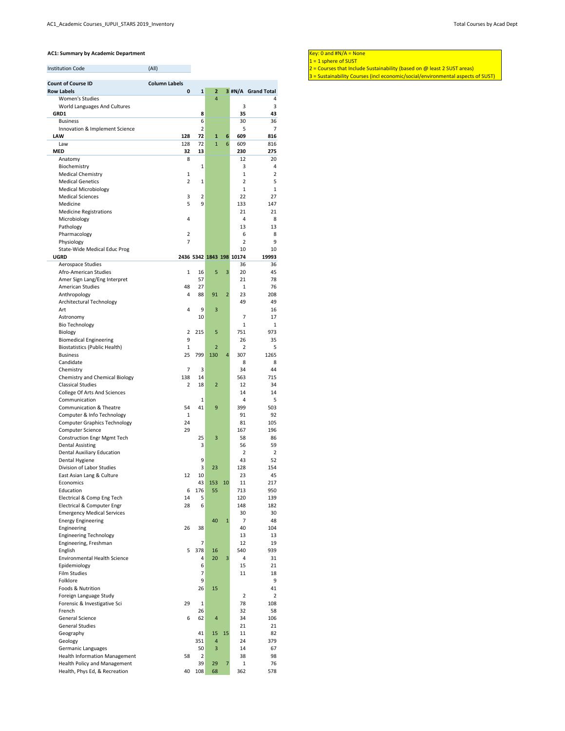## AC1: Summary by Academic Department

| Institution Code | (All) |
|---|---|

| Count of Course ID | Column Labels | | | | | |
|---|---|---|---|---|---|---|
| **Row Labels** | **0** | **1** | **2** | **3** | **#N/A** | **Grand Total** |
| Women's Studies | | | 4 | | | 4 |
| World Languages And Cultures | | | | | 3 | 3 |
| **GRD1** | | **8** | | | **35** | **43** |
| Business | | 6 | | | 30 | 36 |
| Innovation & Implement Science | | 2 | | | 5 | 7 |
| **LAW** | **128** | **72** | **1** | **6** | **609** | **816** |
| Law | 128 | 72 | 1 | 6 | 609 | 816 |
| **MED** | **32** | **13** | | | **230** | **275** |
| Anatomy | 8 | | | | 12 | 20 |
| Biochemistry | | 1 | | | 3 | 4 |
| Medical Chemistry | 1 | | | | 1 | 2 |
| Medical Genetics | 2 | 1 | | | 2 | 5 |
| Medical Microbiology | | | | | 1 | 1 |
| Medical Sciences | 3 | 2 | | | 22 | 27 |
| Medicine | 5 | 9 | | | 133 | 147 |
| Medicine Registrations | | | | | 21 | 21 |
| Microbiology | 4 | | | | 4 | 8 |
| Pathology | | | | | 13 | 13 |
| Pharmacology | 2 | | | | 6 | 8 |
| Physiology | 7 | | | | 2 | 9 |
| State-Wide Medical Educ Prog | | | | | 10 | 10 |
| **UGRD** | **2436** | **5342** | **1843** | **198** | **10174** | **19993** |
| Aerospace Studies | | | | | 36 | 36 |
| Afro-American Studies | 1 | 16 | 5 | 3 | 20 | 45 |
| Amer Sign Lang/Eng Interpret | | 57 | | | 21 | 78 |
| American Studies | 48 | 27 | | | 1 | 76 |
| Anthropology | 4 | 88 | 91 | 2 | 23 | 208 |
| Architectural Technology | | | | | 49 | 49 |
| Art | 4 | 9 | 3 | | | 16 |
| Astronomy | | 10 | | | 7 | 17 |
| Bio Technology | | | | | 1 | 1 |
| Biology | 2 | 215 | 5 | | 751 | 973 |
| Biomedical Engineering | 9 | | | | 26 | 35 |
| Biostatistics (Public Health) | 1 | | 2 | | 2 | 5 |
| Business | 25 | 799 | 130 | 4 | 307 | 1265 |
| Candidate | | | | | 8 | 8 |
| Chemistry | 7 | 3 | | | 34 | 44 |
| Chemistry and Chemical Biology | 138 | 14 | | | 563 | 715 |
| Classical Studies | 2 | 18 | 2 | | 12 | 34 |
| College Of Arts And Sciences | | | | | 14 | 14 |
| Communication | | 1 | | | 4 | 5 |
| Communication & Theatre | 54 | 41 | 9 | | 399 | 503 |
| Computer & Info Technology | 1 | | | | 91 | 92 |
| Computer Graphics Technology | 24 | | | | 81 | 105 |
| Computer Science | 29 | | | | 167 | 196 |
| Construction Engr Mgmt Tech | | 25 | 3 | | 58 | 86 |
| Dental Assisting | | 3 | | | 56 | 59 |
| Dental Auxiliary Education | | | | | 2 | 2 |
| Dental Hygiene | | 9 | | | 43 | 52 |
| Division of Labor Studies | | 3 | 23 | | 128 | 154 |
| East Asian Lang & Culture | 12 | 10 | | | 23 | 45 |
| Economics | | 43 | 153 | 10 | 11 | 217 |
| Education | 6 | 176 | 55 | | 713 | 950 |
| Electrical & Comp Eng Tech | 14 | 5 | | | 120 | 139 |
| Electrical & Computer Engr | 28 | 6 | | | 148 | 182 |
| Emergency Medical Services | | | | | 30 | 30 |
| Energy Engineering | | | 40 | 1 | 7 | 48 |
| Engineering | 26 | 38 | | | 40 | 104 |
| Engineering Technology | | | | | 13 | 13 |
| Engineering, Freshman | | 7 | | | 12 | 19 |
| English | 5 | 378 | 16 | | 540 | 939 |
| Environmental Health Science | | 4 | 20 | 3 | 4 | 31 |
| Epidemiology | | 6 | | | 15 | 21 |
| Film Studies | | 7 | | | 11 | 18 |
| Folklore | | 9 | | | | 9 |
| Foods & Nutrition | | 26 | 15 | | | 41 |
| Foreign Language Study | | | | | 2 | 2 |
| Forensic & Investigative Sci | 29 | 1 | | | 78 | 108 |
| French | | 26 | | | 32 | 58 |
| General Science | 6 | 62 | 4 | | 34 | 106 |
| General Studies | | | | | 21 | 21 |
| Geography | | 41 | 15 | 15 | 11 | 82 |
| Geology | | 351 | 4 | | 24 | 379 |
| Germanic Languages | | 50 | 3 | | 14 | 67 |
| Health Information Management | 58 | 2 | | | 38 | 98 |
| Health Policy and Management | | 39 | 29 | 7 | 1 | 76 |
| Health, Phys Ed, & Recreation | 40 | 108 | 68 | | 362 | 578 |

Key: 0 and #N/A = None
1 = 1 sphere of SUST
2 = Courses that Include Sustainability (based on @ least 2 SUST areas)
3 = Sustainability Courses (incl economic/social/environmental aspects of SUST)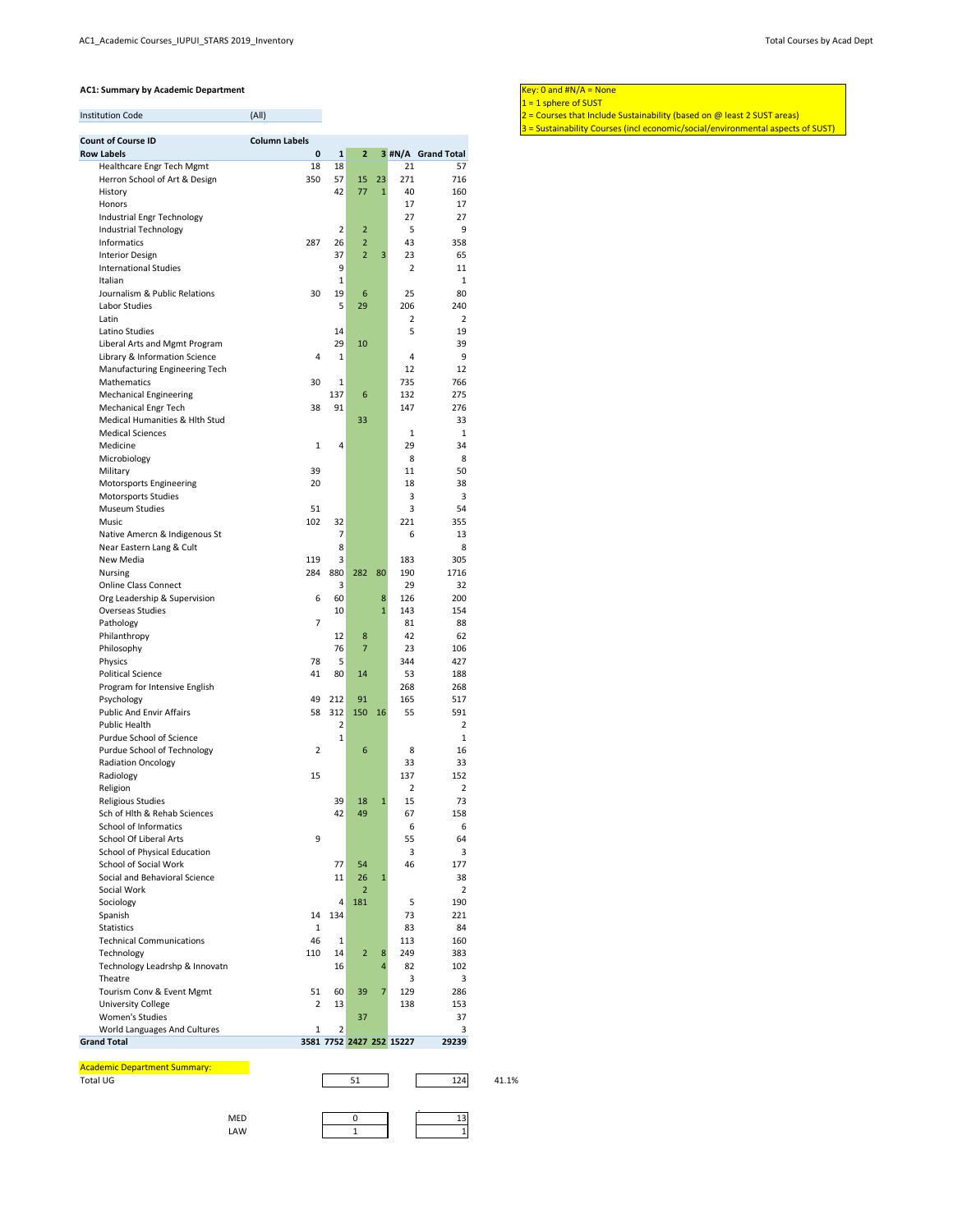## AC1: Summary by Academic Department

Key: 0 and #N/A = None
1 = 1 sphere of SUST
2 = Courses that Include Sustainability (based on @ least 2 SUST areas)
3 = Sustainability Courses (incl economic/social/environmental aspects of SUST)

| Institution Code | (All) |
|---|---|

| Count of Course ID | Column Labels | | | | | |
|---|---|---|---|---|---|---|
| **Row Labels** | **0** | **1** | **2** | **3** | **#N/A** | **Grand Total** |
| Healthcare Engr Tech Mgmt | 18 | 18 | | | 21 | 57 |
| Herron School of Art & Design | 350 | 57 | 15 | 23 | 271 | 716 |
| History | | 42 | 77 | 1 | 40 | 160 |
| Honors | | | | | 17 | 17 |
| Industrial Engr Technology | | | | | 27 | 27 |
| Industrial Technology | | 2 | 2 | | 5 | 9 |
| Informatics | 287 | 26 | 2 | | 43 | 358 |
| Interior Design | | 37 | 2 | 3 | 23 | 65 |
| International Studies | | 9 | | | 2 | 11 |
| Italian | | 1 | | | | 1 |
| Journalism & Public Relations | 30 | 19 | 6 | | 25 | 80 |
| Labor Studies | | 5 | 29 | | 206 | 240 |
| Latin | | | | | 2 | 2 |
| Latino Studies | | 14 | | | 5 | 19 |
| Liberal Arts and Mgmt Program | | 29 | 10 | | | 39 |
| Library & Information Science | 4 | 1 | | | 4 | 9 |
| Manufacturing Engineering Tech | | | | | 12 | 12 |
| Mathematics | 30 | 1 | | | 735 | 766 |
| Mechanical Engineering | | 137 | 6 | | 132 | 275 |
| Mechanical Engr Tech | 38 | 91 | | | 147 | 276 |
| Medical Humanities & Hlth Stud | | | 33 | | | 33 |
| Medical Sciences | | | | | 1 | 1 |
| Medicine | 1 | 4 | | | 29 | 34 |
| Microbiology | | | | | 8 | 8 |
| Military | 39 | | | | 11 | 50 |
| Motorsports Engineering | 20 | | | | 18 | 38 |
| Motorsports Studies | | | | | 3 | 3 |
| Museum Studies | 51 | | | | 3 | 54 |
| Music | 102 | 32 | | | 221 | 355 |
| Native Americn & Indigenous St | | 7 | | | 6 | 13 |
| Near Eastern Lang & Cult | | 8 | | | | 8 |
| New Media | 119 | 3 | | | 183 | 305 |
| Nursing | 284 | 880 | 282 | 80 | 190 | 1716 |
| Online Class Connect | | 3 | | | 29 | 32 |
| Org Leadership & Supervision | 6 | 60 | | 8 | 126 | 200 |
| Overseas Studies | | 10 | | 1 | 143 | 154 |
| Pathology | 7 | | | | 81 | 88 |
| Philanthropy | | 12 | 8 | | 42 | 62 |
| Philosophy | | 76 | 7 | | 23 | 106 |
| Physics | 78 | 5 | | | 344 | 427 |
| Political Science | 41 | 80 | 14 | | 53 | 188 |
| Program for Intensive English | | | | | 268 | 268 |
| Psychology | 49 | 212 | 91 | | 165 | 517 |
| Public And Envir Affairs | 58 | 312 | 150 | 16 | 55 | 591 |
| Public Health | | 2 | | | | 2 |
| Purdue School of Science | | 1 | | | | 1 |
| Purdue School of Technology | 2 | | 6 | | 8 | 16 |
| Radiation Oncology | | | | | 33 | 33 |
| Radiology | 15 | | | | 137 | 152 |
| Religion | | | | | 2 | 2 |
| Religious Studies | | 39 | 18 | 1 | 15 | 73 |
| Sch of Hlth & Rehab Sciences | | 42 | 49 | | 67 | 158 |
| School of Informatics | | | | | 6 | 6 |
| School Of Liberal Arts | 9 | | | | 55 | 64 |
| School of Physical Education | | | | | 3 | 3 |
| School of Social Work | | 77 | 54 | | 46 | 177 |
| Social and Behavioral Science | | 11 | 26 | 1 | | 38 |
| Social Work | | | 2 | | | 2 |
| Sociology | | 4 | 181 | | 5 | 190 |
| Spanish | 14 | 134 | | | 73 | 221 |
| Statistics | 1 | | | | 83 | 84 |
| Technical Communications | 46 | 1 | | | 113 | 160 |
| Technology | 110 | 14 | 2 | 8 | 249 | 383 |
| Technology Leadrshp & Innovatn | | 16 | | 4 | 82 | 102 |
| Theatre | | | | | 3 | 3 |
| Tourism Conv & Event Mgmt | 51 | 60 | 39 | 7 | 129 | 286 |
| University College | 2 | 13 | | | 138 | 153 |
| Women's Studies | | | 37 | | | 37 |
| World Languages And Cultures | 1 | 2 | | | | 3 |
| **Grand Total** | **3581** | **7752** | **2427** | **252** | **15227** | **29239** |

Academic Department Summary:

| | | | |
|---|---|---|---|
| Total UG | 51 | 124 | 41.1% |
| MED | 0 | 13 | |
| LAW | 1 | 1 | |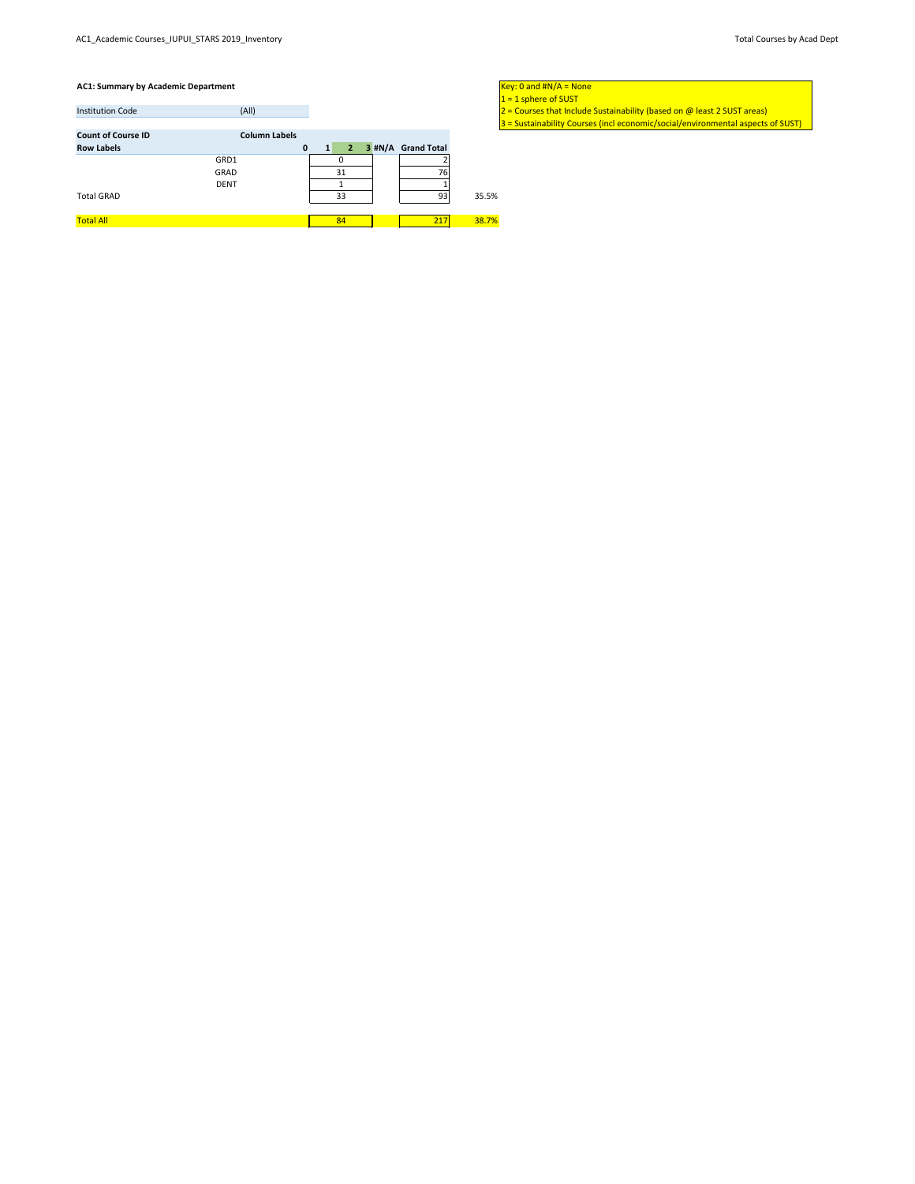**AC1: Summary by Academic Department**

| Institution Code | (All) |
|---|---|

| Count of Course ID | | Column Labels | | | | | | |
|---|---|---|---|---|---|---|---|---|
| **Row Labels** | | **0** | **1** | **2** | **3** | **#N/A** | **Grand Total** | |
| | GRD1 | | | 0 | | | 2 | |
| | GRAD | | | 31 | | | 76 | |
| | DENT | | | 1 | | | 1 | |
| Total GRAD | | | | 33 | | | 93 | 35.5% |
| Total All | | | | 84 | | | 217 | 38.7% |

Key: 0 and #N/A = None
1 = 1 sphere of SUST
2 = Courses that Include Sustainability (based on @ least 2 SUST areas)
3 = Sustainability Courses (incl economic/social/environmental aspects of SUST)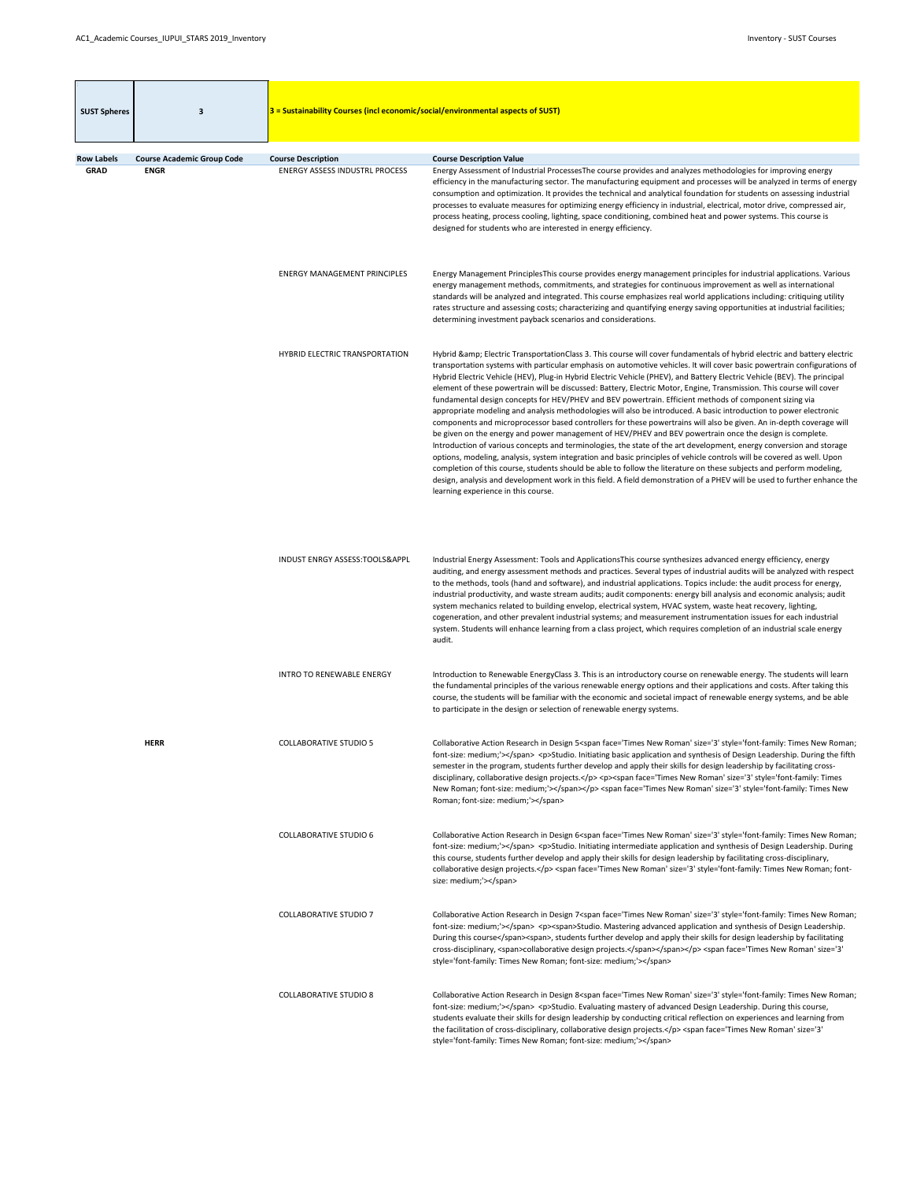| SUST Spheres | 3 | 3 = Sustainability Courses (incl economic/social/environmental aspects of SUST) |
|---|---|---|

| Row Labels | Course Academic Group Code | Course Description | Course Description Value |
|---|---|---|---|
| GRAD | ENGR | ENERGY ASSESS INDUSTRL PROCESS | Energy Assessment of Industrial ProcessesThe course provides and analyzes methodologies for improving energy efficiency in the manufacturing sector. The manufacturing equipment and processes will be analyzed in terms of energy consumption and optimization. It provides the technical and analytical foundation for students on assessing industrial processes to evaluate measures for optimizing energy efficiency in industrial, electrical, motor drive, compressed air, process heating, process cooling, lighting, space conditioning, combined heat and power systems. This course is designed for students who are interested in energy efficiency. |
| | | ENERGY MANAGEMENT PRINCIPLES | Energy Management PrinciplesThis course provides energy management principles for industrial applications. Various energy management methods, commitments, and strategies for continuous improvement as well as international standards will be analyzed and integrated. This course emphasizes real world applications including: critiquing utility rates structure and assessing costs; characterizing and quantifying energy saving opportunities at industrial facilities; determining investment payback scenarios and considerations. |
| | | HYBRID ELECTRIC TRANSPORTATION | Hybrid &amp; Electric TransportationClass 3. This course will cover fundamentals of hybrid electric and battery electric transportation systems with particular emphasis on automotive vehicles. It will cover basic powertrain configurations of Hybrid Electric Vehicle (HEV), Plug-in Hybrid Electric Vehicle (PHEV), and Battery Electric Vehicle (BEV). The principal element of these powertrain will be discussed: Battery, Electric Motor, Engine, Transmission. This course will cover fundamental design concepts for HEV/PHEV and BEV powertrain. Efficient methods of component sizing via appropriate modeling and analysis methodologies will also be introduced. A basic introduction to power electronic components and microprocessor based controllers for these powertrains will also be given. An in-depth coverage will be given on the energy and power management of HEV/PHEV and BEV powertrain once the design is complete. Introduction of various concepts and terminologies, the state of the art development, energy conversion and storage options, modeling, analysis, system integration and basic principles of vehicle controls will be covered as well. Upon completion of this course, students should be able to follow the literature on these subjects and perform modeling, design, analysis and development work in this field. A field demonstration of a PHEV will be used to further enhance the learning experience in this course. |
| | | INDUST ENRGY ASSESS:TOOLS&APPL | Industrial Energy Assessment: Tools and ApplicationsThis course synthesizes advanced energy efficiency, energy auditing, and energy assessment methods and practices. Several types of industrial audits will be analyzed with respect to the methods, tools (hand and software), and industrial applications. Topics include: the audit process for energy, industrial productivity, and waste stream audits; audit components: energy bill analysis and economic analysis; audit system mechanics related to building envelop, electrical system, HVAC system, waste heat recovery, lighting, cogeneration, and other prevalent industrial systems; and measurement instrumentation issues for each industrial system. Students will enhance learning from a class project, which requires completion of an industrial scale energy audit. |
| | | INTRO TO RENEWABLE ENERGY | Introduction to Renewable EnergyClass 3. This is an introductory course on renewable energy. The students will learn the fundamental principles of the various renewable energy options and their applications and costs. After taking this course, the students will be familiar with the economic and societal impact of renewable energy systems, and be able to participate in the design or selection of renewable energy systems. |
| | HERR | COLLABORATIVE STUDIO 5 | Collaborative Action Research in Design 5<span face='Times New Roman' size='3' style='font-family: Times New Roman; font-size: medium;'></span> <p>Studio. Initiating basic application and synthesis of Design Leadership. During the fifth semester in the program, students further develop and apply their skills for design leadership by facilitating cross-disciplinary, collaborative design projects.</p> <p><span face='Times New Roman' size='3' style='font-family: Times New Roman; font-size: medium;'></span></p> <span face='Times New Roman' size='3' style='font-family: Times New Roman; font-size: medium;'></span> |
| | | COLLABORATIVE STUDIO 6 | Collaborative Action Research in Design 6<span face='Times New Roman' size='3' style='font-family: Times New Roman; font-size: medium;'></span> <p>Studio. Initiating intermediate application and synthesis of Design Leadership. During this course, students further develop and apply their skills for design leadership by facilitating cross-disciplinary, collaborative design projects.</p> <span face='Times New Roman' size='3' style='font-family: Times New Roman; font-size: medium;'></span> |
| | | COLLABORATIVE STUDIO 7 | Collaborative Action Research in Design 7<span face='Times New Roman' size='3' style='font-family: Times New Roman; font-size: medium;'></span> <p><span>Studio. Mastering advanced application and synthesis of Design Leadership. During this course</span><span>, students further develop and apply their skills for design leadership by facilitating cross-disciplinary, <span>collaborative design projects.</span></span></p> <span face='Times New Roman' size='3' style='font-family: Times New Roman; font-size: medium;'></span> |
| | | COLLABORATIVE STUDIO 8 | Collaborative Action Research in Design 8<span face='Times New Roman' size='3' style='font-family: Times New Roman; font-size: medium;'></span> <p>Studio. Evaluating mastery of advanced Design Leadership. During this course, students evaluate their skills for design leadership by conducting critical reflection on experiences and learning from the facilitation of cross-disciplinary, collaborative design projects.</p> <span face='Times New Roman' size='3' style='font-family: Times New Roman; font-size: medium;'></span> |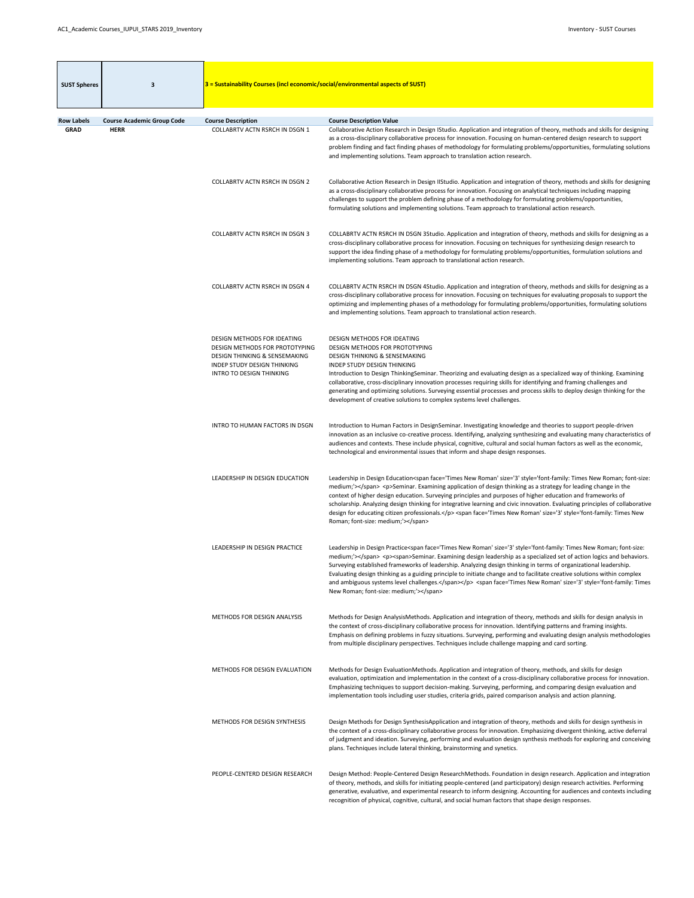| SUST Spheres | 3 | 3 = Sustainability Courses (incl economic/social/environmental aspects of SUST) |
|---|---|---|

| Row Labels | Course Academic Group Code | Course Description | Course Description Value |
|---|---|---|---|
| GRAD | HERR | COLLABRTV ACTN RSRCH IN DSGN 1 | Collaborative Action Research in Design IStudio. Application and integration of theory, methods and skills for designing as a cross-disciplinary collaborative process for innovation. Focusing on human-centered design research to support problem finding and fact finding phases of methodology for formulating problems/opportunities, formulating solutions and implementing solutions. Team approach to translation action research. |
| | | COLLABRTV ACTN RSRCH IN DSGN 2 | Collaborative Action Research in Design IIStudio. Application and integration of theory, methods and skills for designing as a cross-disciplinary collaborative process for innovation. Focusing on analytical techniques including mapping challenges to support the problem defining phase of a methodology for formulating problems/opportunities, formulating solutions and implementing solutions. Team approach to translational action research. |
| | | COLLABRTV ACTN RSRCH IN DSGN 3 | COLLABRTV ACTN RSRCH IN DSGN 3Studio. Application and integration of theory, methods and skills for designing as a cross-disciplinary collaborative process for innovation. Focusing on techniques for synthesizing design research to support the idea finding phase of a methodology for formulating problems/opportunities, formulation solutions and implementing solutions. Team approach to translational action research. |
| | | COLLABRTV ACTN RSRCH IN DSGN 4 | COLLABRTV ACTN RSRCH IN DSGN 4Studio. Application and integration of theory, methods and skills for designing as a cross-disciplinary collaborative process for innovation. Focusing on techniques for evaluating proposals to support the optimizing and implementing phases of a methodology for formulating problems/opportunities, formulating solutions and implementing solutions. Team approach to translational action research. |
| | | DESIGN METHODS FOR IDEATING<br>DESIGN METHODS FOR PROTOTYPING<br>DESIGN THINKING & SENSEMAKING<br>INDEP STUDY DESIGN THINKING<br>INTRO TO DESIGN THINKING | DESIGN METHODS FOR IDEATING<br>DESIGN METHODS FOR PROTOTYPING<br>DESIGN THINKING & SENSEMAKING<br>INDEP STUDY DESIGN THINKING<br>Introduction to Design ThinkingSeminar. Theorizing and evaluating design as a specialized way of thinking. Examining collaborative, cross-disciplinary innovation processes requiring skills for identifying and framing challenges and generating and optimizing solutions. Surveying essential processes and process skills to deploy design thinking for the development of creative solutions to complex systems level challenges. |
| | | INTRO TO HUMAN FACTORS IN DSGN | Introduction to Human Factors in DesignSeminar. Investigating knowledge and theories to support people-driven innovation as an inclusive co-creative process. Identifying, analyzing synthesizing and evaluating many characteristics of audiences and contexts. These include physical, cognitive, cultural and social human factors as well as the economic, technological and environmental issues that inform and shape design responses. |
| | | LEADERSHIP IN DESIGN EDUCATION | Leadership in Design Education<span face='Times New Roman' size='3' style='font-family: Times New Roman; font-size: medium;'></span> <p>Seminar. Examining application of design thinking as a strategy for leading change in the context of higher design education. Surveying principles and purposes of higher education and frameworks of scholarship. Analyzing design thinking for integrative learning and civic innovation. Evaluating principles of collaborative design for educating citizen professionals.</p> <span face='Times New Roman' size='3' style='font-family: Times New Roman; font-size: medium;'></span> |
| | | LEADERSHIP IN DESIGN PRACTICE | Leadership in Design Practice<span face='Times New Roman' size='3' style='font-family: Times New Roman; font-size: medium;'></span> <p><span>Seminar. Examining design leadership as a specialized set of action logics and behaviors. Surveying established frameworks of leadership. Analyzing design thinking in terms of organizational leadership. Evaluating design thinking as a guiding principle to initiate change and to facilitate creative solutions within complex and ambiguous systems level challenges.</span></p> <span face='Times New Roman' size='3' style='font-family: Times New Roman; font-size: medium;'></span> |
| | | METHODS FOR DESIGN ANALYSIS | Methods for Design AnalysisMethods. Application and integration of theory, methods and skills for design analysis in the context of cross-disciplinary collaborative process for innovation. Identifying patterns and framing insights. Emphasis on defining problems in fuzzy situations. Surveying, performing and evaluating design analysis methodologies from multiple disciplinary perspectives. Techniques include challenge mapping and card sorting. |
| | | METHODS FOR DESIGN EVALUATION | Methods for Design EvaluationMethods. Application and integration of theory, methods, and skills for design evaluation, optimization and implementation in the context of a cross-disciplinary collaborative process for innovation. Emphasizing techniques to support decision-making. Surveying, performing, and comparing design evaluation and implementation tools including user studies, criteria grids, paired comparison analysis and action planning. |
| | | METHODS FOR DESIGN SYNTHESIS | Design Methods for Design SynthesisApplication and integration of theory, methods and skills for design synthesis in the context of a cross-disciplinary collaborative process for innovation. Emphasizing divergent thinking, active deferral of judgment and ideation. Surveying, performing and evaluation design synthesis methods for exploring and conceiving plans. Techniques include lateral thinking, brainstorming and synetics. |
| | | PEOPLE-CENTERD DESIGN RESEARCH | Design Method: People-Centered Design ResearchMethods. Foundation in design research. Application and integration of theory, methods, and skills for initiating people-centered (and participatory) design research activities. Performing generative, evaluative, and experimental research to inform designing. Accounting for audiences and contexts including recognition of physical, cognitive, cultural, and social human factors that shape design responses. |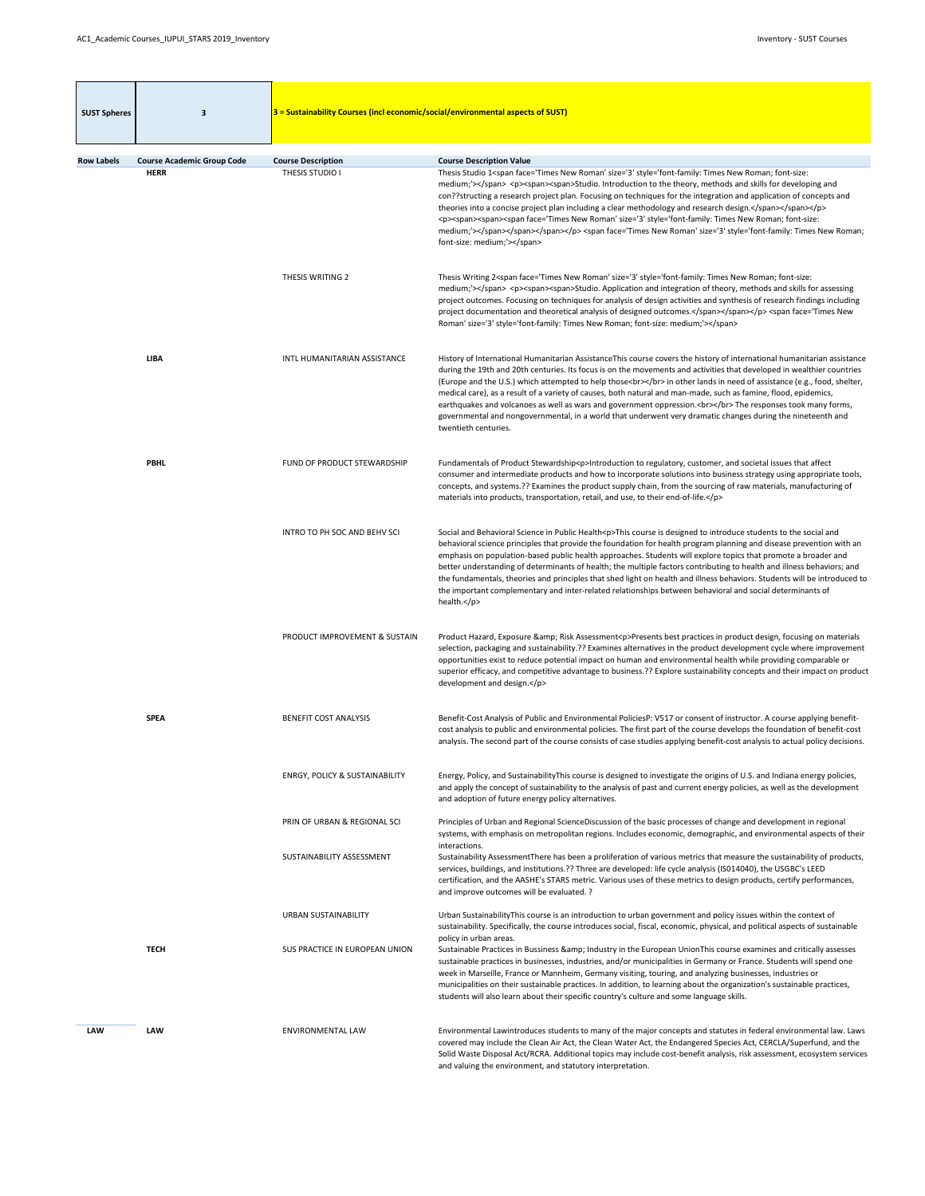| SUST Spheres | 3 | 3 = Sustainability Courses (incl economic/social/environmental aspects of SUST) |
|---|---|---|

| Row Labels | Course Academic Group Code | Course Description | Course Description Value |
|---|---|---|---|
| | HERR | THESIS STUDIO I | Thesis Studio 1<span face='Times New Roman' size='3' style='font-family: Times New Roman; font-size: medium;'></span> <p><span><span>Studio. Introduction to the theory, methods and skills for developing and con??structing a research project plan. Focusing on techniques for the integration and application of concepts and theories into a concise project plan including a clear methodology and research design.</span></span></p> <p><span><span><span face='Times New Roman' size='3' style='font-family: Times New Roman; font-size: medium;'></span></span></span></p> <span face='Times New Roman' size='3' style='font-family: Times New Roman; font-size: medium;'></span> |
| | | THESIS WRITING 2 | Thesis Writing 2<span face='Times New Roman' size='3' style='font-family: Times New Roman; font-size: medium;'></span> <p><span><span>Studio. Application and integration of theory, methods and skills for assessing project outcomes. Focusing on techniques for analysis of design activities and synthesis of research findings including project documentation and theoretical analysis of designed outcomes.</span></span></p> <span face='Times New Roman' size='3' style='font-family: Times New Roman; font-size: medium;'></span> |
| | LIBA | INTL HUMANITARIAN ASSISTANCE | History of International Humanitarian AssistanceThis course covers the history of international humanitarian assistance during the 19th and 20th centuries. Its focus is on the movements and activities that developed in wealthier countries (Europe and the U.S.) which attempted to help those<br></br> in other lands in need of assistance (e.g., food, shelter, medical care), as a result of a variety of causes, both natural and man-made, such as famine, flood, epidemics, earthquakes and volcanoes as well as wars and government oppression.<br></br> The responses took many forms, governmental and nongovernmental, in a world that underwent very dramatic changes during the nineteenth and twentieth centuries. |
| | PBHL | FUND OF PRODUCT STEWARDSHIP | Fundamentals of Product Stewardship<p>Introduction to regulatory, customer, and societal issues that affect consumer and intermediate products and how to incorporate solutions into business strategy using appropriate tools, concepts, and systems.?? Examines the product supply chain, from the sourcing of raw materials, manufacturing of materials into products, transportation, retail, and use, to their end-of-life.</p> |
| | | INTRO TO PH SOC AND BEHV SCI | Social and Behavioral Science in Public Health<p>This course is designed to introduce students to the social and behavioral science principles that provide the foundation for health program planning and disease prevention with an emphasis on population-based public health approaches. Students will explore topics that promote a broader and better understanding of determinants of health; the multiple factors contributing to health and illness behaviors; and the fundamentals, theories and principles that shed light on health and illness behaviors. Students will be introduced to the important complementary and inter-related relationships between behavioral and social determinants of health.</p> |
| | | PRODUCT IMPROVEMENT & SUSTAIN | Product Hazard, Exposure &amp; Risk Assessment<p>Presents best practices in product design, focusing on materials selection, packaging and sustainability.?? Examines alternatives in the product development cycle where improvement opportunities exist to reduce potential impact on human and environmental health while providing comparable or superior efficacy, and competitive advantage to business.?? Explore sustainability concepts and their impact on product development and design.</p> |
| | SPEA | BENEFIT COST ANALYSIS | Benefit-Cost Analysis of Public and Environmental PoliciesP: V517 or consent of instructor. A course applying benefit-cost analysis to public and environmental policies. The first part of the course develops the foundation of benefit-cost analysis. The second part of the course consists of case studies applying benefit-cost analysis to actual policy decisions. |
| | | ENRGY, POLICY & SUSTAINABILITY | Energy, Policy, and SustainabilityThis course is designed to investigate the origins of U.S. and Indiana energy policies, and apply the concept of sustainability to the analysis of past and current energy policies, as well as the development and adoption of future energy policy alternatives. |
| | | PRIN OF URBAN & REGIONAL SCI | Principles of Urban and Regional ScienceDiscussion of the basic processes of change and development in regional systems, with emphasis on metropolitan regions. Includes economic, demographic, and environmental aspects of their interactions. |
| | | SUSTAINABILITY ASSESSMENT | Sustainability AssessmentThere has been a proliferation of various metrics that measure the sustainability of products, services, buildings, and institutions.?? Three are developed: life cycle analysis (ISO14040), the USGBC's LEED certification, and the AASHE's STARS metric. Various uses of these metrics to design products, certify performances, and improve outcomes will be evaluated. ? |
| | | URBAN SUSTAINABILITY | Urban SustainabilityThis course is an introduction to urban government and policy issues within the context of sustainability. Specifically, the course introduces social, fiscal, economic, physical, and political aspects of sustainable policy in urban areas. |
| | TECH | SUS PRACTICE IN EUROPEAN UNION | Sustainable Practices in Bussiness &amp; Industry in the European UnionThis course examines and critically assesses sustainable practices in businesses, industries, and/or municipalities in Germany or France. Students will spend one week in Marseille, France or Mannheim, Germany visiting, touring, and analyzing businesses, industries or municipalities on their sustainable practices. In addition, to learning about the organization's sustainable practices, students will also learn about their specific country's culture and some language skills. |
| LAW | LAW | ENVIRONMENTAL LAW | Environmental Lawintroduces students to many of the major concepts and statutes in federal environmental law. Laws covered may include the Clean Air Act, the Clean Water Act, the Endangered Species Act, CERCLA/Superfund, and the Solid Waste Disposal Act/RCRA. Additional topics may include cost-benefit analysis, risk assessment, ecosystem services and valuing the environment, and statutory interpretation. |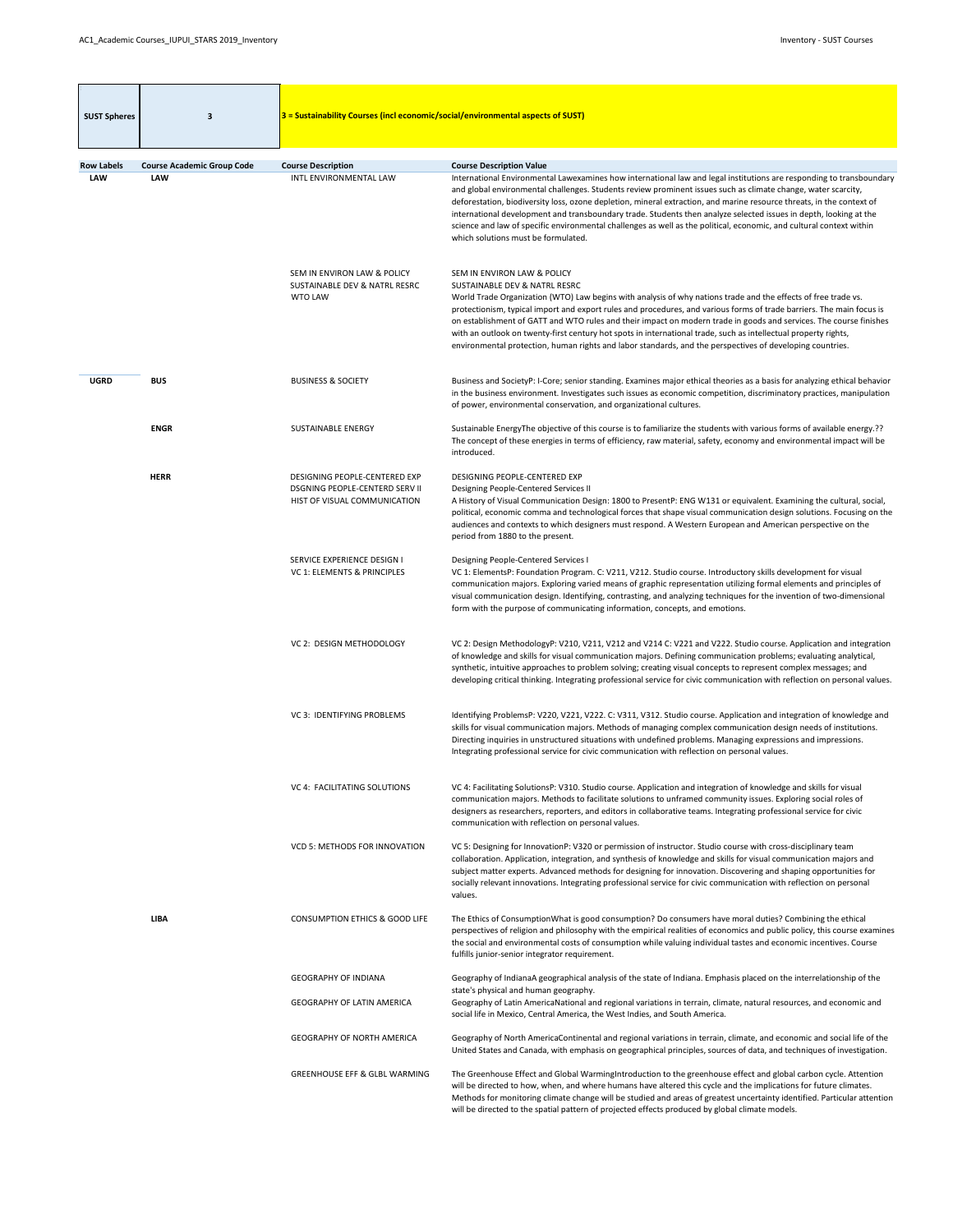| SUST Spheres | 3 | 3 = Sustainability Courses (incl economic/social/environmental aspects of SUST) | |
|---|---|---|---|

| Row Labels | Course Academic Group Code | Course Description | Course Description Value |
|---|---|---|---|
| LAW | LAW | INTL ENVIRONMENTAL LAW | International Environmental Lawexamines how international law and legal institutions are responding to transboundary and global environmental challenges. Students review prominent issues such as climate change, water scarcity, deforestation, biodiversity loss, ozone depletion, mineral extraction, and marine resource threats, in the context of international development and transboundary trade. Students then analyze selected issues in depth, looking at the science and law of specific environmental challenges as well as the political, economic, and cultural context within which solutions must be formulated. |
| | | SEM IN ENVIRON LAW & POLICY<br>SUSTAINABLE DEV & NATRL RESRC<br>WTO LAW | SEM IN ENVIRON LAW & POLICY<br>SUSTAINABLE DEV & NATRL RESRC<br>World Trade Organization (WTO) Law begins with analysis of why nations trade and the effects of free trade vs. protectionism, typical import and export rules and procedures, and various forms of trade barriers. The main focus is on establishment of GATT and WTO rules and their impact on modern trade in goods and services. The course finishes with an outlook on twenty-first century hot spots in international trade, such as intellectual property rights, environmental protection, human rights and labor standards, and the perspectives of developing countries. |
| UGRD | BUS | BUSINESS & SOCIETY | Business and SocietyP: I-Core; senior standing. Examines major ethical theories as a basis for analyzing ethical behavior in the business environment. Investigates such issues as economic competition, discriminatory practices, manipulation of power, environmental conservation, and organizational cultures. |
| | ENGR | SUSTAINABLE ENERGY | Sustainable EnergyThe objective of this course is to familiarize the students with various forms of available energy.?? The concept of these energies in terms of efficiency, raw material, safety, economy and environmental impact will be introduced. |
| | HERR | DESIGNING PEOPLE-CENTERED EXP<br>DSGNING PEOPLE-CENTERD SERV II<br>HIST OF VISUAL COMMUNICATION | DESIGNING PEOPLE-CENTERED EXP<br>Designing People-Centered Services II<br>A History of Visual Communication Design: 1800 to PresentP: ENG W131 or equivalent. Examining the cultural, social, political, economic comma and technological forces that shape visual communication design solutions. Focusing on the audiences and contexts to which designers must respond. A Western European and American perspective on the period from 1880 to the present. |
| | | SERVICE EXPERIENCE DESIGN I<br>VC 1: ELEMENTS & PRINCIPLES | Designing People-Centered Services I<br>VC 1: ElementsP: Foundation Program. C: V211, V212. Studio course. Introductory skills development for visual communication majors. Exploring varied means of graphic representation utilizing formal elements and principles of visual communication design. Identifying, contrasting, and analyzing techniques for the invention of two-dimensional form with the purpose of communicating information, concepts, and emotions. |
| | | VC 2: DESIGN METHODOLOGY | VC 2: Design MethodologyP: V210, V211, V212 and V214 C: V221 and V222. Studio course. Application and integration of knowledge and skills for visual communication majors. Defining communication problems; evaluating analytical, synthetic, intuitive approaches to problem solving; creating visual concepts to represent complex messages; and developing critical thinking. Integrating professional service for civic communication with reflection on personal values. |
| | | VC 3: IDENTIFYING PROBLEMS | Identifying ProblemsP: V220, V221, V222. C: V311, V312. Studio course. Application and integration of knowledge and skills for visual communication majors. Methods of managing complex communication design needs of institutions. Directing inquiries in unstructured situations with undefined problems. Managing expressions and impressions. Integrating professional service for civic communication with reflection on personal values. |
| | | VC 4: FACILITATING SOLUTIONS | VC 4: Facilitating SolutionsP: V310. Studio course. Application and integration of knowledge and skills for visual communication majors. Methods to facilitate solutions to unframed community issues. Exploring social roles of designers as researchers, reporters, and editors in collaborative teams. Integrating professional service for civic communication with reflection on personal values. |
| | | VCD 5: METHODS FOR INNOVATION | VC 5: Designing for InnovationP: V320 or permission of instructor. Studio course with cross-disciplinary team collaboration. Application, integration, and synthesis of knowledge and skills for visual communication majors and subject matter experts. Advanced methods for designing for innovation. Discovering and shaping opportunities for socially relevant innovations. Integrating professional service for civic communication with reflection on personal values. |
| | LIBA | CONSUMPTION ETHICS & GOOD LIFE | The Ethics of ConsumptionWhat is good consumption? Do consumers have moral duties? Combining the ethical perspectives of religion and philosophy with the empirical realities of economics and public policy, this course examines the social and environmental costs of consumption while valuing individual tastes and economic incentives. Course fulfills junior-senior integrator requirement. |
| | | GEOGRAPHY OF INDIANA | Geography of IndianaA geographical analysis of the state of Indiana. Emphasis placed on the interrelationship of the state's physical and human geography. |
| | | GEOGRAPHY OF LATIN AMERICA | Geography of Latin AmericaNational and regional variations in terrain, climate, natural resources, and economic and social life in Mexico, Central America, the West Indies, and South America. |
| | | GEOGRAPHY OF NORTH AMERICA | Geography of North AmericaContinental and regional variations in terrain, climate, and economic and social life of the United States and Canada, with emphasis on geographical principles, sources of data, and techniques of investigation. |
| | | GREENHOUSE EFF & GLBL WARMING | The Greenhouse Effect and Global WarmingIntroduction to the greenhouse effect and global carbon cycle. Attention will be directed to how, when, and where humans have altered this cycle and the implications for future climates. Methods for monitoring climate change will be studied and areas of greatest uncertainty identified. Particular attention will be directed to the spatial pattern of projected effects produced by global climate models. |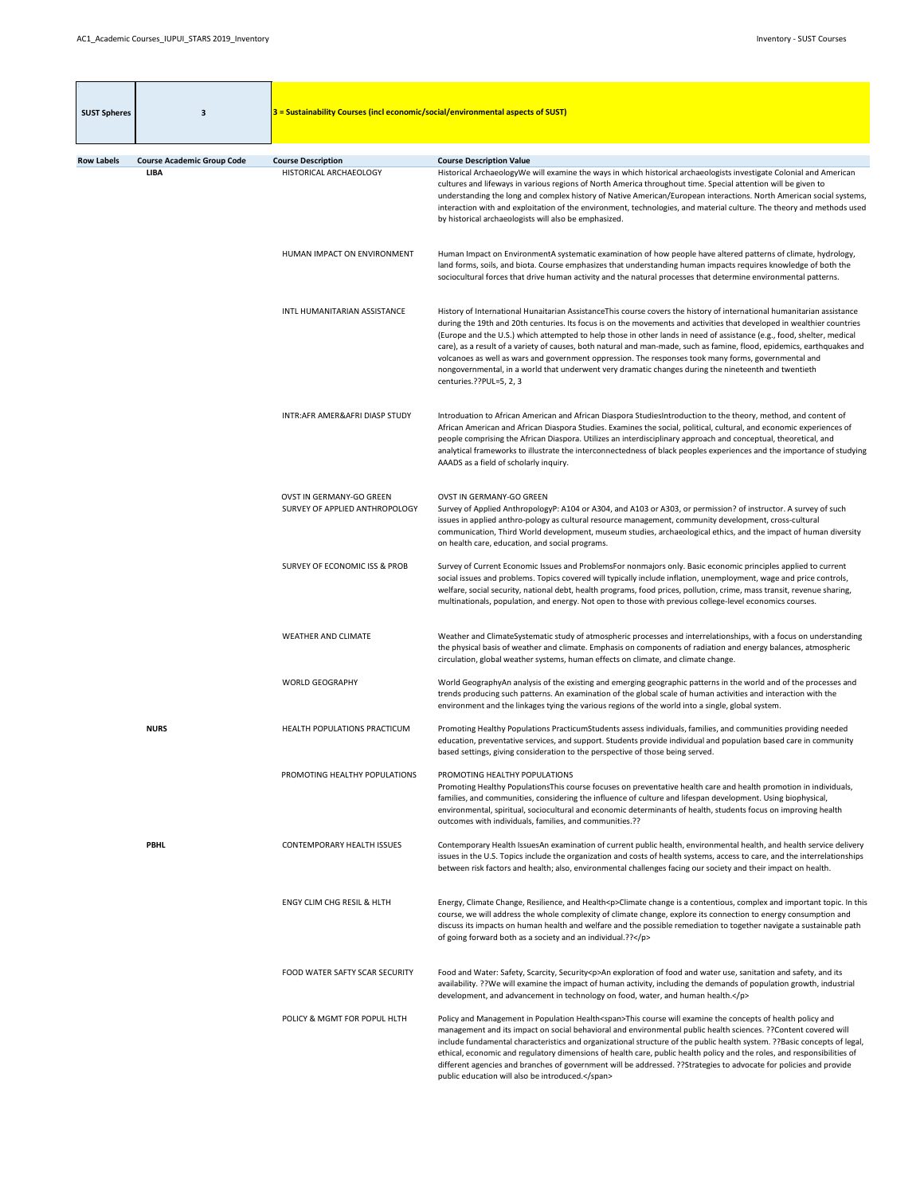| SUST Spheres | 3 | 3 = Sustainability Courses (incl economic/social/environmental aspects of SUST) |
|---|---|---|

| Row Labels | Course Academic Group Code | Course Description | Course Description Value |
|---|---|---|---|
| | LIBA | HISTORICAL ARCHAEOLOGY | Historical ArchaeologyWe will examine the ways in which historical archaeologists investigate Colonial and American cultures and lifeways in various regions of North America throughout time. Special attention will be given to understanding the long and complex history of Native American/European interactions. North American social systems, interaction with and exploitation of the environment, technologies, and material culture. The theory and methods used by historical archaeologists will also be emphasized. |
| | | HUMAN IMPACT ON ENVIRONMENT | Human Impact on EnvironmentA systematic examination of how people have altered patterns of climate, hydrology, land forms, soils, and biota. Course emphasizes that understanding human impacts requires knowledge of both the sociocultural forces that drive human activity and the natural processes that determine environmental patterns. |
| | | INTL HUMANITARIAN ASSISTANCE | History of International Hunaitarian AssistanceThis course covers the history of international humanitarian assistance during the 19th and 20th centuries. Its focus is on the movements and activities that developed in wealthier countries (Europe and the U.S.) which attempted to help those in other lands in need of assistance (e.g., food, shelter, medical care), as a result of a variety of causes, both natural and man-made, such as famine, flood, epidemics, earthquakes and volcanoes as well as wars and government oppression. The responses took many forms, governmental and nongovernmental, in a world that underwent very dramatic changes during the nineteenth and twentieth centuries.??PUL=5, 2, 3 |
| | | INTR:AFR AMER&AFRI DIASP STUDY | Introduation to African American and African Diaspora StudiesIntroduction to the theory, method, and content of African American and African Diaspora Studies. Examines the social, political, cultural, and economic experiences of people comprising the African Diaspora. Utilizes an interdisciplinary approach and conceptual, theoretical, and analytical frameworks to illustrate the interconnectedness of black peoples experiences and the importance of studying AAADS as a field of scholarly inquiry. |
| | | OVST IN GERMANY-GO GREEN<br>SURVEY OF APPLIED ANTHROPOLOGY | OVST IN GERMANY-GO GREEN<br>Survey of Applied AnthropologyP: A104 or A304, and A103 or A303, or permission? of instructor. A survey of such issues in applied anthro-pology as cultural resource management, community development, cross-cultural communication, Third World development, museum studies, archaeological ethics, and the impact of human diversity on health care, education, and social programs. |
| | | SURVEY OF ECONOMIC ISS & PROB | Survey of Current Economic Issues and ProblemsFor nonmajors only. Basic economic principles applied to current social issues and problems. Topics covered will typically include inflation, unemployment, wage and price controls, welfare, social security, national debt, health programs, food prices, pollution, crime, mass transit, revenue sharing, multinationals, population, and energy. Not open to those with previous college-level economics courses. |
| | | WEATHER AND CLIMATE | Weather and ClimateSystematic study of atmospheric processes and interrelationships, with a focus on understanding the physical basis of weather and climate. Emphasis on components of radiation and energy balances, atmospheric circulation, global weather systems, human effects on climate, and climate change. |
| | | WORLD GEOGRAPHY | World GeographyAn analysis of the existing and emerging geographic patterns in the world and of the processes and trends producing such patterns. An examination of the global scale of human activities and interaction with the environment and the linkages tying the various regions of the world into a single, global system. |
| | NURS | HEALTH POPULATIONS PRACTICUM | Promoting Healthy Populations PracticumStudents assess individuals, families, and communities providing needed education, preventative services, and support. Students provide individual and population based care in community based settings, giving consideration to the perspective of those being served. |
| | | PROMOTING HEALTHY POPULATIONS | PROMOTING HEALTHY POPULATIONS<br>Promoting Healthy PopulationsThis course focuses on preventative health care and health promotion in individuals, families, and communities, considering the influence of culture and lifespan development. Using biophysical, environmental, spiritual, sociocultural and economic determinants of health, students focus on improving health outcomes with individuals, families, and communities.?? |
| | PBHL | CONTEMPORARY HEALTH ISSUES | Contemporary Health IssuesAn examination of current public health, environmental health, and health service delivery issues in the U.S. Topics include the organization and costs of health systems, access to care, and the interrelationships between risk factors and health; also, environmental challenges facing our society and their impact on health. |
| | | ENGY CLIM CHG RESIL & HLTH | Energy, Climate Change, Resilience, and Health<p>Climate change is a contentious, complex and important topic. In this course, we will address the whole complexity of climate change, explore its connection to energy consumption and discuss its impacts on human health and welfare and the possible remediation to together navigate a sustainable path of going forward both as a society and an individual.??</p> |
| | | FOOD WATER SAFTY SCAR SECURITY | Food and Water: Safety, Scarcity, Security<p>An exploration of food and water use, sanitation and safety, and its availability. ??We will examine the impact of human activity, including the demands of population growth, industrial development, and advancement in technology on food, water, and human health.</p> |
| | | POLICY & MGMT FOR POPUL HLTH | Policy and Management in Population Health<span>This course will examine the concepts of health policy and management and its impact on social behavioral and environmental public health sciences. ??Content covered will include fundamental characteristics and organizational structure of the public health system. ??Basic concepts of legal, ethical, economic and regulatory dimensions of health care, public health policy and the roles, and responsibilities of different agencies and branches of government will be addressed. ??Strategies to advocate for policies and provide public education will also be introduced.</span> |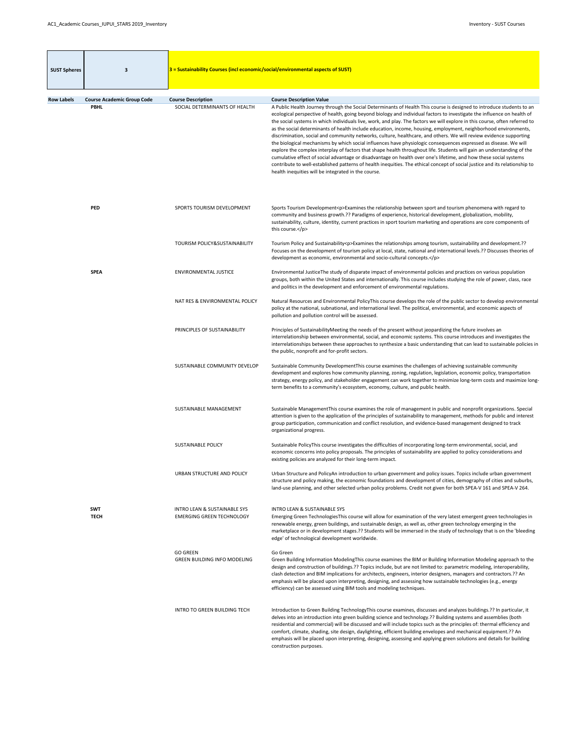| SUST Spheres | 3 | 3 = Sustainability Courses (incl economic/social/environmental aspects of SUST) |
|---|---|---|

| Row Labels | Course Academic Group Code | Course Description | Course Description Value |
|---|---|---|---|
| | PBHL | SOCIAL DETERMINANTS OF HEALTH | A Public Health Journey through the Social Determinants of Health This course is designed to introduce students to an ecological perspective of health, going beyond biology and individual factors to investigate the influence on health of the social systems in which individuals live, work, and play. The factors we will explore in this course, often referred to as the social determinants of health include education, income, housing, employment, neighborhood environments, discrimination, social and community networks, culture, healthcare, and others. We will review evidence supporting the biological mechanisms by which social influences have physiologic consequences expressed as disease. We will explore the complex interplay of factors that shape health throughout life. Students will gain an understanding of the cumulative effect of social advantage or disadvantage on health over one's lifetime, and how these social systems contribute to well-established patterns of health inequities. The ethical concept of social justice and its relationship to health inequities will be integrated in the course. |
| | PED | SPORTS TOURISM DEVELOPMENT | Sports Tourism Development<p>Examines the relationship between sport and tourism phenomena with regard to community and business growth.?? Paradigms of experience, historical development, globalization, mobility, sustainability, culture, identity, current practices in sport tourism marketing and operations are core components of this course.</p> |
| | | TOURISM POLICY&SUSTAINABILITY | Tourism Policy and Sustainability<p>Examines the relationships among tourism, sustainability and development.?? Focuses on the development of tourism policy at local, state, national and international levels.?? Discusses theories of development as economic, environmental and socio-cultural concepts.</p> |
| | SPEA | ENVIRONMENTAL JUSTICE | Environmental JusticeThe study of disparate impact of environmental policies and practices on various population groups, both within the United States and internationally. This course includes studying the role of power, class, race and politics in the development and enforcement of environmental regulations. |
| | | NAT RES & ENVIRONMENTAL POLICY | Natural Resources and Environmental PolicyThis course develops the role of the public sector to develop environmental policy at the national, subnational, and international level. The political, environmental, and economic aspects of pollution and pollution control will be assessed. |
| | | PRINCIPLES OF SUSTAINABILITY | Principles of SustainabilityMeeting the needs of the present without jeopardizing the future involves an interrelationship between environmental, social, and economic systems. This course introduces and investigates the interrelationships between these approaches to synthesize a basic understanding that can lead to sustainable policies in the public, nonprofit and for-profit sectors. |
| | | SUSTAINABLE COMMUNITY DEVELOP | Sustainable Community DevelopmentThis course examines the challenges of achieving sustainable community development and explores how community planning, zoning, regulation, legislation, economic policy, transportation strategy, energy policy, and stakeholder engagement can work together to minimize long-term costs and maximize long-term benefits to a community's ecosystem, economy, culture, and public health. |
| | | SUSTAINABLE MANAGEMENT | Sustainable ManagementThis course examines the role of management in public and nonprofit organizations. Special attention is given to the application of the principles of sustainability to management, methods for public and interest group participation, communication and conflict resolution, and evidence-based management designed to track organizational progress. |
| | | SUSTAINABLE POLICY | Sustainable PolicyThis course investigates the difficulties of incorporating long-term environmental, social, and economic concerns into policy proposals. The principles of sustainability are applied to policy considerations and existing policies are analyzed for their long-term impact. |
| | | URBAN STRUCTURE AND POLICY | Urban Structure and PolicyAn introduction to urban government and policy issues. Topics include urban government structure and policy making, the economic foundations and development of cities, demography of cities and suburbs, land-use planning, and other selected urban policy problems. Credit not given for both SPEA-V 161 and SPEA-V 264. |
| | SWT | INTRO LEAN & SUSTAINABLE SYS | INTRO LEAN & SUSTAINABLE SYS |
| | TECH | EMERGING GREEN TECHNOLOGY | Emerging Green TechnologiesThis course will allow for examination of the very latest emergent green technologies in renewable energy, green buildings, and sustainable design, as well as, other green technology emerging in the marketplace or in development stages.?? Students will be immersed in the study of technology that is on the 'bleeding edge' of technological development worldwide. |
| | | GO GREEN | Go Green |
| | | GREEN BUILDING INFO MODELING | Green Building Information ModelingThis course examines the BIM or Building Information Modeling approach to the design and construction of buildings.?? Topics include, but are not limited to: parametric modeling, interoperability, clash detection and BIM implications for architects, engineers, interior designers, managers and contractors.?? An emphasis will be placed upon interpreting, designing, and assessing how sustainable technologies (e.g., energy efficiency) can be assessed using BIM tools and modeling techniques. |
| | | INTRO TO GREEN BUILDING TECH | Introduction to Green Building TechnologyThis course examines, discusses and analyzes buildings.?? In particular, it delves into an introduction into green building science and technology.?? Building systems and assemblies (both residential and commercial) will be discussed and will include topics such as the principles of: thermal efficiency and comfort, climate, shading, site design, daylighting, efficient building envelopes and mechanical equipment.?? An emphasis will be placed upon interpreting, designing, assessing and applying green solutions and details for building construction purposes. |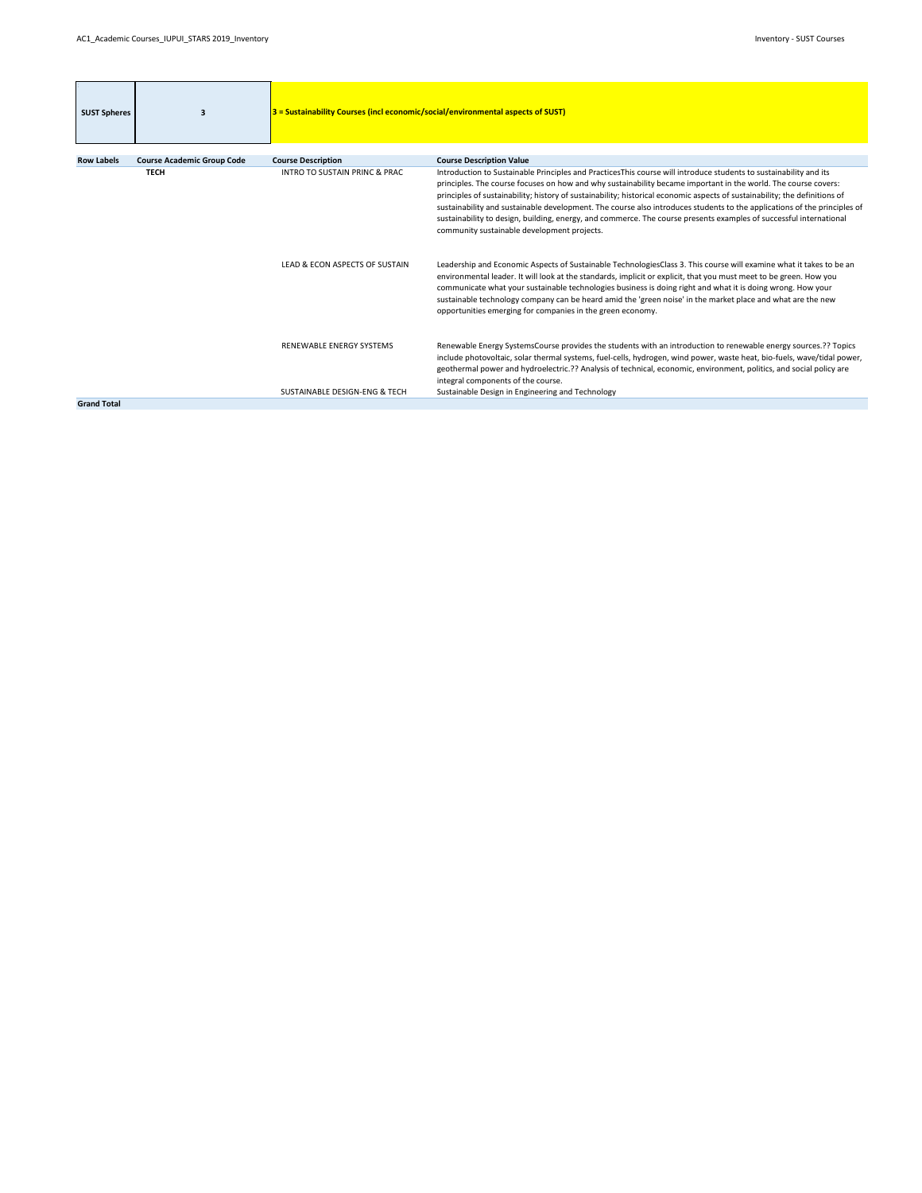| SUST Spheres | 3 | 3 = Sustainability Courses (incl economic/social/environmental aspects of SUST) |
|---|---|---|

| Row Labels | Course Academic Group Code | Course Description | Course Description Value |
|---|---|---|---|
| | TECH | INTRO TO SUSTAIN PRINC & PRAC | Introduction to Sustainable Principles and PracticesThis course will introduce students to sustainability and its principles. The course focuses on how and why sustainability became important in the world. The course covers: principles of sustainability; history of sustainability; historical economic aspects of sustainability; the definitions of sustainability and sustainable development. The course also introduces students to the applications of the principles of sustainability to design, building, energy, and commerce. The course presents examples of successful international community sustainable development projects. |
| | | LEAD & ECON ASPECTS OF SUSTAIN | Leadership and Economic Aspects of Sustainable TechnologiesClass 3. This course will examine what it takes to be an environmental leader. It will look at the standards, implicit or explicit, that you must meet to be green. How you communicate what your sustainable technologies business is doing right and what it is doing wrong. How your sustainable technology company can be heard amid the 'green noise' in the market place and what are the new opportunities emerging for companies in the green economy. |
| | | RENEWABLE ENERGY SYSTEMS | Renewable Energy SystemsCourse provides the students with an introduction to renewable energy sources.?? Topics include photovoltaic, solar thermal systems, fuel-cells, hydrogen, wind power, waste heat, bio-fuels, wave/tidal power, geothermal power and hydroelectric.?? Analysis of technical, economic, environment, politics, and social policy are integral components of the course. |
| | | SUSTAINABLE DESIGN-ENG & TECH | Sustainable Design in Engineering and Technology |
| Grand Total | | | |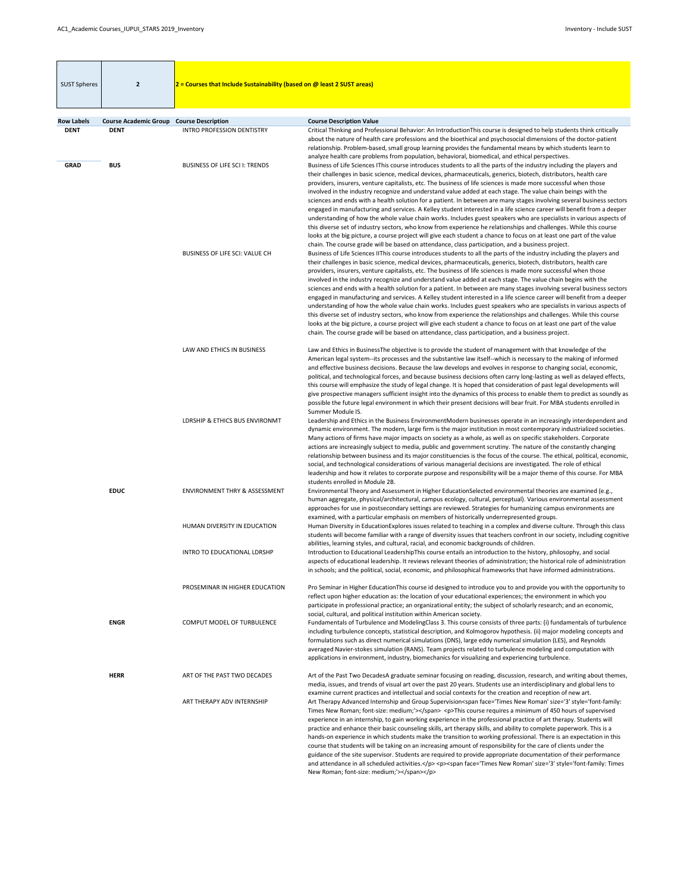| SUST Spheres | 2 | 2 = Courses that Include Sustainability (based on @ least 2 SUST areas) |
|---|---|---|

| Row Labels | Course Academic Group | Course Description | Course Description Value |
|---|---|---|---|
| DENT | DENT | INTRO PROFESSION DENTISTRY | Critical Thinking and Professional Behavior: An IntroductionThis course is designed to help students think critically about the nature of health care professions and the bioethical and psychosocial dimensions of the doctor-patient relationship. Problem-based, small group learning provides the fundamental means by which students learn to analyze health care problems from population, behavioral, biomedical, and ethical perspectives. |
| GRAD | BUS | BUSINESS OF LIFE SCI I: TRENDS | Business of Life Sciences IThis course introduces students to all the parts of the industry including the players and their challenges in basic science, medical devices, pharmaceuticals, generics, biotech, distributors, health care providers, insurers, venture capitalists, etc. The business of life sciences is made more successful when those involved in the industry recognize and understand value added at each stage. The value chain beings with the sciences and ends with a health solution for a patient. In between are many stages involving several business sectors engaged in manufacturing and services. A Kelley student interested in a life science career will benefit from a deeper understanding of how the whole value chain works. Includes guest speakers who are specialists in various aspects of this diverse set of industry sectors, who know from experience he relationships and challenges. While this course looks at the big picture, a course project will give each student a chance to focus on at least one part of the value chain. The course grade will be based on attendance, class participation, and a business project. |
| | | BUSINESS OF LIFE SCI: VALUE CH | Business of Life Sciences IIThis course introduces students to all the parts of the industry including the players and their challenges in basic science, medical devices, pharmaceuticals, generics, biotech, distributors, health care providers, insurers, venture capitalists, etc. The business of life sciences is made more successful when those involved in the industry recognize and understand value added at each stage. The value chain begins with the sciences and ends with a health solution for a patient. In between are many stages involving several business sectors engaged in manufacturing and services. A Kelley student interested in a life science career will benefit from a deeper understanding of how the whole value chain works. Includes guest speakers who are specialists in various aspects of this diverse set of industry sectors, who know from experience the relationships and challenges. While this course looks at the big picture, a course project will give each student a chance to focus on at least one part of the value chain. The course grade will be based on attendance, class participation, and a business project. |
| | | LAW AND ETHICS IN BUSINESS | Law and Ethics in BusinessThe objective is to provide the student of management with that knowledge of the American legal system--its processes and the substantive law itself--which is necessary to the making of informed and effective business decisions. Because the law develops and evolves in response to changing social, economic, political, and technological forces, and because business decisions often carry long-lasting as well as delayed effects, this course will emphasize the study of legal change. It is hoped that consideration of past legal developments will give prospective managers sufficient insight into the dynamics of this process to enable them to predict as soundly as possible the future legal environment in which their present decisions will bear fruit. For MBA students enrolled in Summer Module IS. |
| | | LDRSHIP & ETHICS BUS ENVIRONMT | Leadership and Ethics in the Business EnvironmentModern businesses operate in an increasingly interdependent and dynamic environment. The modern, large firm is the major institution in most contemporary industrialized societies. Many actions of firms have major impacts on society as a whole, as well as on specific stakeholders. Corporate actions are increasingly subject to media, public and government scrutiny. The nature of the constantly changing relationship between business and its major constituencies is the focus of the course. The ethical, political, economic, social, and technological considerations of various managerial decisions are investigated. The role of ethical leadership and how it relates to corporate purpose and responsibility will be a major theme of this course. For MBA students enrolled in Module 2B. |
| | EDUC | ENVIRONMENT THRY & ASSESSMENT | Environmental Theory and Assessment in Higher EducationSelected environmental theories are examined (e.g., human aggregate, physical/architectural, campus ecology, cultural, perceptual). Various environmental assessment approaches for use in postsecondary settings are reviewed. Strategies for humanizing campus environments are examined, with a particular emphasis on members of historically underrepresented groups. |
| | | HUMAN DIVERSITY IN EDUCATION | Human Diversity in EducationExplores issues related to teaching in a complex and diverse culture. Through this class students will become familiar with a range of diversity issues that teachers confront in our society, including cognitive abilities, learning styles, and cultural, racial, and economic backgrounds of children. |
| | | INTRO TO EDUCATIONAL LDRSHP | Introduction to Educational LeadershipThis course entails an introduction to the history, philosophy, and social aspects of educational leadership. It reviews relevant theories of administration; the historical role of administration in schools; and the political, social, economic, and philosophical frameworks that have informed administrations. |
| | | PROSEMINAR IN HIGHER EDUCATION | Pro Seminar in Higher EducationThis course id designed to introduce you to and provide you with the opportunity to reflect upon higher education as: the location of your educational experiences; the environment in which you participate in professional practice; an organizational entity; the subject of scholarly research; and an economic, social, cultural, and political institution within American society. |
| | ENGR | COMPUT MODEL OF TURBULENCE | Fundamentals of Turbulence and ModelingClass 3. This course consists of three parts: (i) fundamentals of turbulence including turbulence concepts, statistical description, and Kolmogorov hypothesis. (ii) major modeling concepts and formulations such as direct numerical simulations (DNS), large eddy numerical simulation (LES), and Reynolds averaged Navier-stokes simulation (RANS). Team projects related to turbulence modeling and computation with applications in environment, industry, biomechanics for visualizing and experiencing turbulence. |
| | HERR | ART OF THE PAST TWO DECADES | Art of the Past Two DecadesA graduate seminar focusing on reading, discussion, research, and writing about themes, media, issues, and trends of visual art over the past 20 years. Students use an interdisciplinary and global lens to examine current practices and intellectual and social contexts for the creation and reception of new art. |
| | | ART THERAPY ADV INTERNSHIP | Art Therapy Advanced Internship and Group Supervision<span face='Times New Roman' size='3' style='font-family: Times New Roman; font-size: medium;'></span> <p>This course requires a minimum of 450 hours of supervised experience in an internship, to gain working experience in the professional practice of art therapy. Students will practice and enhance their basic counseling skills, art therapy skills, and ability to complete paperwork. This is a hands-on experience in which students make the transition to working professional. There is an expectation in this course that students will be taking on an increasing amount of responsibility for the care of clients under the guidance of the site supervisor. Students are required to provide appropriate documentation of their performance and attendance in all scheduled activities.</p> <p><span face='Times New Roman' size='3' style='font-family: Times New Roman; font-size: medium;'></span></p> |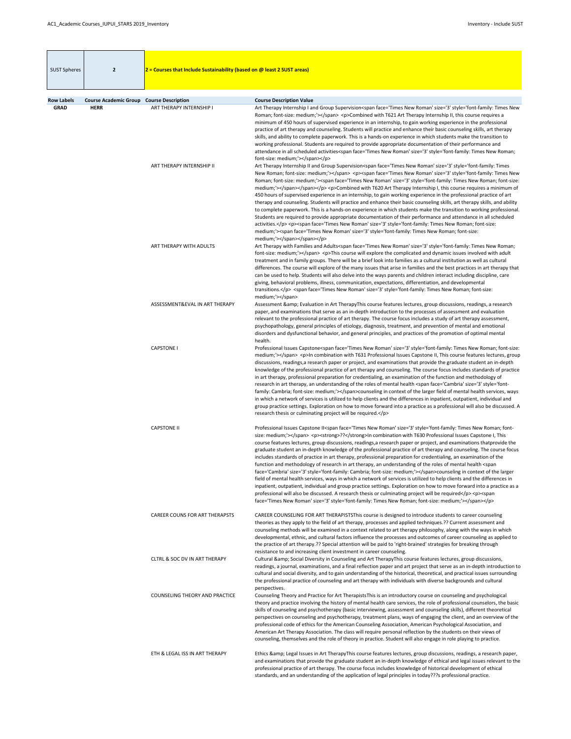| SUST Spheres | 2 | 2 = Courses that Include Sustainability (based on @ least 2 SUST areas) |
|---|---|---|

| Row Labels | Course Academic Group | Course Description | Course Description Value |
|---|---|---|---|
| GRAD | HERR | ART THERAPY INTERNSHIP I | Art Therapy Internship I and Group Supervision<span face='Times New Roman' size='3' style='font-family: Times New Roman; font-size: medium;'></span> <p>Combined with T621 Art Therapy Internship II, this course requires a minimum of 450 hours of supervised experience in an internship, to gain working experience in the professional practice of art therapy and counseling. Students will practice and enhance their basic counseling skills, art therapy skills, and ability to complete paperwork. This is a hands-on experience in which students make the transition to working professional. Students are required to provide appropriate documentation of their performance and attendance in all scheduled activities<span face='Times New Roman' size='3' style='font-family: Times New Roman; font-size: medium;'></span></p> |
| | | ART THERAPY INTERNSHIP II | Art Therapy Internship II and Group Supervision<span face='Times New Roman' size='3' style='font-family: Times New Roman; font-size: medium;'></span> <p><span face='Times New Roman' size='3' style='font-family: Times New Roman; font-size: medium;'><span face='Times New Roman' size='3' style='font-family: Times New Roman; font-size: medium;'></span></span></p> <p>Combined with T620 Art Therapy Internship I, this course requires a minimum of 450 hours of supervised experience in an internship, to gain working experience in the professional practice of art therapy and counseling. Students will practice and enhance their basic counseling skills, art therapy skills, and ability to complete paperwork. This is a hands-on experience in which students make the transition to working professional. Students are required to provide appropriate documentation of their performance and attendance in all scheduled activities.</p> <p><span face='Times New Roman' size='3' style='font-family: Times New Roman; font-size: medium;'><span face='Times New Roman' size='3' style='font-family: Times New Roman; font-size: medium;'></span></span></p> |
| | | ART THERAPY WITH ADULTS | Art Therapy with Families and Adults<span face='Times New Roman' size='3' style='font-family: Times New Roman; font-size: medium;'></span> <p>This course will explore the complicated and dynamic issues involved with adult treatment and in family groups. There will be a brief look into families as a cultural institution as well as cultural differences. The course will explore of the many issues that arise in families and the best practices in art therapy that can be used to help. Students will also delve into the ways parents and children interact including discipline, care giving, behavioral problems, illness, communication, expectations, differentiation, and developmental transitions.</p> <span face='Times New Roman' size='3' style='font-family: Times New Roman; font-size: medium;'></span> |
| | | ASSESSMENT&EVAL IN ART THERAPY | Assessment &amp; Evaluation in Art TherapyThis course features lectures, group discussions, readings, a research paper, and examinations that serve as an in-depth introduction to the processes of assessment and evaluation relevant to the professional practice of art therapy. The course focus includes a study of art therapy assessment, psychopathology, general principles of etiology, diagnosis, treatment, and prevention of mental and emotional disorders and dysfunctional behavior, and general principles, and practices of the promotion of optimal mental health. |
| | | CAPSTONE I | Professional Issues Capstone<span face='Times New Roman' size='3' style='font-family: Times New Roman; font-size: medium;'></span> <p>In combination with T631 Professional Issues Capstone II, This course features lectures, group discussions, readings,a research paper or project, and examinations that provide the graduate student an in-depth knowledge of the professional practice of art therapy and counseling. The course focus includes standards of practice in art therapy, professional preparation for credentialing, an examination of the function and methodology of research in art therapy, an understanding of the roles of mental health <span face='Cambria' size='3' style='font-family: Cambria; font-size: medium;'></span>counseling in context of the larger field of mental health services, ways in which a network of services is utilized to help clients and the differences in inpatient, outpatient, individual and group practice settings. Exploration on how to move forward into a practice as a professional will also be discussed. A research thesis or culminating project will be required.</p> |
| | | CAPSTONE II | Professional Issues Capstone II<span face='Times New Roman' size='3' style='font-family: Times New Roman; font-size: medium;'></span> <p><strong>??</strong>In combination with T630 Professional Issues Capstone I, This course features lectures, group discussions, readings,a research paper or project, and examinations thatprovide the graduate student an in-depth knowledge of the professional practice of art therapy and counseling. The course focus includes standards of practice in art therapy, professional preparation for credentialing, an examination of the function and methodology of research in art therapy, an understanding of the roles of mental health <span face='Cambria' size='3' style='font-family: Cambria; font-size: medium;'></span>counseling in context of the larger field of mental health services, ways in which a network of services is utilized to help clients and the differences in inpatient, outpatient, individual and group practice settings. Exploration on how to move forward into a practice as a professional will also be discussed. A research thesis or culminating project will be required</p> <p><span face='Times New Roman' size='3' style='font-family: Times New Roman; font-size: medium;'></span></p> |
| | | CAREER COUNS FOR ART THERAPSTS | CAREER COUNSELING FOR ART THERAPISTSThis course is designed to introduce students to career counseling theories as they apply to the field of art therapy, processes and applied techniques.?? Current assessment and counseling methods will be examined in a context related to art therapy philosophy, along with the ways in which developmental, ethnic, and cultural factors influence the processes and outcomes of career counseling as applied to the practice of art therapy.?? Special attention will be paid to 'right-brained' strategies for breaking through resistance to and increasing client investment in career counseling. |
| | | CLTRL & SOC DV IN ART THERAPY | Cultural &amp; Social Diversity in Counseling and Art TherapyThis course features lectures, group discussions, readings, a journal, examinations, and a final reflection paper and art project that serve as an in-depth introduction to cultural and social diversity, and to gain understanding of the historical, theoretical, and practical issues surrounding the professional practice of counseling and art therapy with individuals with diverse backgrounds and cultural perspectives. |
| | | COUNSELING THEORY AND PRACTICE | Counseling Theory and Practice for Art TherapistsThis is an introductory course on counseling and psychological theory and practice involving the history of mental health care services, the role of professional counselors, the basic skills of counseling and psychotherapy (basic interviewing, assessment and counseling skills), different theoretical perspectives on counseling and psychotherapy, treatment plans, ways of engaging the client, and an overview of the professional code of ethics for the American Counseling Association, American Psychological Association, and American Art Therapy Association. The class will require personal reflection by the students on their views of counseling, themselves and the role of theory in practice. Student will also engage in role playing to practice. |
| | | ETH & LEGAL ISS IN ART THERAPY | Ethics &amp; Legal Issues in Art TherapyThis course features lectures, group discussions, readings, a research paper, and examinations that provide the graduate student an in-depth knowledge of ethical and legal issues relevant to the professional practice of art therapy. The course focus includes knowledge of historical development of ethical standards, and an understanding of the application of legal principles in today???s professional practice. |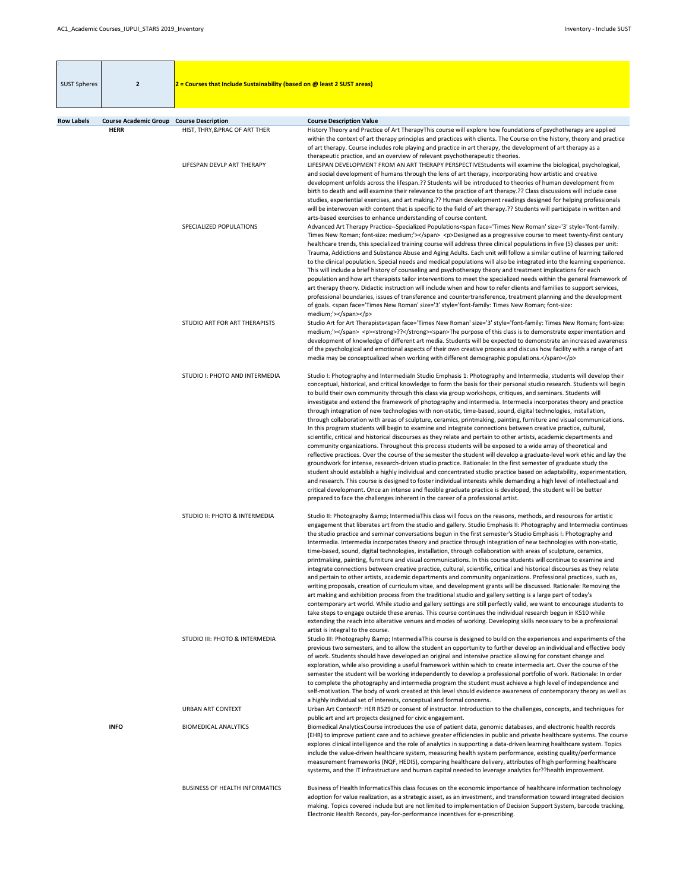| SUST Spheres | 2 | 2 = Courses that Include Sustainability (based on @ least 2 SUST areas) |
|---|---|---|

| Row Labels | Course Academic Group | Course Description | Course Description Value |
|---|---|---|---|
| | HERR | HIST, THRY,&PRAC OF ART THER | History Theory and Practice of Art TherapyThis course will explore how foundations of psychotherapy are applied within the context of art therapy principles and practices with clients. The Course on the history, theory and practice of art therapy. Course includes role playing and practice in art therapy, the development of art therapy as a therapeutic practice, and an overview of relevant psychotherapeutic theories. |
| | | LIFESPAN DEVLP ART THERAPY | LIFESPAN DEVELOPMENT FROM AN ART THERAPY PERSPECTIVEStudents will examine the biological, psychological, and social development of humans through the lens of art therapy, incorporating how artistic and creative development unfolds across the lifespan.?? Students will be introduced to theories of human development from birth to death and will examine their relevance to the practice of art therapy.?? Class discussions will include case studies, experiential exercises, and art making.?? Human development readings designed for helping professionals will be interwoven with content that is specific to the field of art therapy.?? Students will participate in written and arts-based exercises to enhance understanding of course content. |
| | | SPECIALIZED POPULATIONS | Advanced Art Therapy Practice--Specialized Populations<span face='Times New Roman' size='3' style='font-family: Times New Roman; font-size: medium;'></span> <p>Designed as a progressive course to meet twenty-first century healthcare trends, this specialized training course will address three clinical populations in five (5) classes per unit: Trauma, Addictions and Substance Abuse and Aging Adults. Each unit will follow a similar outline of learning tailored to the clinical population. Special needs and medical populations will also be integrated into the learning experience. This will include a brief history of counseling and psychotherapy theory and treatment implications for each population and how art therapists tailor interventions to meet the specialized needs within the general framework of art therapy theory. Didactic instruction will include when and how to refer clients and families to support services, professional boundaries, issues of transference and countertransference, treatment planning and the development of goals. <span face='Times New Roman' size='3' style='font-family: Times New Roman; font-size: medium;'></span></p> |
| | | STUDIO ART FOR ART THERAPISTS | Studio Art for Art Therapists<span face='Times New Roman' size='3' style='font-family: Times New Roman; font-size: medium;'></span> <p><strong>??</strong><span>The purpose of this class is to demonstrate experimentation and development of knowledge of different art media. Students will be expected to demonstrate an increased awareness of the psychological and emotional aspects of their own creative process and discuss how facility with a range of art media may be conceptualized when working with different demographic populations.</span></p> |
| | | STUDIO I: PHOTO AND INTERMEDIA | Studio I: Photography and IntermediaIn Studio Emphasis 1: Photography and Intermedia, students will develop their conceptual, historical, and critical knowledge to form the basis for their personal studio research. Students will begin to build their own community through this class via group workshops, critiques, and seminars. Students will investigate and extend the framework of photography and intermedia. Intermedia incorporates theory and practice through integration of new technologies with non-static, time-based, sound, digital technologies, installation, through collaboration with areas of sculpture, ceramics, printmaking, painting, furniture and visual communications. In this program students will begin to examine and integrate connections between creative practice, cultural, scientific, critical and historical discourses as they relate and pertain to other artists, academic departments and community organizations. Throughout this process students will be exposed to a wide array of theoretical and reflective practices. Over the course of the semester the student will develop a graduate-level work ethic and lay the groundwork for intense, research-driven studio practice. Rationale: In the first semester of graduate study the student should establish a highly individual and concentrated studio practice based on adaptability, experimentation, and research. This course is designed to foster individual interests while demanding a high level of intellectual and critical development. Once an intense and flexible graduate practice is developed, the student will be better prepared to face the challenges inherent in the career of a professional artist. |
| | | STUDIO II: PHOTO & INTERMEDIA | Studio II: Photography &amp; IntermediaThis class will focus on the reasons, methods, and resources for artistic engagement that liberates art from the studio and gallery. Studio Emphasis II: Photography and Intermedia continues the studio practice and seminar conversations begun in the first semester's Studio Emphasis I: Photography and Intermedia. Intermedia incorporates theory and practice through integration of new technologies with non-static, time-based, sound, digital technologies, installation, through collaboration with areas of sculpture, ceramics, printmaking, painting, furniture and visual communications. In this course students will continue to examine and integrate connections between creative practice, cultural, scientific, critical and historical discourses as they relate and pertain to other artists, academic departments and community organizations. Professional practices, such as, writing proposals, creation of curriculum vitae, and development grants will be discussed. Rationale: Removing the art making and exhibition process from the traditional studio and gallery setting is a large part of today's contemporary art world. While studio and gallery settings are still perfectly valid, we want to encourage students to take steps to engage outside these arenas. This course continues the individual research begun in K510 while extending the reach into alterative venues and modes of working. Developing skills necessary to be a professional artist is integral to the course. |
| | | STUDIO III: PHOTO & INTERMEDIA | Studio III: Photography &amp; IntermediaThis course is designed to build on the experiences and experiments of the previous two semesters, and to allow the student an opportunity to further develop an individual and effective body of work. Students should have developed an original and intensive practice allowing for constant change and exploration, while also providing a useful framework within which to create intermedia art. Over the course of the semester the student will be working independently to develop a professional portfolio of work. Rationale: In order to complete the photography and intermedia program the student must achieve a high level of independence and self-motivation. The body of work created at this level should evidence awareness of contemporary theory as well as a highly individual set of interests, conceptual and formal concerns. |
| | | URBAN ART CONTEXT | Urban Art ContextP: HER R529 or consent of instructor. Introduction to the challenges, concepts, and techniques for public art and art projects designed for civic engagement. |
| | INFO | BIOMEDICAL ANALYTICS | Biomedical AnalyticsCourse introduces the use of patient data, genomic databases, and electronic health records (EHR) to improve patient care and to achieve greater efficiencies in public and private healthcare systems. The course explores clinical intelligence and the role of analytics in supporting a data-driven learning healthcare system. Topics include the value-driven healthcare system, measuring health system performance, existing quality/performance measurement frameworks (NQF, HEDIS), comparing healthcare delivery, attributes of high performing healthcare systems, and the IT infrastructure and human capital needed to leverage analytics for??health improvement. |
| | | BUSINESS OF HEALTH INFORMATICS | Business of Health InformaticsThis class focuses on the economic importance of healthcare information technology adoption for value realization, as a strategic asset, as an investment, and transformation toward integrated decision making. Topics covered include but are not limited to implementation of Decision Support System, barcode tracking, Electronic Health Records, pay-for-performance incentives for e-prescribing. |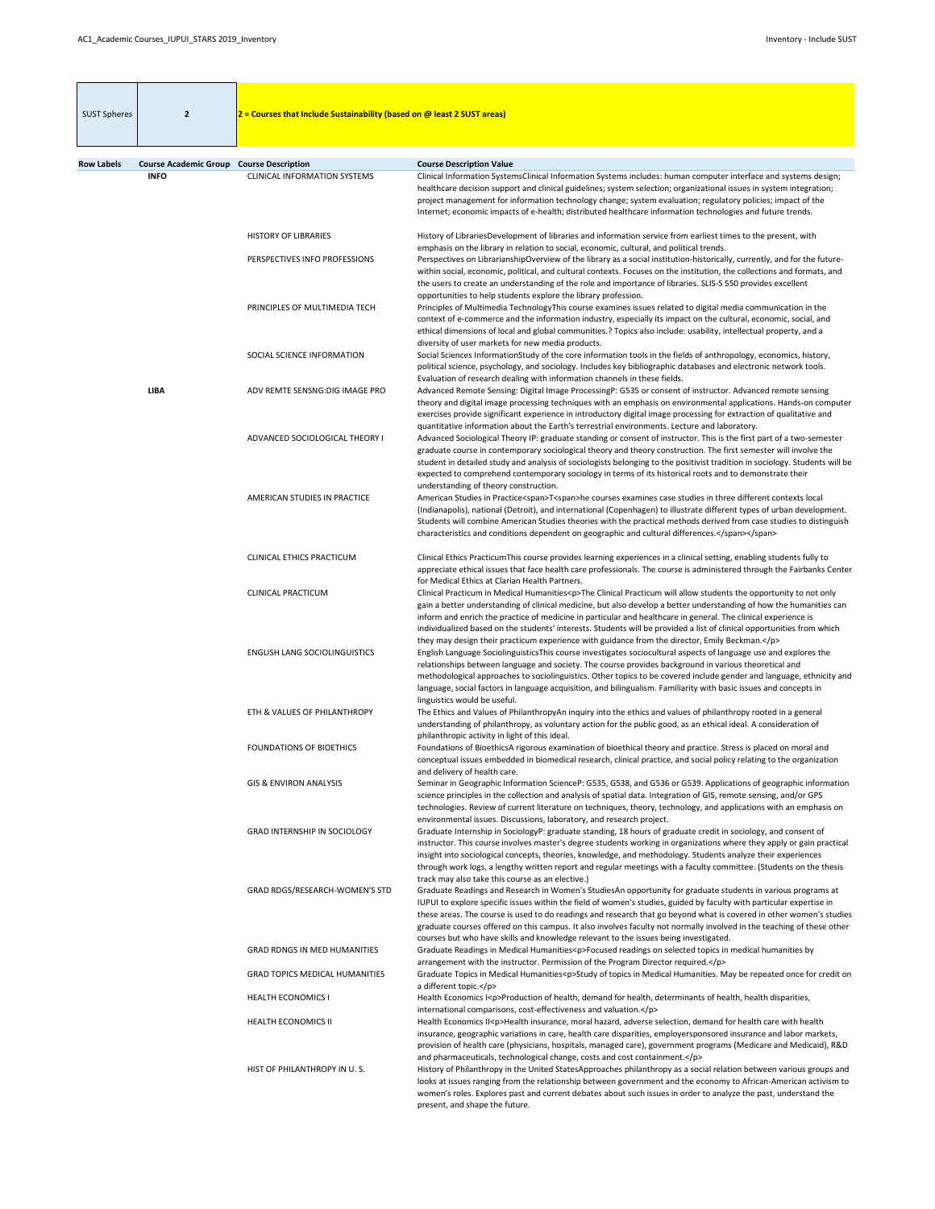| SUST Spheres | 2 | 2 = Courses that Include Sustainability (based on @ least 2 SUST areas) |
| --- | --- | --- |

| Row Labels | Course Academic Group | Course Description | Course Description Value |
| --- | --- | --- | --- |
| | INFO | CLINICAL INFORMATION SYSTEMS | Clinical Information SystemsClinical Information Systems includes: human computer interface and systems design; healthcare decision support and clinical guidelines; system selection; organizational issues in system integration; project management for information technology change; system evaluation; regulatory policies; impact of the Internet; economic impacts of e-health; distributed healthcare information technologies and future trends. |
| | | HISTORY OF LIBRARIES | History of LibrariesDevelopment of libraries and information service from earliest times to the present, with emphasis on the library in relation to social, economic, cultural, and political trends. |
| | | PERSPECTIVES INFO PROFESSIONS | Perspectives on LibrarianshipOverview of the library as a social institution-historically, currently, and for the future-within social, economic, political, and cultural contexts. Focuses on the institution, the collections and formats, and the users to create an understanding of the role and importance of libraries. SLIS-S 550 provides excellent opportunities to help students explore the library profession. |
| | | PRINCIPLES OF MULTIMEDIA TECH | Principles of Multimedia TechnologyThis course examines issues related to digital media communication in the context of e-commerce and the information industry, especially its impact on the cultural, economic, social, and ethical dimensions of local and global communities.? Topics also include: usability, intellectual property, and a diversity of user markets for new media products. |
| | | SOCIAL SCIENCE INFORMATION | Social Sciences InformationStudy of the core information tools in the fields of anthropology, economics, history, political science, psychology, and sociology. Includes key bibliographic databases and electronic network tools. Evaluation of research dealing with information channels in these fields. |
| | LIBA | ADV REMTE SENSNG:DIG IMAGE PRO | Advanced Remote Sensing: Digital Image ProcessingP: G535 or consent of instructor. Advanced remote sensing theory and digital image processing techniques with an emphasis on environmental applications. Hands-on computer exercises provide significant experience in introductory digital image processing for extraction of qualitative and quantitative information about the Earth's terrestrial environments. Lecture and laboratory. |
| | | ADVANCED SOCIOLOGICAL THEORY I | Advanced Sociological Theory IP: graduate standing or consent of instructor. This is the first part of a two-semester graduate course in contemporary sociological theory and theory construction. The first semester will involve the student in detailed study and analysis of sociologists belonging to the positivist tradition in sociology. Students will be expected to comprehend contemporary sociology in terms of its historical roots and to demonstrate their understanding of theory construction. |
| | | AMERICAN STUDIES IN PRACTICE | American Studies in Practice<span>T<span>he courses examines case studies in three different contexts local (Indianapolis), national (Detroit), and international (Copenhagen) to illustrate different types of urban development. Students will combine American Studies theories with the practical methods derived from case studies to distinguish characteristics and conditions dependent on geographic and cultural differences.</span></span> |
| | | CLINICAL ETHICS PRACTICUM | Clinical Ethics PracticumThis course provides learning experiences in a clinical setting, enabling students fully to appreciate ethical issues that face health care professionals. The course is administered through the Fairbanks Center for Medical Ethics at Clarian Health Partners. |
| | | CLINICAL PRACTICUM | Clinical Practicum in Medical Humanities<p>The Clinical Practicum will allow students the opportunity to not only gain a better understanding of clinical medicine, but also develop a better understanding of how the humanities can inform and enrich the practice of medicine in particular and healthcare in general. The clinical experience is individualized based on the students' interests. Students will be provided a list of clinical opportunities from which they may design their practicum experience with guidance from the director, Emily Beckman.</p> |
| | | ENGLISH LANG SOCIOLINGUISTICS | English Language SociolinguisticsThis course investigates sociocultural aspects of language use and explores the relationships between language and society. The course provides background in various theoretical and methodological approaches to sociolinguistics. Other topics to be covered include gender and language, ethnicity and language, social factors in language acquisition, and bilingualism. Familiarity with basic issues and concepts in linguistics would be useful. |
| | | ETH & VALUES OF PHILANTHROPY | The Ethics and Values of PhilanthropyAn inquiry into the ethics and values of philanthropy rooted in a general understanding of philanthropy, as voluntary action for the public good, as an ethical ideal. A consideration of philanthropic activity in light of this ideal. |
| | | FOUNDATIONS OF BIOETHICS | Foundations of BioethicsA rigorous examination of bioethical theory and practice. Stress is placed on moral and conceptual issues embedded in biomedical research, clinical practice, and social policy relating to the organization and delivery of health care. |
| | | GIS & ENVIRON ANALYSIS | Seminar in Geographic Information ScienceP: G535, G538, and G536 or G539. Applications of geographic information science principles in the collection and analysis of spatial data. Integration of GIS, remote sensing, and/or GPS technologies. Review of current literature on techniques, theory, technology, and applications with an emphasis on environmental issues. Discussions, laboratory, and research project. |
| | | GRAD INTERNSHIP IN SOCIOLOGY | Graduate Internship in SociologyP: graduate standing, 18 hours of graduate credit in sociology, and consent of instructor. This course involves master's degree students working in organizations where they apply or gain practical insight into sociological concepts, theories, knowledge, and methodology. Students analyze their experiences through work logs, a lengthy written report and regular meetings with a faculty committee. (Students on the thesis track may also take this course as an elective.) |
| | | GRAD RDGS/RESEARCH-WOMEN'S STD | Graduate Readings and Research in Women's StudiesAn opportunity for graduate students in various programs at IUPUI to explore specific issues within the field of women's studies, guided by faculty with particular expertise in these areas. The course is used to do readings and research that go beyond what is covered in other women's studies graduate courses offered on this campus. It also involves faculty not normally involved in the teaching of these other courses but who have skills and knowledge relevant to the issues being investigated. |
| | | GRAD RDNGS IN MED HUMANITIES | Graduate Readings in Medical Humanities<p>Focused readings on selected topics in medical humanities by arrangement with the instructor. Permission of the Program Director required.</p> |
| | | GRAD TOPICS MEDICAL HUMANITIES | Graduate Topics in Medical Humanities<p>Study of topics in Medical Humanities. May be repeated once for credit on a different topic.</p> |
| | | HEALTH ECONOMICS I | Health Economics I<p>Production of health, demand for health, determinants of health, health disparities, international comparisons, cost-effectiveness and valuation.</p> |
| | | HEALTH ECONOMICS II | Health Economics II<p>Health insurance, moral hazard, adverse selection, demand for health care with health insurance, geographic variations in care, health care disparities, employersponsored insurance and labor markets, provision of health care (physicians, hospitals, managed care), government programs (Medicare and Medicaid), R&D and pharmaceuticals, technological change, costs and cost containment.</p> |
| | | HIST OF PHILANTHROPY IN U. S. | History of Philanthropy in the United StatesApproaches philanthropy as a social relation between various groups and looks at issues ranging from the relationship between government and the economy to African-American activism to women's roles. Explores past and current debates about such issues in order to analyze the past, understand the present, and shape the future. |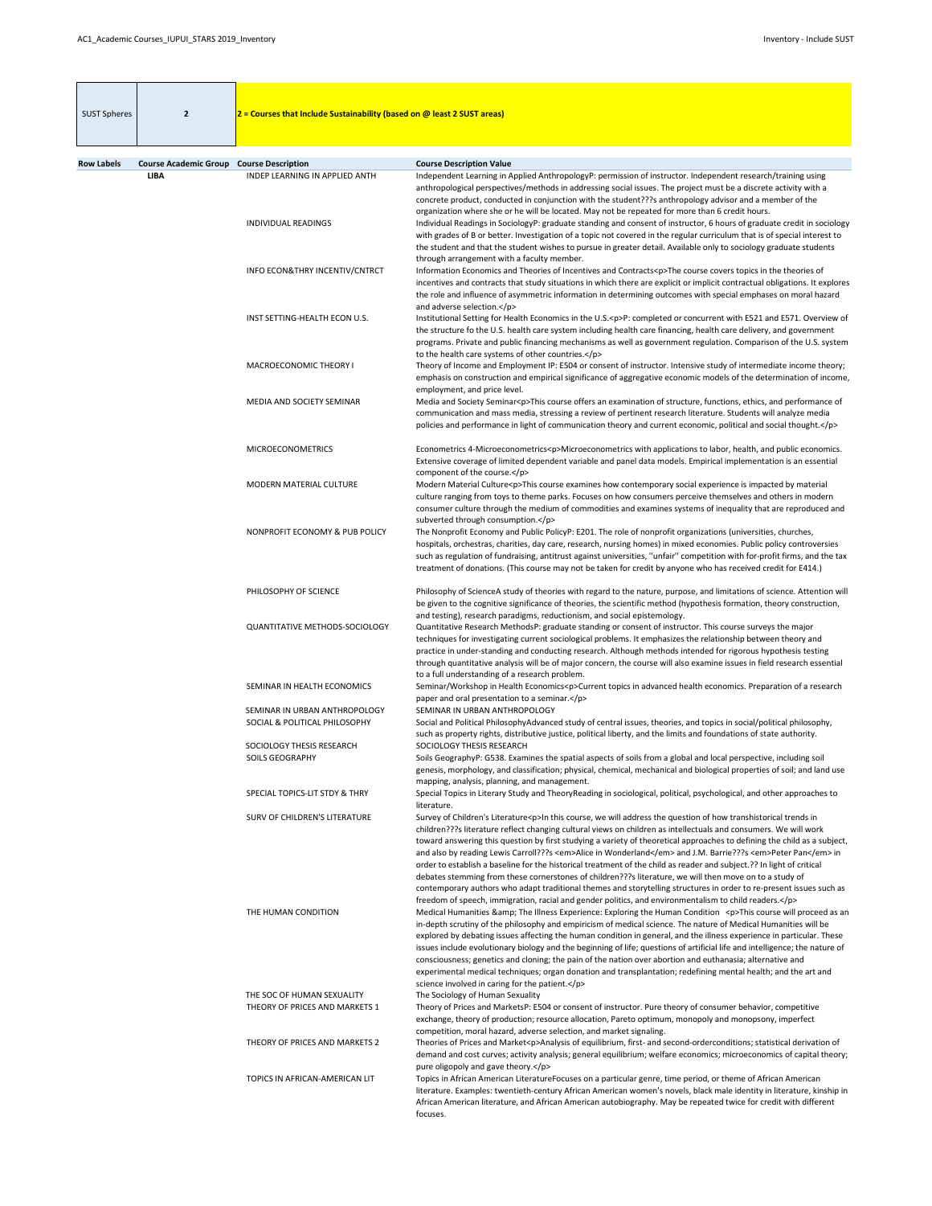| SUST Spheres | 2 | 2 = Courses that Include Sustainability (based on @ least 2 SUST areas) |
|---|---|---|

| Row Labels | Course Academic Group | Course Description | Course Description Value |
|---|---|---|---|
| | LIBA | INDEP LEARNING IN APPLIED ANTH | Independent Learning in Applied AnthropologyP: permission of instructor. Independent research/training using anthropological perspectives/methods in addressing social issues. The project must be a discrete activity with a concrete product, conducted in conjunction with the student???s anthropology advisor and a member of the organization where she or he will be located. May not be repeated for more than 6 credit hours. |
| | | INDIVIDUAL READINGS | Individual Readings in SociologyP: graduate standing and consent of instructor, 6 hours of graduate credit in sociology with grades of B or better. Investigation of a topic not covered in the regular curriculum that is of special interest to the student and that the student wishes to pursue in greater detail. Available only to sociology graduate students through arrangement with a faculty member. |
| | | INFO ECON&THRY INCENTIV/CNTRCT | Information Economics and Theories of Incentives and Contracts<p>The course covers topics in the theories of incentives and contracts that study situations in which there are explicit or implicit contractual obligations. It explores the role and influence of asymmetric information in determining outcomes with special emphases on moral hazard and adverse selection.</p> |
| | | INST SETTING-HEALTH ECON U.S. | Institutional Setting for Health Economics in the U.S.<p>P: completed or concurrent with E521 and E571. Overview of the structure fo the U.S. health care system including health care financing, health care delivery, and government programs. Private and public financing mechanisms as well as government regulation. Comparison of the U.S. system to the health care systems of other countries.</p> |
| | | MACROECONOMIC THEORY I | Theory of Income and Employment IP: E504 or consent of instructor. Intensive study of intermediate income theory; emphasis on construction and empirical significance of aggregative economic models of the determination of income, employment, and price level. |
| | | MEDIA AND SOCIETY SEMINAR | Media and Society Seminar<p>This course offers an examination of structure, functions, ethics, and performance of communication and mass media, stressing a review of pertinent research literature. Students will analyze media policies and performance in light of communication theory and current economic, political and social thought.</p> |
| | | MICROECONOMETRICS | Econometrics 4-Microeconometrics<p>Microeconometrics with applications to labor, health, and public economics. Extensive coverage of limited dependent variable and panel data models. Empirical implementation is an essential component of the course.</p> |
| | | MODERN MATERIAL CULTURE | Modern Material Culture<p>This course examines how contemporary social experience is impacted by material culture ranging from toys to theme parks. Focuses on how consumers perceive themselves and others in modern consumer culture through the medium of commodities and examines systems of inequality that are reproduced and subverted through consumption.</p> |
| | | NONPROFIT ECONOMY & PUB POLICY | The Nonprofit Economy and Public PolicyP: E201. The role of nonprofit organizations (universities, churches, hospitals, orchestras, charities, day care, research, nursing homes) in mixed economies. Public policy controversies such as regulation of fundraising, antitrust against universities, "unfair" competition with for-profit firms, and the tax treatment of donations. (This course may not be taken for credit by anyone who has received credit for E414.) |
| | | PHILOSOPHY OF SCIENCE | Philosophy of ScienceA study of theories with regard to the nature, purpose, and limitations of science. Attention will be given to the cognitive significance of theories, the scientific method (hypothesis formation, theory construction, and testing), research paradigms, reductionism, and social epistemology. |
| | | QUANTITATIVE METHODS-SOCIOLOGY | Quantitative Research MethodsP: graduate standing or consent of instructor. This course surveys the major techniques for investigating current sociological problems. It emphasizes the relationship between theory and practice in under-standing and conducting research. Although methods intended for rigorous hypothesis testing through quantitative analysis will be of major concern, the course will also examine issues in field research essential to a full understanding of a research problem. |
| | | SEMINAR IN HEALTH ECONOMICS | Seminar/Workshop in Health Economics<p>Current topics in advanced health economics. Preparation of a research paper and oral presentation to a seminar.</p> |
| | | SEMINAR IN URBAN ANTHROPOLOGY | SEMINAR IN URBAN ANTHROPOLOGY |
| | | SOCIAL & POLITICAL PHILOSOPHY | Social and Political PhilosophyAdvanced study of central issues, theories, and topics in social/political philosophy, such as property rights, distributive justice, political liberty, and the limits and foundations of state authority. |
| | | SOCIOLOGY THESIS RESEARCH | SOCIOLOGY THESIS RESEARCH |
| | | SOILS GEOGRAPHY | Soils GeographyP: G538. Examines the spatial aspects of soils from a global and local perspective, including soil genesis, morphology, and classification; physical, chemical, mechanical and biological properties of soil; and land use mapping, analysis, planning, and management. |
| | | SPECIAL TOPICS-LIT STDY & THRY | Special Topics in Literary Study and TheoryReading in sociological, political, psychological, and other approaches to literature. |
| | | SURV OF CHILDREN'S LITERATURE | Survey of Children's Literature<p>In this course, we will address the question of how transhistorical trends in children???s literature reflect changing cultural views on children as intellectuals and consumers. We will work toward answering this question by first studying a variety of theoretical approaches to defining the child as a subject, and also by reading Lewis Carroll???s <em>Alice in Wonderland</em> and J.M. Barrie???s <em>Peter Pan</em> in order to establish a baseline for the historical treatment of the child as reader and subject.?? In light of critical debates stemming from these cornerstones of children???s literature, we will then move on to a study of contemporary authors who adapt traditional themes and storytelling structures in order to re-present issues such as freedom of speech, immigration, racial and gender politics, and environmentalism to child readers.</p> |
| | | THE HUMAN CONDITION | Medical Humanities &amp; The Illness Experience: Exploring the Human Condition <p>This course will proceed as an in-depth scrutiny of the philosophy and empiricism of medical science. The nature of Medical Humanities will be explored by debating issues affecting the human condition in general, and the illness experience in particular. These issues include evolutionary biology and the beginning of life; questions of artificial life and intelligence; the nature of consciousness; genetics and cloning; the pain of the nation over abortion and euthanasia; alternative and experimental medical techniques; organ donation and transplantation; redefining mental health; and the art and science involved in caring for the patient.</p> |
| | | THE SOC OF HUMAN SEXUALITY | The Sociology of Human Sexuality |
| | | THEORY OF PRICES AND MARKETS 1 | Theory of Prices and MarketsP: E504 or consent of instructor. Pure theory of consumer behavior, competitive exchange, theory of production; resource allocation, Pareto optimum, monopoly and monopsony, imperfect competition, moral hazard, adverse selection, and market signaling. |
| | | THEORY OF PRICES AND MARKETS 2 | Theories of Prices and Market<p>Analysis of equilibrium, first- and second-orderconditions; statistical derivation of demand and cost curves; activity analysis; general equilibrium; welfare economics; microeconomics of capital theory; pure oligopoly and gave theory.</p> |
| | | TOPICS IN AFRICAN-AMERICAN LIT | Topics in African American LiteratureFocuses on a particular genre, time period, or theme of African American literature. Examples: twentieth-century African American women's novels, black male identity in literature, kinship in African American literature, and African American autobiography. May be repeated twice for credit with different focuses. |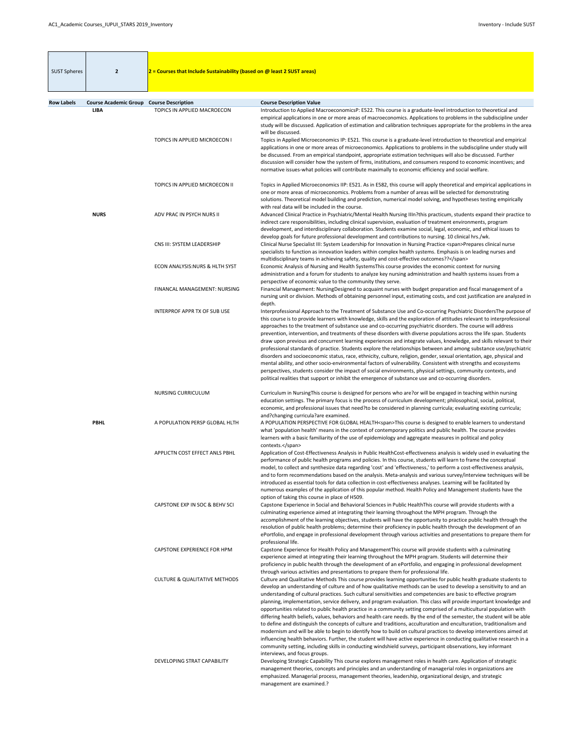| SUST Spheres | 2 | 2 = Courses that Include Sustainability (based on @ least 2 SUST areas) |
|---|---|---|

| Row Labels | Course Academic Group | Course Description | Course Description Value |
|---|---|---|---|
| | LIBA | TOPICS IN APPLIED MACROECON | Introduction to Applied MacroeconomicsP: E522. This course is a graduate-level introduction to theoretical and empirical applications in one or more areas of macroeconomics. Applications to problems in the subdiscipline under study will be discussed. Application of estimation and calibration techniques appropriate for the problems in the area will be discussed. |
| | | TOPICS IN APPLIED MICROECON I | Topics in Applied Microeconomics IP: E521. This course is a graduate-level introduction to theoretical and empirical applications in one or more areas of microeconomics. Applications to problems in the subdiscipline under study will be discussed. From an empirical standpoint, appropriate estimation techniques will also be discussed. Further discussion will consider how the system of firms, institutions, and consumers respond to economic incentives; and normative issues-what policies will contribute maximally to economic efficiency and social welfare. |
| | | TOPICS IN APPLIED MICROECON II | Topics in Applied Microeconomics IIP: E521. As in E582, this course will apply theoretical and empirical applications in one or more areas of microeconomics. Problems from a number of areas will be selected for demonstrating solutions. Theoretical model building and prediction, numerical model solving, and hypotheses testing empirically with real data will be included in the course. |
| | NURS | ADV PRAC IN PSYCH NURS II | Advanced Clinical Practice in Psychiatric/Mental Health Nursing IIIn?this practicum, students expand their practice to indirect care responsibilities, including clinical supervision, evaluation of treatment environments, program development, and interdisciplinary collaboration. Students examine social, legal, economic, and ethical issues to develop goals for future professional development and contributions to nursing. 10 clinical hrs./wk. |
| | | CNS III: SYSTEM LEADERSHIP | Clinical Nurse Specialist III: System Leadership for Innovation in Nursing Practice <span>Prepares clinical nurse specialists to function as innovation leaders within complex health systems. Emphasis is on leading nurses and multidisciplinary teams in achieving safety, quality and cost-effective outcomes??</span> |
| | | ECON ANALYSIS:NURS & HLTH SYST | Economic Analysis of Nursing and Health SystemsThis course provides the economic context for nursing administration and a forum for students to analyze key nursing administration and health systems issues from a perspective of economic value to the community they serve. |
| | | FINANCAL MANAGEMENT: NURSING | Financial Management: NursingDesigned to acquaint nurses with budget preparation and fiscal management of a nursing unit or division. Methods of obtaining personnel input, estimating costs, and cost justification are analyzed in depth. |
| | | INTERPROF APPR TX OF SUB USE | Interprofessional Approach to the Treatment of Substance Use and Co-occurring Psychiatric DisordersThe purpose of this course is to provide learners with knowledge, skills and the exploration of attitudes relevant to interprofessional approaches to the treatment of substance use and co-occurring psychiatric disorders. The course will address prevention, intervention, and treatments of these disorders with diverse populations across the life span. Students draw upon previous and concurrent learning experiences and integrate values, knowledge, and skills relevant to their professional standards of practice. Students explore the relationships between and among substance use/psychiatric disorders and socioeconomic status, race, ethnicity, culture, religion, gender, sexual orientation, age, physical and mental ability, and other socio-environmental factors of vulnerability. Consistent with strengths and ecosystems perspectives, students consider the impact of social environments, physical settings, community contexts, and political realities that support or inhibit the emergence of substance use and co-occurring disorders. |
| | | NURSING CURRICULUM | Curriculum in NursingThis course is designed for persons who are?or will be engaged in teaching within nursing education settings. The primary focus is the process of curriculum development; philosophical, social, political, economic, and professional issues that need?to be considered in planning curricula; evaluating existing curricula; and?changing curricula?are examined. |
| | PBHL | A POPULATION PERSP GLOBAL HLTH | A POPULATION PERSPECTIVE FOR GLOBAL HEALTH<span>This course is designed to enable learners to understand what 'population health' means in the context of contemporary politics and public health. The course provides learners with a basic familiarity of the use of epidemiology and aggregate measures in political and policy contexts.</span> |
| | | APPLICTN COST EFFECT ANLS PBHL | Application of Cost-Effectiveness Analysis in Public HealthCost-effectiveness analysis is widely used in evaluating the performance of public health programs and policies. In this course, students will learn to frame the conceptual model, to collect and synthesize data regarding 'cost' and 'effectiveness,' to perform a cost-effectiveness analysis, and to form recommendations based on the analysis. Meta-analysis and various survey/interview techniques will be introduced as essential tools for data collection in cost-effectiveness analyses. Learning will be facilitated by numerous examples of the application of this popular method. Health Policy and Management students have the option of taking this course in place of H509. |
| | | CAPSTONE EXP IN SOC & BEHV SCI | Capstone Experience in Social and Behavioral Sciences in Public HealthThis course will provide students with a culminating experience aimed at integrating their learning throughout the MPH program. Through the accomplishment of the learning objectives, students will have the opportunity to practice public health through the resolution of public health problems; determine their proficiency in public health through the development of an ePortfolio, and engage in professional development through various activities and presentations to prepare them for professional life. |
| | | CAPSTONE EXPERIENCE FOR HPM | Capstone Experience for Health Policy and ManagementThis course will provide students with a culminating experience aimed at integrating their learning throughout the MPH program. Students will determine their proficiency in public health through the development of an ePortfolio, and engaging in professional development through various activities and presentations to prepare them for professional life. |
| | | CULTURE & QUALITATIVE METHODS | Culture and Qualitative Methods This course provides learning opportunities for public health graduate students to develop an understanding of culture and of how qualitative methods can be used to develop a sensitivity to and an understanding of cultural practices. Such cultural sensitivities and competencies are basic to effective program planning, implementation, service delivery, and program evaluation. This class will provide important knowledge and opportunities related to public health practice in a community setting comprised of a multicultural population with differing health beliefs, values, behaviors and health care needs. By the end of the semester, the student will be able to define and distinguish the concepts of culture and traditions, acculturation and enculturation, traditionalism and modernism and will be able to begin to identify how to build on cultural practices to develop interventions aimed at influencing health behaviors. Further, the student will have active experience in conducting qualitative research in a community setting, including skills in conducting windshield surveys, participant observations, key informant interviews, and focus groups. |
| | | DEVELOPING STRAT CAPABILITY | Developing Strategic Capability This course explores management roles in health care. Application of strategic management theories, concepts and principles and an understanding of managerial roles in organizations are emphasized. Managerial process, management theories, leadership, organizational design, and strategic management are examined.? |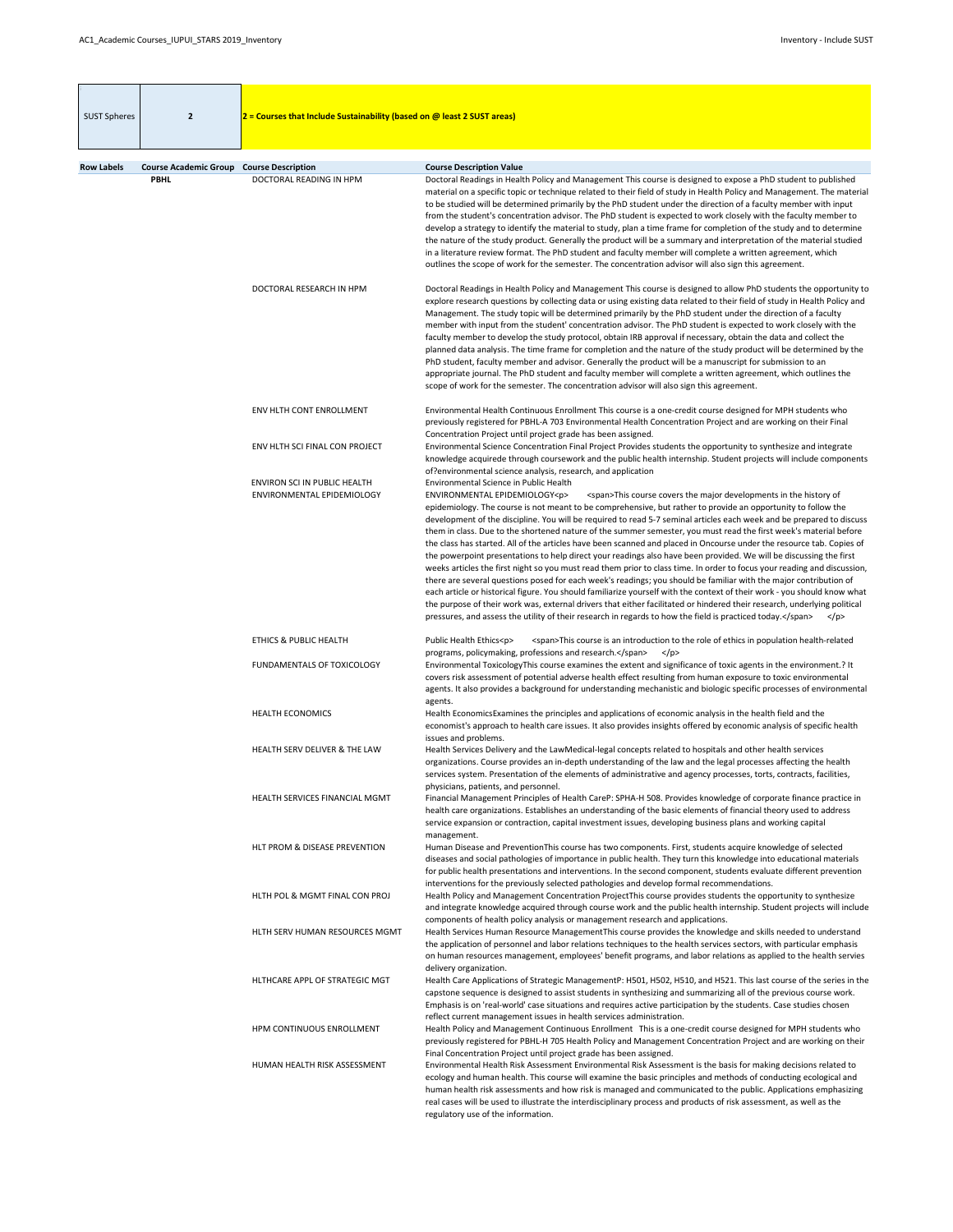| SUST Spheres | 2 | 2 = Courses that Include Sustainability (based on @ least 2 SUST areas) |
|---|---|---|

| Row Labels | Course Academic Group | Course Description | Course Description Value |
|---|---|---|---|
| | PBHL | DOCTORAL READING IN HPM | Doctoral Readings in Health Policy and Management This course is designed to expose a PhD student to published material on a specific topic or technique related to their field of study in Health Policy and Management. The material to be studied will be determined primarily by the PhD student under the direction of a faculty member with input from the student's concentration advisor. The PhD student is expected to work closely with the faculty member to develop a strategy to identify the material to study, plan a time frame for completion of the study and to determine the nature of the study product. Generally the product will be a summary and interpretation of the material studied in a literature review format. The PhD student and faculty member will complete a written agreement, which outlines the scope of work for the semester. The concentration advisor will also sign this agreement. |
| | | DOCTORAL RESEARCH IN HPM | Doctoral Readings in Health Policy and Management This course is designed to allow PhD students the opportunity to explore research questions by collecting data or using existing data related to their field of study in Health Policy and Management. The study topic will be determined primarily by the PhD student under the direction of a faculty member with input from the student' concentration advisor. The PhD student is expected to work closely with the faculty member to develop the study protocol, obtain IRB approval if necessary, obtain the data and collect the planned data analysis. The time frame for completion and the nature of the study product will be determined by the PhD student, faculty member and advisor. Generally the product will be a manuscript for submission to an appropriate journal. The PhD student and faculty member will complete a written agreement, which outlines the scope of work for the semester. The concentration advisor will also sign this agreement. |
| | | ENV HLTH CONT ENROLLMENT | Environmental Health Continuous Enrollment This course is a one-credit course designed for MPH students who previously registered for PBHL-A 703 Environmental Health Concentration Project and are working on their Final Concentration Project until project grade has been assigned. |
| | | ENV HLTH SCI FINAL CON PROJECT | Environmental Science Concentration Final Project Provides students the opportunity to synthesize and integrate knowledge acquirede through coursework and the public health internship. Student projects will include components of?environmental science analysis, research, and application |
| | | ENVIRON SCI IN PUBLIC HEALTH | Environmental Science in Public Health |
| | | ENVIRONMENTAL EPIDEMIOLOGY | ENVIRONMENTAL EPIDEMIOLOGY<p> <span>This course covers the major developments in the history of epidemiology. The course is not meant to be comprehensive, but rather to provide an opportunity to follow the development of the discipline. You will be required to read 5-7 seminal articles each week and be prepared to discuss them in class. Due to the shortened nature of the summer semester, you must read the first week's material before the class has started. All of the articles have been scanned and placed in Oncourse under the resource tab. Copies of the powerpoint presentations to help direct your readings also have been provided. We will be discussing the first weeks articles the first night so you must read them prior to class time. In order to focus your reading and discussion, there are several questions posed for each week's readings; you should be familiar with the major contribution of each article or historical figure. You should familiarize yourself with the context of their work - you should know what the purpose of their work was, external drivers that either facilitated or hindered their research, underlying political pressures, and assess the utility of their research in regards to how the field is practiced today.</span> </p> |
| | | ETHICS & PUBLIC HEALTH | Public Health Ethics<p> <span>This course is an introduction to the role of ethics in population health-related programs, policymaking, professions and research.</span> </p> |
| | | FUNDAMENTALS OF TOXICOLOGY | Environmental ToxicologyThis course examines the extent and significance of toxic agents in the environment.? It covers risk assessment of potential adverse health effect resulting from human exposure to toxic environmental agents. It also provides a background for understanding mechanistic and biologic specific processes of environmental agents. |
| | | HEALTH ECONOMICS | Health EconomicsExamines the principles and applications of economic analysis in the health field and the economist's approach to health care issues. It also provides insights offered by economic analysis of specific health issues and problems. |
| | | HEALTH SERV DELIVER & THE LAW | Health Services Delivery and the LawMedical-legal concepts related to hospitals and other health services organizations. Course provides an in-depth understanding of the law and the legal processes affecting the health services system. Presentation of the elements of administrative and agency processes, torts, contracts, facilities, physicians, patients, and personnel. |
| | | HEALTH SERVICES FINANCIAL MGMT | Financial Management Principles of Health CareP: SPHA-H 508. Provides knowledge of corporate finance practice in health care organizations. Establishes an understanding of the basic elements of financial theory used to address service expansion or contraction, capital investment issues, developing business plans and working capital management. |
| | | HLT PROM & DISEASE PREVENTION | Human Disease and PreventionThis course has two components. First, students acquire knowledge of selected diseases and social pathologies of importance in public health. They turn this knowledge into educational materials for public health presentations and interventions. In the second component, students evaluate different prevention interventions for the previously selected pathologies and develop formal recommendations. |
| | | HLTH POL & MGMT FINAL CON PROJ | Health Policy and Management Concentration ProjectThis course provides students the opportunity to synthesize and integrate knowledge acquired through course work and the public health internship. Student projects will include components of health policy analysis or management research and applications. |
| | | HLTH SERV HUMAN RESOURCES MGMT | Health Services Human Resource ManagementThis course provides the knowledge and skills needed to understand the application of personnel and labor relations techniques to the health services sectors, with particular emphasis on human resources management, employees' benefit programs, and labor relations as applied to the health servies delivery organization. |
| | | HLTHCARE APPL OF STRATEGIC MGT | Health Care Applications of Strategic ManagementP: H501, H502, H510, and H521. This last course of the series in the capstone sequence is designed to assist students in synthesizing and summarizing all of the previous course work. Emphasis is on 'real-world' case situations and requires active participation by the students. Case studies chosen reflect current management issues in health services administration. |
| | | HPM CONTINUOUS ENROLLMENT | Health Policy and Management Continuous Enrollment This is a one-credit course designed for MPH students who previously registered for PBHL-H 705 Health Policy and Management Concentration Project and are working on their Final Concentration Project until project grade has been assigned. |
| | | HUMAN HEALTH RISK ASSESSMENT | Environmental Health Risk Assessment Environmental Risk Assessment is the basis for making decisions related to ecology and human health. This course will examine the basic principles and methods of conducting ecological and human health risk assessments and how risk is managed and communicated to the public. Applications emphasizing real cases will be used to illustrate the interdisciplinary process and products of risk assessment, as well as the regulatory use of the information. |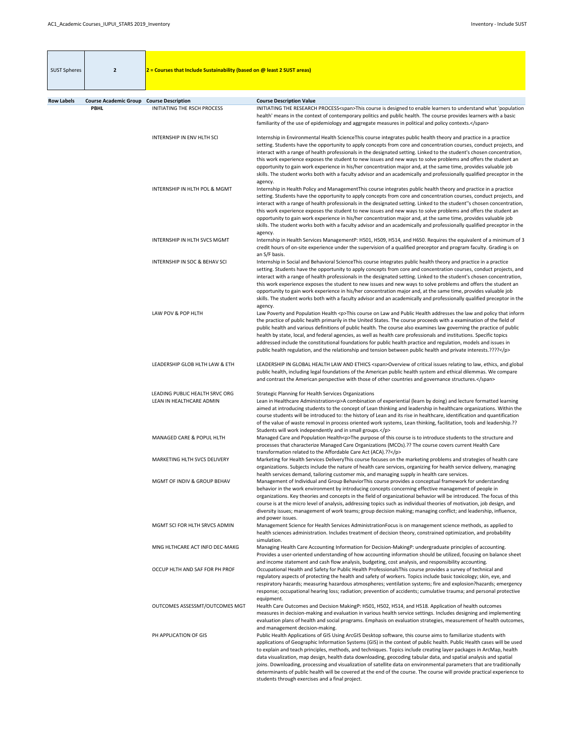| SUST Spheres | 2 | 2 = Courses that Include Sustainability (based on @ least 2 SUST areas) |
|---|---|---|

| Row Labels | Course Academic Group | Course Description | Course Description Value |
|---|---|---|---|
| | PBHL | INITIATING THE RSCH PROCESS | INITIATING THE RESEARCH PROCESS<span>This course is designed to enable learners to understand what 'population health' means in the context of contemporary politics and public health. The course provides learners with a basic familiarity of the use of epidemiology and aggregate measures in political and policy contexts.</span> |
| | | INTERNSHIP IN ENV HLTH SCI | Internship in Environmental Health ScienceThis course integrates public health theory and practice in a practice setting. Students have the opportunity to apply concepts from core and concentration courses, conduct projects, and interact with a range of health professionals in the designated setting. Linked to the student's chosen concentration, this work experience exposes the student to new issues and new ways to solve problems and offers the student an opportunity to gain work experience in his/her concentration major and, at the same time, provides valuable job skills. The student works both with a faculty advisor and an academically and professionally qualified preceptor in the agency. |
| | | INTERNSHIP IN HLTH POL & MGMT | Internship in Health Policy and ManagementThis course integrates public health theory and practice in a practice setting. Students have the opportunity to apply concepts from core and concentration courses, conduct projects, and interact with a range of health professionals in the designated setting. Linked to the student''s chosen concentration, this work experience exposes the student to new issues and new ways to solve problems and offers the student an opportunity to gain work experience in his/her concentration major and, at the same time, provides valuable job skills. The student works both with a faculty advisor and an academically and professionally qualified preceptor in the agency. |
| | | INTERNSHIP IN HLTH SVCS MGMT | Internship in Health Services ManagementP: H501, H509, H514, and H650. Requires the equivalent of a minimum of 3 credit hours of on-site experience under the supervision of a qualified preceptor and program faculty. Grading is on an S/F basis. |
| | | INTERNSHIP IN SOC & BEHAV SCI | Internship in Social and Behavioral ScienceThis course integrates public health theory and practice in a practice setting. Students have the opportunity to apply concepts from core and concentration courses, conduct projects, and interact with a range of health professionals in the designated setting. Linked to the student's chosen concentration, this work experience exposes the student to new issues and new ways to solve problems and offers the student an opportunity to gain work experience in his/her concentration major and, at the same time, provides valuable job skills. The student works both with a faculty advisor and an academically and professionally qualified preceptor in the agency. |
| | | LAW POV & POP HLTH | Law Poverty and Population Health <p>This course on Law and Public Health addresses the law and policy that inform the practice of public health primarily in the United States. The course proceeds with a examination of the field of public health and various definitions of public health. The course also examines law governing the practice of public health by state, local, and federal agencies, as well as health care professionals and institutions. Specific topics addressed include the constitutional foundations for public health practice and regulation, models and issues in public health regulation, and the relationship and tension between public health and private interests.????</p> |
| | | LEADERSHIP GLOB HLTH LAW & ETH | LEADERSHIP IN GLOBAL HEALTH LAW AND ETHICS <span>Overview of critical issues relating to law, ethics, and global public health, including legal foundations of the American public health system and ethical dilemmas. We compare and contrast the American perspective with those of other countries and governance structures.</span> |
| | | LEADING PUBLIC HEALTH SRVC ORG | Strategic Planning for Health Services Organizations |
| | | LEAN IN HEALTHCARE ADMIN | Lean in Healthcare Administration<p>A combination of experiential (learn by doing) and lecture formatted learning aimed at introducing students to the concept of Lean thinking and leadership in healthcare organizations. Within the course students will be introduced to: the history of Lean and its rise in healthcare, identification and quantification of the value of waste removal in process oriented work systems, Lean thinking, facilitation, tools and leadership.?? Students will work independently and in small groups.</p> |
| | | MANAGED CARE & POPUL HLTH | Managed Care and Population Health<p>The purpose of this course is to introduce students to the structure and processes that characterize Managed Care Organizations (MCOs).?? The course covers current Health Care transformation related to the Affordable Care Act (ACA).??</p> |
| | | MARKETING HLTH SVCS DELIVERY | Marketing for Health Services DeliveryThis course focuses on the marketing problems and strategies of health care organizations. Subjects include the nature of health care services, organizing for health service delivery, managing health services demand, tailoring customer mix, and managing supply in health care services. |
| | | MGMT OF INDIV & GROUP BEHAV | Management of Individual and Group BehaviorThis course provides a conceptual framework for understanding behavior in the work environment by introducing concepts concerning effective management of people in organizations. Key theories and concepts in the field of organizational behavior will be introduced. The focus of this course is at the micro level of analysis, addressing topics such as individual theories of motivation, job design, and diversity issues; management of work teams; group decision making; managing conflict; and leadership, influence, and power issues. |
| | | MGMT SCI FOR HLTH SRVCS ADMIN | Management Science for Health Services AdministrationFocus is on management science methods, as applied to health sciences administration. Includes treatment of decision theory, constrained optimization, and probability simulation. |
| | | MNG HLTHCARE ACT INFO DEC-MAKG | Managing Health Care Accounting Information for Decision-MakingP: undergraduate principles of accounting. Provides a user-oriented understanding of how accounting information should be utilized, focusing on balance sheet and income statement and cash flow analysis, budgeting, cost analysis, and responsibility accounting. |
| | | OCCUP HLTH AND SAF FOR PH PROF | Occupational Health and Safety for Public Health ProfessionalsThis course provides a survey of technical and regulatory aspects of protecting the health and safety of workers. Topics include basic toxicology; skin, eye, and respiratory hazards; measuring hazardous atmospheres; ventilation systems; fire and explosion?hazards; emergency response; occupational hearing loss; radiation; prevention of accidents; cumulative trauma; and personal protective equipment. |
| | | OUTCOMES ASSESSMT/OUTCOMES MGT | Health Care Outcomes and Decision MakingP: H501, H502, H514, and H518. Application of health outcomes measures in decision-making and evaluation in various health service settings. Includes designing and implementing evaluation plans of health and social programs. Emphasis on evaluation strategies, measurement of health outcomes, and management decision-making. |
| | | PH APPLICATION OF GIS | Public Health Applications of GIS Using ArcGIS Desktop software, this course aims to familiarize students with applications of Geographic Information Systems (GIS) in the context of public health. Public Health cases will be used to explain and teach principles, methods, and techniques. Topics include creating layer packages in ArcMap, health data visualization, map design, health data downloading, geocoding tabular data, and spatial analysis and spatial joins. Downloading, processing and visualization of satellite data on environmental parameters that are traditionally determinants of public health will be covered at the end of the course. The course will provide practical experience to students through exercises and a final project. |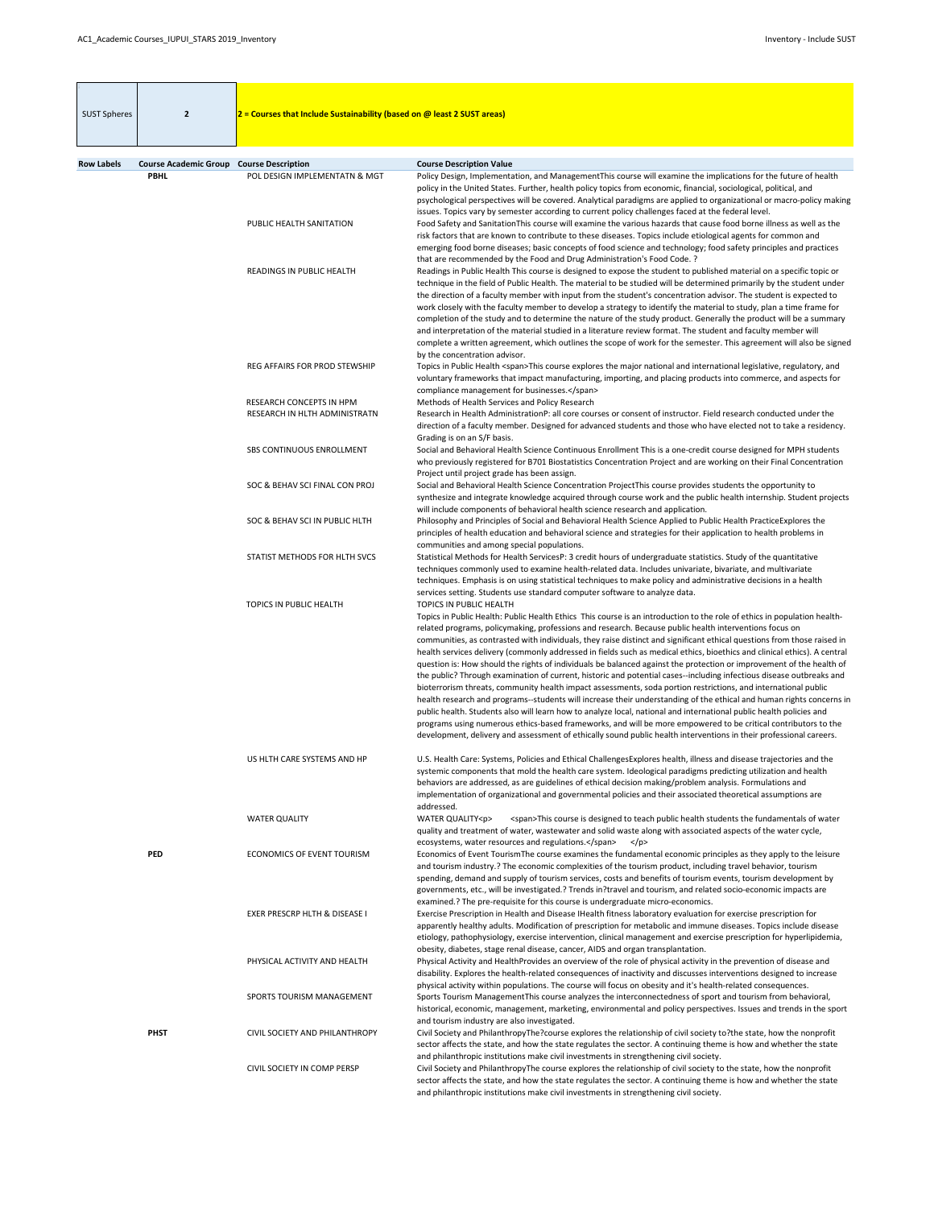| SUST Spheres | 2 | 2 = Courses that Include Sustainability (based on @ least 2 SUST areas) |
|---|---|---|

| Row Labels | Course Academic Group | Course Description | Course Description Value |
|---|---|---|---|
| | PBHL | POL DESIGN IMPLEMENTATN & MGT | Policy Design, Implementation, and ManagementThis course will examine the implications for the future of health policy in the United States. Further, health policy topics from economic, financial, sociological, political, and psychological perspectives will be covered. Analytical paradigms are applied to organizational or macro-policy making issues. Topics vary by semester according to current policy challenges faced at the federal level. |
| | | PUBLIC HEALTH SANITATION | Food Safety and SanitationThis course will examine the various hazards that cause food borne illness as well as the risk factors that are known to contribute to these diseases. Topics include etiological agents for common and emerging food borne diseases; basic concepts of food science and technology; food safety principles and practices that are recommended by the Food and Drug Administration's Food Code. ? |
| | | READINGS IN PUBLIC HEALTH | Readings in Public Health This course is designed to expose the student to published material on a specific topic or technique in the field of Public Health. The material to be studied will be determined primarily by the student under the direction of a faculty member with input from the student's concentration advisor. The student is expected to work closely with the faculty member to develop a strategy to identify the material to study, plan a time frame for completion of the study and to determine the nature of the study product. Generally the product will be a summary and interpretation of the material studied in a literature review format. The student and faculty member will complete a written agreement, which outlines the scope of work for the semester. This agreement will also be signed by the concentration advisor. |
| | | REG AFFAIRS FOR PROD STEWSHIP | Topics in Public Health <span>This course explores the major national and international legislative, regulatory, and voluntary frameworks that impact manufacturing, importing, and placing products into commerce, and aspects for compliance management for businesses.</span> |
| | | RESEARCH CONCEPTS IN HPM | Methods of Health Services and Policy Research |
| | | RESEARCH IN HLTH ADMINISTRATN | Research in Health AdministrationP: all core courses or consent of instructor. Field research conducted under the direction of a faculty member. Designed for advanced students and those who have elected not to take a residency. Grading is on an S/F basis. |
| | | SBS CONTINUOUS ENROLLMENT | Social and Behavioral Health Science Continuous Enrollment This is a one-credit course designed for MPH students who previously registered for B701 Biostatistics Concentration Project and are working on their Final Concentration Project until project grade has been assign. |
| | | SOC & BEHAV SCI FINAL CON PROJ | Social and Behavioral Health Science Concentration ProjectThis course provides students the opportunity to synthesize and integrate knowledge acquired through course work and the public health internship. Student projects will include components of behavioral health science research and application. |
| | | SOC & BEHAV SCI IN PUBLIC HLTH | Philosophy and Principles of Social and Behavioral Health Science Applied to Public Health PracticeExplores the principles of health education and behavioral science and strategies for their application to health problems in communities and among special populations. |
| | | STATIST METHODS FOR HLTH SVCS | Statistical Methods for Health ServicesP: 3 credit hours of undergraduate statistics. Study of the quantitative techniques commonly used to examine health-related data. Includes univariate, bivariate, and multivariate techniques. Emphasis is on using statistical techniques to make policy and administrative decisions in a health services setting. Students use standard computer software to analyze data. |
| | | TOPICS IN PUBLIC HEALTH | TOPICS IN PUBLIC HEALTH<br>Topics in Public Health: Public Health Ethics This course is an introduction to the role of ethics in population health-related programs, policymaking, professions and research. Because public health interventions focus on communities, as contrasted with individuals, they raise distinct and significant ethical questions from those raised in health services delivery (commonly addressed in fields such as medical ethics, bioethics and clinical ethics). A central question is: How should the rights of individuals be balanced against the protection or improvement of the health of the public? Through examination of current, historic and potential cases--including infectious disease outbreaks and bioterrorism threats, community health impact assessments, soda portion restrictions, and international public health research and programs--students will increase their understanding of the ethical and human rights concerns in public health. Students also will learn how to analyze local, national and international public health policies and programs using numerous ethics-based frameworks, and will be more empowered to be critical contributors to the development, delivery and assessment of ethically sound public health interventions in their professional careers. |
| | | US HLTH CARE SYSTEMS AND HP | U.S. Health Care: Systems, Policies and Ethical ChallengesExplores health, illness and disease trajectories and the systemic components that mold the health care system. Ideological paradigms predicting utilization and health behaviors are addressed, as are guidelines of ethical decision making/problem analysis. Formulations and implementation of organizational and governmental policies and their associated theoretical assumptions are addressed. |
| | | WATER QUALITY | WATER QUALITY<p> <span>This course is designed to teach public health students the fundamentals of water quality and treatment of water, wastewater and solid waste along with associated aspects of the water cycle, ecosystems, water resources and regulations.</span> </p> |
| | PED | ECONOMICS OF EVENT TOURISM | Economics of Event TourismThe course examines the fundamental economic principles as they apply to the leisure and tourism industry.? The economic complexities of the tourism product, including travel behavior, tourism spending, demand and supply of tourism services, costs and benefits of tourism events, tourism development by governments, etc., will be investigated.? Trends in?travel and tourism, and related socio-economic impacts are examined.? The pre-requisite for this course is undergraduate micro-economics. |
| | | EXER PRESCRP HLTH & DISEASE I | Exercise Prescription in Health and Disease IHealth fitness laboratory evaluation for exercise prescription for apparently healthy adults. Modification of prescription for metabolic and immune diseases. Topics include disease etiology, pathophysiology, exercise intervention, clinical management and exercise prescription for hyperlipidemia, obesity, diabetes, stage renal disease, cancer, AIDS and organ transplantation. |
| | | PHYSICAL ACTIVITY AND HEALTH | Physical Activity and HealthProvides an overview of the role of physical activity in the prevention of disease and disability. Explores the health-related consequences of inactivity and discusses interventions designed to increase physical activity within populations. The course will focus on obesity and it's health-related consequences. |
| | | SPORTS TOURISM MANAGEMENT | Sports Tourism ManagementThis course analyzes the interconnectedness of sport and tourism from behavioral, historical, economic, management, marketing, environmental and policy perspectives. Issues and trends in the sport and tourism industry are also investigated. |
| | PHST | CIVIL SOCIETY AND PHILANTHROPY | Civil Society and PhilanthropyThe?course explores the relationship of civil society to?the state, how the nonprofit sector affects the state, and how the state regulates the sector. A continuing theme is how and whether the state and philanthropic institutions make civil investments in strengthening civil society. |
| | | CIVIL SOCIETY IN COMP PERSP | Civil Society and PhilanthropyThe course explores the relationship of civil society to the state, how the nonprofit sector affects the state, and how the state regulates the sector. A continuing theme is how and whether the state and philanthropic institutions make civil investments in strengthening civil society. |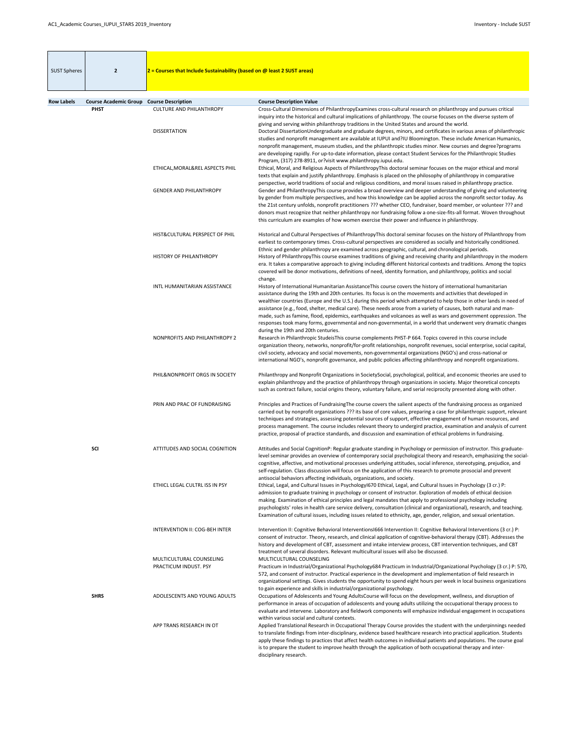| SUST Spheres | 2 | 2 = Courses that Include Sustainability (based on @ least 2 SUST areas) |
|---|---|---|

| Row Labels | Course Academic Group | Course Description | Course Description Value |
|---|---|---|---|
| | PHST | CULTURE AND PHILANTHROPY | Cross-Cultural Dimensions of PhilanthropyExamines cross-cultural research on philanthropy and pursues critical inquiry into the historical and cultural implications of philanthropy. The course focuses on the diverse system of giving and serving within philanthropy traditions in the United States and around the world. |
| | | DISSERTATION | Doctoral DissertationUndergraduate and graduate degrees, minors, and certificates in various areas of philanthropic studies and nonprofit management are available at IUPUI and?IU Bloomington. These include American Humanics, nonprofit management, museum studies, and the philanthropic studies minor. New courses and degree?programs are developing rapidly. For up-to-date information, please contact Student Services for the Philanthropic Studies Program, (317) 278-8911, or?visit www.philanthropy.iupui.edu. |
| | | ETHICAL,MORAL&REL ASPECTS PHIL | Ethical, Moral, and Religious Aspects of PhilanthropyThis doctoral seminar focuses on the major ethical and moral texts that explain and justify philanthropy. Emphasis is placed on the philosophy of philanthropy in comparative perspective, world traditions of social and religious conditions, and moral issues raised in philanthropy practice. |
| | | GENDER AND PHILANTHROPY | Gender and PhilanthropyThis course provides a broad overview and deeper understanding of giving and volunteering by gender from multiple perspectives, and how this knowledge can be applied across the nonprofit sector today. As the 21st century unfolds, nonprofit practitioners ??? whether CEO, fundraiser, board member, or volunteer ??? and donors must recognize that neither philanthropy nor fundraising follow a one-size-fits-all format. Woven throughout this curriculum are examples of how women exercise their power and influence in philanthropy. |
| | | HIST&CULTURAL PERSPECT OF PHIL | Historical and Cultural Perspectives of PhilanthropyThis doctoral seminar focuses on the history of Philanthropy from earliest to contemporary times. Cross-cultural perspectives are considered as socially and historically conditioned. Ethnic and gender philanthropy are examined across geographic, cultural, and chronological periods. |
| | | HISTORY OF PHILANTHROPY | History of PhilanthropyThis course examines traditions of giving and receiving charity and philanthropy in the modern era. It takes a comparative approach to giving including different historical contexts and traditions. Among the topics covered will be donor motivations, definitions of need, identity formation, and philanthropy, politics and social change. |
| | | INTL HUMANITARIAN ASSISTANCE | History of International Humanitarian AssistanceThis course covers the history of international humanitarian assistance during the 19th and 20th centuries. Its focus is on the movements and activities that developed in wealthier countries (Europe and the U.S.) during this period which attempted to help those in other lands in need of assistance (e.g., food, shelter, medical care). These needs arose from a variety of causes, both natural and man-made, such as famine, flood, epidemics, earthquakes and volcanoes as well as wars and government oppression. The responses took many forms, governmental and non-governmental, in a world that underwent very dramatic changes during the 19th and 20th centuries. |
| | | NONPROFITS AND PHILANTHROPY 2 | Research in Philanthropic StudiesThis course complements PHST-P 664. Topics covered in this course include organization theory, networks, nonprofit/for-profit relationships, nonprofit revenues, social enterprise, social capital, civil society, advocacy and social movements, non-governmental organizations (NGO's) and cross-national or international NGO's, nonprofit governance, and public policies affecting philanthropy and nonprofit organizations. |
| | | PHIL&NONPROFIT ORGS IN SOCIETY | Philanthropy and Nonprofit Organizations in SocietySocial, psychological, political, and economic theories are used to explain philanthropy and the practice of philanthropy through organizations in society. Major theoretical concepts such as contract failure, social origins theory, voluntary failure, and serial reciprocity presented along with other. |
| | | PRIN AND PRAC OF FUNDRAISING | Principles and Practices of FundraisingThe course covers the salient aspects of the fundraising process as organized carried out by nonprofit organizations ??? its base of core values, preparing a case for philanthropic support, relevant techniques and strategies, assessing potential sources of support, effective engagement of human resources, and process management. The course includes relevant theory to undergird practice, examination and analysis of current practice, proposal of practice standards, and discussion and examination of ethical problems in fundraising. |
| | SCI | ATTITUDES AND SOCIAL COGNITION | Attitudes and Social CognitionP: Regular graduate standing in Psychology or permission of instructor. This graduate-level seminar provides an overview of contemporary social psychological theory and research, emphasizing the social-cognitive, affective, and motivational processes underlying attitudes, social inference, stereotyping, prejudice, and self-regulation. Class discussion will focus on the application of this research to promote prosocial and prevent antisocial behaviors affecting individuals, organizations, and society. |
| | | ETHICL LEGAL CULTRL ISS IN PSY | Ethical, Legal, and Cultural Issues in PsychologyI670 Ethical, Legal, and Cultural Issues in Psychology (3 cr.) P: admission to graduate training in psychology or consent of instructor. Exploration of models of ethical decision making. Examination of ethical principles and legal mandates that apply to professional psychology including psychologists' roles in health care service delivery, consultation (clinical and organizational), research, and teaching. Examination of cultural issues, including issues related to ethnicity, age, gender, religion, and sexual orientation. |
| | | INTERVENTION II: COG-BEH INTER | Intervention II: Cognitive Behavioral InterventionsI666 Intervention II: Cognitive Behavioral Interventions (3 cr.) P: consent of instructor. Theory, research, and clinical application of cognitive-behavioral therapy (CBT). Addresses the history and development of CBT, assessment and intake interview process, CBT intervention techniques, and CBT treatment of several disorders. Relevant multicultural issues will also be discussed. |
| | | MULTICULTURAL COUNSELING | MULTICULTURAL COUNSELING |
| | | PRACTICUM INDUST. PSY | Practicum in Industrial/Organizational Psychology684 Practicum in Industrial/Organizational Psychology (3 cr.) P: 570, 572, and consent of instructor. Practical experience in the development and implementation of field research in organizational settings. Gives students the opportunity to spend eight hours per week in local business organizations to gain experience and skills in industrial/organizational psychology. |
| | SHRS | ADOLESCENTS AND YOUNG ADULTS | Occupations of Adolescents and Young AdultsCourse will focus on the development, wellness, and disruption of performance in areas of occupation of adolescents and young adults utilizing the occupational therapy process to evaluate and intervene. Laboratory and fieldwork components will emphasize individual engagement in occupations within various social and cultural contexts. |
| | | APP TRANS RESEARCH IN OT | Applied Translational Research in Occupational Therapy Course provides the student with the underpinnings needed to translate findings from inter-disciplinary, evidence based healthcare research into practical application. Students apply these findings to practices that affect health outcomes in individual patients and populations. The course goal is to prepare the student to improve health through the application of both occupational therapy and inter-disciplinary research. |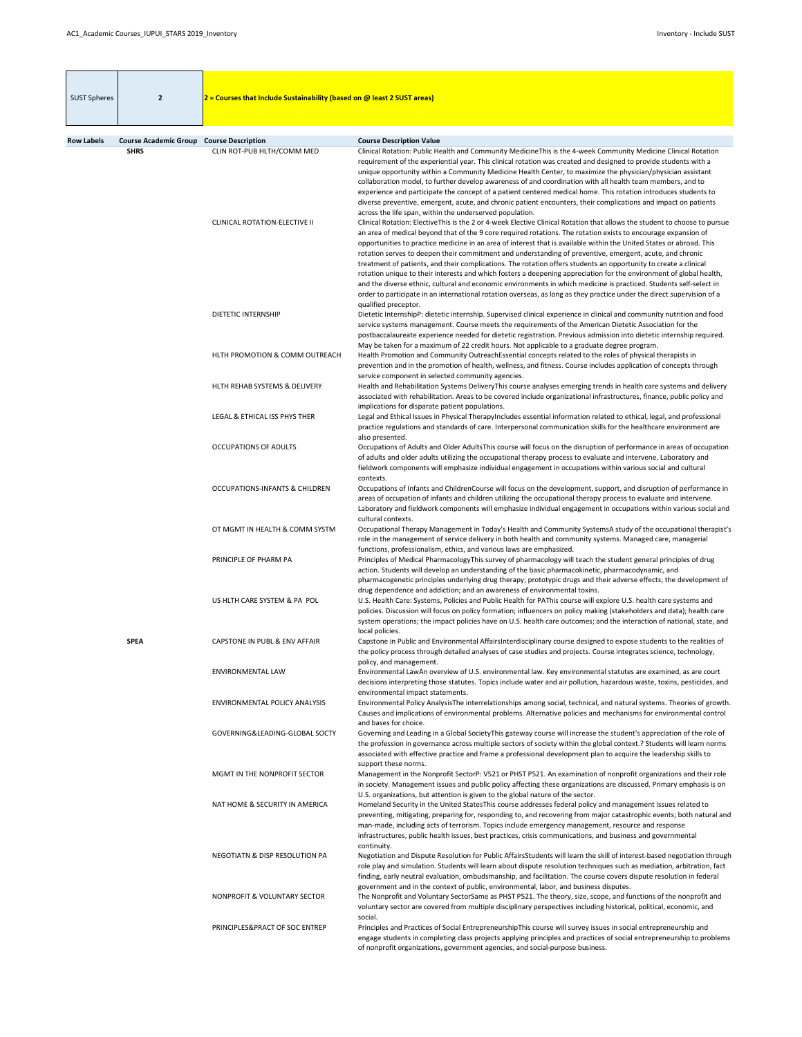| SUST Spheres | 2 | 2 = Courses that Include Sustainability (based on @ least 2 SUST areas) |
|---|---|---|

| Row Labels | Course Academic Group | Course Description | Course Description Value |
|---|---|---|---|
| | SHRS | CLIN ROT-PUB HLTH/COMM MED | Clinical Rotation: Public Health and Community MedicineThis is the 4-week Community Medicine Clinical Rotation requirement of the experiential year. This clinical rotation was created and designed to provide students with a unique opportunity within a Community Medicine Health Center, to maximize the physician/physician assistant collaboration model, to further develop awareness of and coordination with all health team members, and to experience and participate the concept of a patient centered medical home. This rotation introduces students to diverse preventive, emergent, acute, and chronic patient encounters, their complications and impact on patients across the life span, within the underserved population. |
| | | CLINICAL ROTATION-ELECTIVE II | Clinical Rotation: ElectiveThis is the 2 or 4-week Elective Clinical Rotation that allows the student to choose to pursue an area of medical beyond that of the 9 core required rotations. The rotation exists to encourage expansion of opportunities to practice medicine in an area of interest that is available within the United States or abroad. This rotation serves to deepen their commitment and understanding of preventive, emergent, acute, and chronic treatment of patients, and their complications. The rotation offers students an opportunity to create a clinical rotation unique to their interests and which fosters a deepening appreciation for the environment of global health, and the diverse ethnic, cultural and economic environments in which medicine is practiced. Students self-select in order to participate in an international rotation overseas, as long as they practice under the direct supervision of a qualified preceptor. |
| | | DIETETIC INTERNSHIP | Dietetic InternshipP: dietetic internship. Supervised clinical experience in clinical and community nutrition and food service systems management. Course meets the requirements of the American Dietetic Association for the postbaccalaureate experience needed for dietetic registration. Previous admission into dietetic internship required. May be taken for a maximum of 22 credit hours. Not applicable to a graduate degree program. |
| | | HLTH PROMOTION & COMM OUTREACH | Health Promotion and Community OutreachEssential concepts related to the roles of physical therapists in prevention and in the promotion of health, wellness, and fitness. Course includes application of concepts through service component in selected community agencies. |
| | | HLTH REHAB SYSTEMS & DELIVERY | Health and Rehabilitation Systems DeliveryThis course analyses emerging trends in health care systems and delivery associated with rehabilitation. Areas to be covered include organizational infrastructures, finance, public policy and implications for disparate patient populations. |
| | | LEGAL & ETHICAL ISS PHYS THER | Legal and Ethical Issues in Physical TherapyIncludes essential information related to ethical, legal, and professional practice regulations and standards of care. Interpersonal communication skills for the healthcare environment are also presented. |
| | | OCCUPATIONS OF ADULTS | Occupations of Adults and Older AdultsThis course will focus on the disruption of performance in areas of occupation of adults and older adults utilizing the occupational therapy process to evaluate and intervene. Laboratory and fieldwork components will emphasize individual engagement in occupations within various social and cultural contexts. |
| | | OCCUPATIONS-INFANTS & CHILDREN | Occupations of Infants and ChildrenCourse will focus on the development, support, and disruption of performance in areas of occupation of infants and children utilizing the occupational therapy process to evaluate and intervene. Laboratory and fieldwork components will emphasize individual engagement in occupations within various social and cultural contexts. |
| | | OT MGMT IN HEALTH & COMM SYSTM | Occupational Therapy Management in Today's Health and Community SystemsA study of the occupational therapist's role in the management of service delivery in both health and community systems. Managed care, managerial functions, professionalism, ethics, and various laws are emphasized. |
| | | PRINCIPLE OF PHARM PA | Principles of Medical PharmacologyThis survey of pharmacology will teach the student general principles of drug action. Students will develop an understanding of the basic pharmacokinetic, pharmacodynamic, and pharmacogenetic principles underlying drug therapy; prototypic drugs and their adverse effects; the development of drug dependence and addiction; and an awareness of environmental toxins. |
| | | US HLTH CARE SYSTEM & PA POL | U.S. Health Care: Systems, Policies and Public Health for PAThis course will explore U.S. health care systems and policies. Discussion will focus on policy formation; influencers on policy making (stakeholders and data); health care system operations; the impact policies have on U.S. health care outcomes; and the interaction of national, state, and local policies. |
| | SPEA | CAPSTONE IN PUBL & ENV AFFAIR | Capstone in Public and Environmental AffairsInterdisciplinary course designed to expose students to the realities of the policy process through detailed analyses of case studies and projects. Course integrates science, technology, policy, and management. |
| | | ENVIRONMENTAL LAW | Environmental LawAn overview of U.S. environmental law. Key environmental statutes are examined, as are court decisions interpreting those statutes. Topics include water and air pollution, hazardous waste, toxins, pesticides, and environmental impact statements. |
| | | ENVIRONMENTAL POLICY ANALYSIS | Environmental Policy AnalysisThe interrelationships among social, technical, and natural systems. Theories of growth. Causes and implications of environmental problems. Alternative policies and mechanisms for environmental control and bases for choice. |
| | | GOVERNING&LEADING-GLOBAL SOCTY | Governing and Leading in a Global SocietyThis gateway course will increase the student's appreciation of the role of the profession in governance across multiple sectors of society within the global context.? Students will learn norms associated with effective practice and frame a professional development plan to acquire the leadership skills to support these norms. |
| | | MGMT IN THE NONPROFIT SECTOR | Management in the Nonprofit SectorP: V521 or PHST P521. An examination of nonprofit organizations and their role in society. Management issues and public policy affecting these organizations are discussed. Primary emphasis is on U.S. organizations, but attention is given to the global nature of the sector. |
| | | NAT HOME & SECURITY IN AMERICA | Homeland Security in the United StatesThis course addresses federal policy and management issues related to preventing, mitigating, preparing for, responding to, and recovering from major catastrophic events; both natural and man-made, including acts of terrorism. Topics include emergency management, resource and response infrastructures, public health issues, best practices, crisis communications, and business and governmental continuity. |
| | | NEGOTIATN & DISP RESOLUTION PA | Negotiation and Dispute Resolution for Public AffairsStudents will learn the skill of interest-based negotiation through role play and simulation. Students will learn about dispute resolution techniques such as mediation, arbitration, fact finding, early neutral evaluation, ombudsmanship, and facilitation. The course covers dispute resolution in federal government and in the context of public, environmental, labor, and business disputes. |
| | | NONPROFIT & VOLUNTARY SECTOR | The Nonprofit and Voluntary SectorSame as PHST P521. The theory, size, scope, and functions of the nonprofit and voluntary sector are covered from multiple disciplinary perspectives including historical, political, economic, and social. |
| | | PRINCIPLES&PRACT OF SOC ENTREP | Principles and Practices of Social EntrepreneurshipThis course will survey issues in social entrepreneurship and engage students in completing class projects applying principles and practices of social entrepreneurship to problems of nonprofit organizations, government agencies, and social-purpose business. |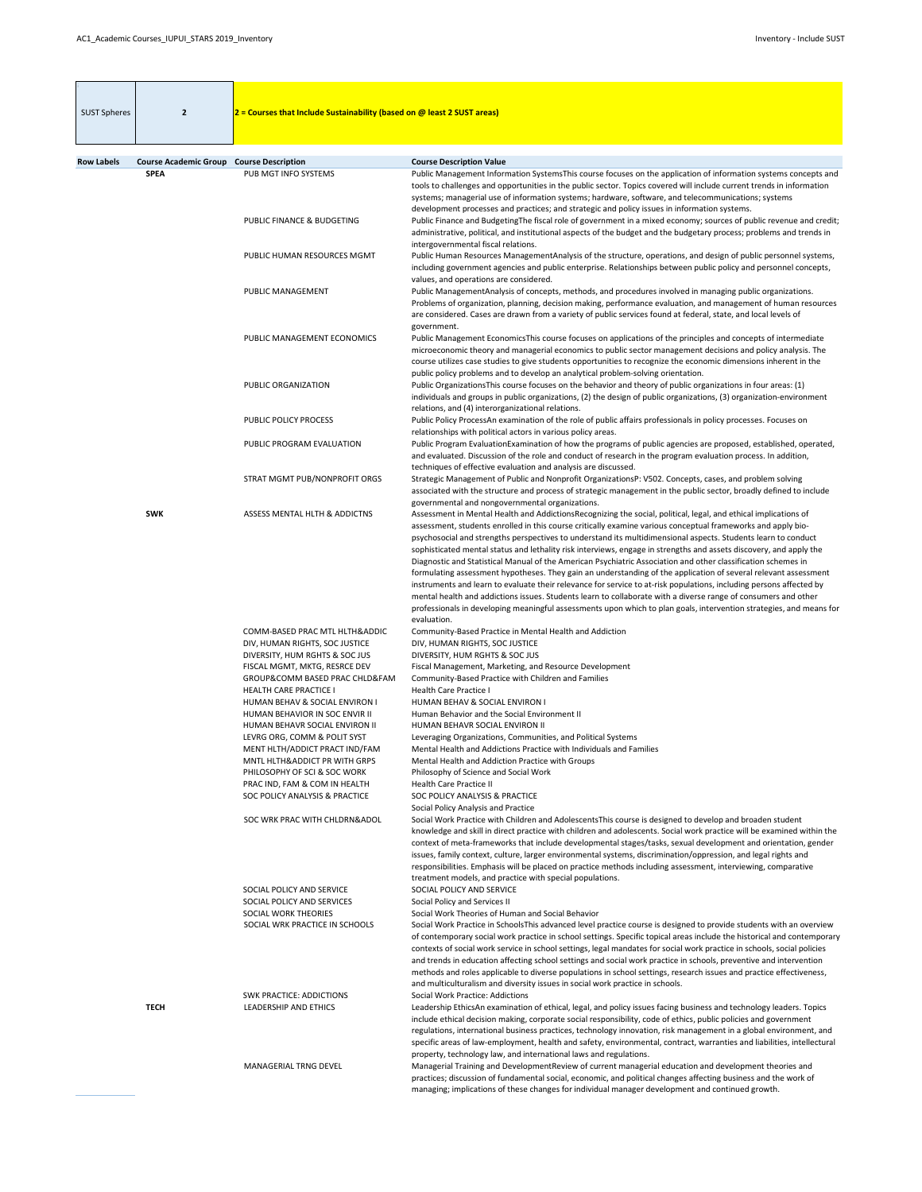| SUST Spheres | 2 | 2 = Courses that Include Sustainability (based on @ least 2 SUST areas) | |
|---|---|---|---|

| Row Labels | Course Academic Group | Course Description | Course Description Value |
|---|---|---|---|
| | SPEA | PUB MGT INFO SYSTEMS | Public Management Information SystemsThis course focuses on the application of information systems concepts and tools to challenges and opportunities in the public sector. Topics covered will include current trends in information systems; managerial use of information systems; hardware, software, and telecommunications; systems development processes and practices; and strategic and policy issues in information systems. |
| | | PUBLIC FINANCE & BUDGETING | Public Finance and BudgetingThe fiscal role of government in a mixed economy; sources of public revenue and credit; administrative, political, and institutional aspects of the budget and the budgetary process; problems and trends in intergovernmental fiscal relations. |
| | | PUBLIC HUMAN RESOURCES MGMT | Public Human Resources ManagementAnalysis of the structure, operations, and design of public personnel systems, including government agencies and public enterprise. Relationships between public policy and personnel concepts, values, and operations are considered. |
| | | PUBLIC MANAGEMENT | Public ManagementAnalysis of concepts, methods, and procedures involved in managing public organizations. Problems of organization, planning, decision making, performance evaluation, and management of human resources are considered. Cases are drawn from a variety of public services found at federal, state, and local levels of government. |
| | | PUBLIC MANAGEMENT ECONOMICS | Public Management EconomicsThis course focuses on applications of the principles and concepts of intermediate microeconomic theory and managerial economics to public sector management decisions and policy analysis. The course utilizes case studies to give students opportunities to recognize the economic dimensions inherent in the public policy problems and to develop an analytical problem-solving orientation. |
| | | PUBLIC ORGANIZATION | Public OrganizationsThis course focuses on the behavior and theory of public organizations in four areas: (1) individuals and groups in public organizations, (2) the design of public organizations, (3) organization-environment relations, and (4) interorganizational relations. |
| | | PUBLIC POLICY PROCESS | Public Policy ProcessAn examination of the role of public affairs professionals in policy processes. Focuses on relationships with political actors in various policy areas. |
| | | PUBLIC PROGRAM EVALUATION | Public Program EvaluationExamination of how the programs of public agencies are proposed, established, operated, and evaluated. Discussion of the role and conduct of research in the program evaluation process. In addition, techniques of effective evaluation and analysis are discussed. |
| | | STRAT MGMT PUB/NONPROFIT ORGS | Strategic Management of Public and Nonprofit OrganizationsP: V502. Concepts, cases, and problem solving associated with the structure and process of strategic management in the public sector, broadly defined to include governmental and nongovernmental organizations. |
| | SWK | ASSESS MENTAL HLTH & ADDICTNS | Assessment in Mental Health and AddictionsRecognizing the social, political, legal, and ethical implications of assessment, students enrolled in this course critically examine various conceptual frameworks and apply bio-psychosocial and strengths perspectives to understand its multidimensional aspects. Students learn to conduct sophisticated mental status and lethality risk interviews, engage in strengths and assets discovery, and apply the Diagnostic and Statistical Manual of the American Psychiatric Association and other classification schemes in formulating assessment hypotheses. They gain an understanding of the application of several relevant assessment instruments and learn to evaluate their relevance for service to at-risk populations, including persons affected by mental health and addictions issues. Students learn to collaborate with a diverse range of consumers and other professionals in developing meaningful assessments upon which to plan goals, intervention strategies, and means for evaluation. |
| | | COMM-BASED PRAC MTL HLTH&ADDIC | Community-Based Practice in Mental Health and Addiction |
| | | DIV, HUMAN RIGHTS, SOC JUSTICE | DIV, HUMAN RIGHTS, SOC JUSTICE |
| | | DIVERSITY, HUM RGHTS & SOC JUS | DIVERSITY, HUM RGHTS & SOC JUS |
| | | FISCAL MGMT, MKTG, RESRCE DEV | Fiscal Management, Marketing, and Resource Development |
| | | GROUP&COMM BASED PRAC CHLD&FAM | Community-Based Practice with Children and Families |
| | | HEALTH CARE PRACTICE I | Health Care Practice I |
| | | HUMAN BEHAV & SOCIAL ENVIRON I | HUMAN BEHAV & SOCIAL ENVIRON I |
| | | HUMAN BEHAVIOR IN SOC ENVIR II | Human Behavior and the Social Environment II |
| | | HUMAN BEHAVR SOCIAL ENVIRON II | HUMAN BEHAVR SOCIAL ENVIRON II |
| | | LEVRG ORG, COMM & POLIT SYST | Leveraging Organizations, Communities, and Political Systems |
| | | MENT HLTH/ADDICT PRACT IND/FAM | Mental Health and Addictions Practice with Individuals and Families |
| | | MNTL HLTH&ADDICT PR WITH GRPS | Mental Health and Addiction Practice with Groups |
| | | PHILOSOPHY OF SCI & SOC WORK | Philosophy of Science and Social Work |
| | | PRAC IND, FAM & COM IN HEALTH | Health Care Practice II |
| | | SOC POLICY ANALYSIS & PRACTICE | SOC POLICY ANALYSIS & PRACTICE |
| | | | Social Policy Analysis and Practice |
| | | SOC WRK PRAC WITH CHLDRN&ADOL | Social Work Practice with Children and AdolescentsThis course is designed to develop and broaden student knowledge and skill in direct practice with children and adolescents. Social work practice will be examined within the context of meta-frameworks that include developmental stages/tasks, sexual development and orientation, gender issues, family context, culture, larger environmental systems, discrimination/oppression, and legal rights and responsibilities. Emphasis will be placed on practice methods including assessment, interviewing, comparative treatment models, and practice with special populations. |
| | | SOCIAL POLICY AND SERVICE | SOCIAL POLICY AND SERVICE |
| | | SOCIAL POLICY AND SERVICES | Social Policy and Services II |
| | | SOCIAL WORK THEORIES | Social Work Theories of Human and Social Behavior |
| | | SOCIAL WRK PRACTICE IN SCHOOLS | Social Work Practice in SchoolsThis advanced level practice course is designed to provide students with an overview of contemporary social work practice in school settings. Specific topical areas include the historical and contemporary contexts of social work service in school settings, legal mandates for social work practice in schools, social policies and trends in education affecting school settings and social work practice in schools, preventive and intervention methods and roles applicable to diverse populations in school settings, research issues and practice effectiveness, and multiculturalism and diversity issues in social work practice in schools. |
| | | SWK PRACTICE: ADDICTIONS | Social Work Practice: Addictions |
| | TECH | LEADERSHIP AND ETHICS | Leadership EthicsAn examination of ethical, legal, and policy issues facing business and technology leaders. Topics include ethical decision making, corporate social responsibility, code of ethics, public policies and government regulations, international business practices, technology innovation, risk management in a global environment, and specific areas of law-employment, health and safety, environmental, contract, warranties and liabilities, intellectual property, technology law, and international laws and regulations. |
| | | MANAGERIAL TRNG DEVEL | Managerial Training and DevelopmentReview of current managerial education and development theories and practices; discussion of fundamental social, economic, and political changes affecting business and the work of managing; implications of these changes for individual manager development and continued growth. |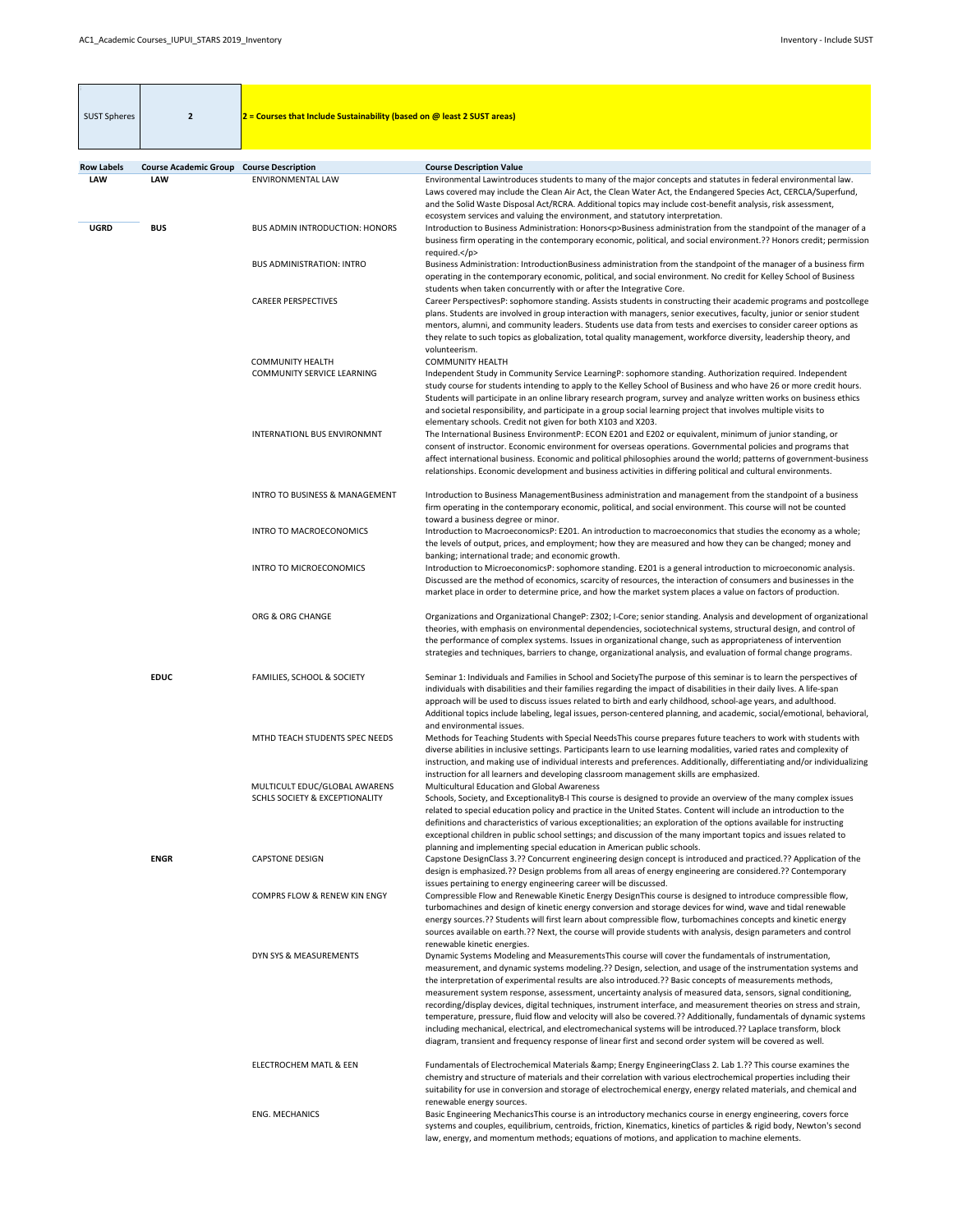| SUST Spheres | 2 | 2 = Courses that Include Sustainability (based on @ least 2 SUST areas) |
|---|---|---|

| Row Labels | Course Academic Group | Course Description | Course Description Value |
|---|---|---|---|
| LAW | LAW | ENVIRONMENTAL LAW | Environmental Lawintroduces students to many of the major concepts and statutes in federal environmental law. Laws covered may include the Clean Air Act, the Clean Water Act, the Endangered Species Act, CERCLA/Superfund, and the Solid Waste Disposal Act/RCRA. Additional topics may include cost-benefit analysis, risk assessment, ecosystem services and valuing the environment, and statutory interpretation. |
| UGRD | BUS | BUS ADMIN INTRODUCTION: HONORS | Introduction to Business Administration: Honors<p>Business administration from the standpoint of the manager of a business firm operating in the contemporary economic, political, and social environment.?? Honors credit; permission required.</p> |
| | | BUS ADMINISTRATION: INTRO | Business Administration: IntroductionBusiness administration from the standpoint of the manager of a business firm operating in the contemporary economic, political, and social environment. No credit for Kelley School of Business students when taken concurrently with or after the Integrative Core. |
| | | CAREER PERSPECTIVES | Career PerspectivesP: sophomore standing. Assists students in constructing their academic programs and postcollege plans. Students are involved in group interaction with managers, senior executives, faculty, junior or senior student mentors, alumni, and community leaders. Students use data from tests and exercises to consider career options as they relate to such topics as globalization, total quality management, workforce diversity, leadership theory, and volunteerism. |
| | | COMMUNITY HEALTH | COMMUNITY HEALTH |
| | | COMMUNITY SERVICE LEARNING | Independent Study in Community Service LearningP: sophomore standing. Authorization required. Independent study course for students intending to apply to the Kelley School of Business and who have 26 or more credit hours. Students will participate in an online library research program, survey and analyze written works on business ethics and societal responsibility, and participate in a group social learning project that involves multiple visits to elementary schools. Credit not given for both X103 and X203. |
| | | INTERNATIONL BUS ENVIRONMNT | The International Business EnvironmentP: ECON E201 and E202 or equivalent, minimum of junior standing, or consent of instructor. Economic environment for overseas operations. Governmental policies and programs that affect international business. Economic and political philosophies around the world; patterns of government-business relationships. Economic development and business activities in differing political and cultural environments. |
| | | INTRO TO BUSINESS & MANAGEMENT | Introduction to Business ManagementBusiness administration and management from the standpoint of a business firm operating in the contemporary economic, political, and social environment. This course will not be counted toward a business degree or minor. |
| | | INTRO TO MACROECONOMICS | Introduction to MacroeconomicsP: E201. An introduction to macroeconomics that studies the economy as a whole; the levels of output, prices, and employment; how they are measured and how they can be changed; money and banking; international trade; and economic growth. |
| | | INTRO TO MICROECONOMICS | Introduction to MicroeconomicsP: sophomore standing. E201 is a general introduction to microeconomic analysis. Discussed are the method of economics, scarcity of resources, the interaction of consumers and businesses in the market place in order to determine price, and how the market system places a value on factors of production. |
| | | ORG & ORG CHANGE | Organizations and Organizational ChangeP: Z302; I-Core; senior standing. Analysis and development of organizational theories, with emphasis on environmental dependencies, sociotechnical systems, structural design, and control of the performance of complex systems. Issues in organizational change, such as appropriateness of intervention strategies and techniques, barriers to change, organizational analysis, and evaluation of formal change programs. |
| | EDUC | FAMILIES, SCHOOL & SOCIETY | Seminar 1: Individuals and Families in School and SocietyThe purpose of this seminar is to learn the perspectives of individuals with disabilities and their families regarding the impact of disabilities in their daily lives. A life-span approach will be used to discuss issues related to birth and early childhood, school-age years, and adulthood. Additional topics include labeling, legal issues, person-centered planning, and academic, social/emotional, behavioral, and environmental issues. |
| | | MTHD TEACH STUDENTS SPEC NEEDS | Methods for Teaching Students with Special NeedsThis course prepares future teachers to work with students with diverse abilities in inclusive settings. Participants learn to use learning modalities, varied rates and complexity of instruction, and making use of individual interests and preferences. Additionally, differentiating and/or individualizing instruction for all learners and developing classroom management skills are emphasized. |
| | | MULTICULT EDUC/GLOBAL AWARENS | Multicultural Education and Global Awareness |
| | | SCHLS SOCIETY & EXCEPTIONALITY | Schools, Society, and ExceptionalityB-I This course is designed to provide an overview of the many complex issues related to special education policy and practice in the United States. Content will include an introduction to the definitions and characteristics of various exceptionalities; an exploration of the options available for instructing exceptional children in public school settings; and discussion of the many important topics and issues related to planning and implementing special education in American public schools. |
| | ENGR | CAPSTONE DESIGN | Capstone DesignClass 3.?? Concurrent engineering design concept is introduced and practiced.?? Application of the design is emphasized.?? Design problems from all areas of energy engineering are considered.?? Contemporary issues pertaining to energy engineering career will be discussed. |
| | | COMPRS FLOW & RENEW KIN ENGY | Compressible Flow and Renewable Kinetic Energy DesignThis course is designed to introduce compressible flow, turbomachines and design of kinetic energy conversion and storage devices for wind, wave and tidal renewable energy sources.?? Students will first learn about compressible flow, turbomachines concepts and kinetic energy sources available on earth.?? Next, the course will provide students with analysis, design parameters and control renewable kinetic energies. |
| | | DYN SYS & MEASUREMENTS | Dynamic Systems Modeling and MeasurementsThis course will cover the fundamentals of instrumentation, measurement, and dynamic systems modeling.?? Design, selection, and usage of the instrumentation systems and the interpretation of experimental results are also introduced.?? Basic concepts of measurements methods, measurement system response, assessment, uncertainty analysis of measured data, sensors, signal conditioning, recording/display devices, digital techniques, instrument interface, and measurement theories on stress and strain, temperature, pressure, fluid flow and velocity will also be covered.?? Additionally, fundamentals of dynamic systems including mechanical, electrical, and electromechanical systems will be introduced.?? Laplace transform, block diagram, transient and frequency response of linear first and second order system will be covered as well. |
| | | ELECTROCHEM MATL & EEN | Fundamentals of Electrochemical Materials &amp; Energy EngineeringClass 2. Lab 1.?? This course examines the chemistry and structure of materials and their correlation with various electrochemical properties including their suitability for use in conversion and storage of electrochemical energy, energy related materials, and chemical and renewable energy sources. |
| | | ENG. MECHANICS | Basic Engineering MechanicsThis course is an introductory mechanics course in energy engineering, covers force systems and couples, equilibrium, centroids, friction, Kinematics, kinetics of particles & rigid body, Newton's second law, energy, and momentum methods; equations of motions, and application to machine elements. |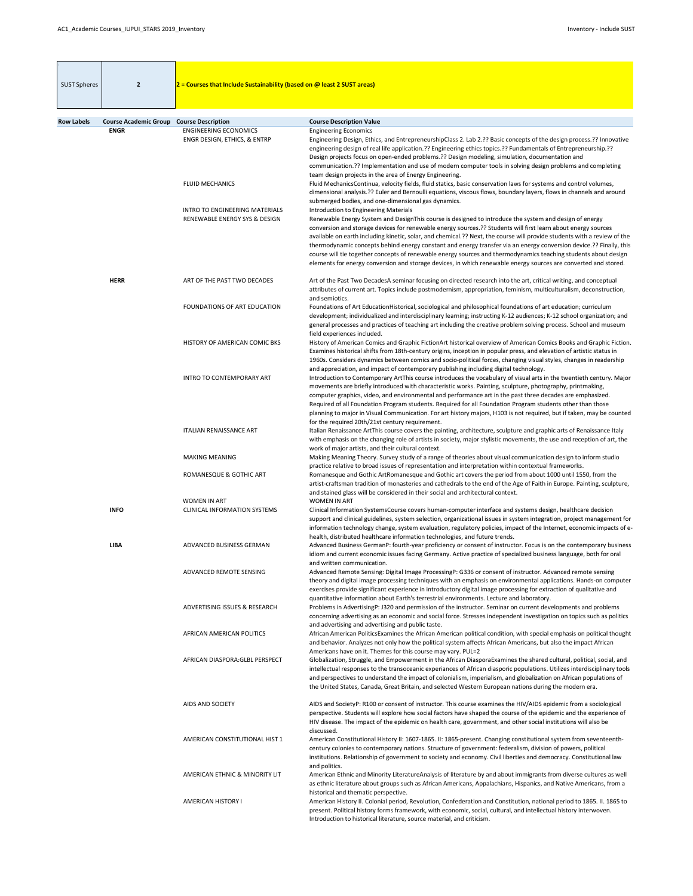| SUST Spheres | 2 | 2 = Courses that Include Sustainability (based on @ least 2 SUST areas) |
|---|---|---|

| Row Labels | Course Academic Group | Course Description | Course Description Value |
|---|---|---|---|
| | ENGR | ENGINEERING ECONOMICS | Engineering Economics |
| | | ENGR DESIGN, ETHICS, & ENTRP | Engineering Design, Ethics, and EntrepreneurshipClass 2. Lab 2.?? Basic concepts of the design process.?? Innovative engineering design of real life application.?? Engineering ethics topics.?? Fundamentals of Entrepreneurship.?? Design projects focus on open-ended problems.?? Design modeling, simulation, documentation and communication.?? Implementation and use of modern computer tools in solving design problems and completing team design projects in the area of Energy Engineering. |
| | | FLUID MECHANICS | Fluid MechanicsContinua, velocity fields, fluid statics, basic conservation laws for systems and control volumes, dimensional analysis.?? Euler and Bernoulli equations, viscous flows, boundary layers, flows in channels and around submerged bodies, and one-dimensional gas dynamics. |
| | | INTRO TO ENGINEERING MATERIALS | Introduction to Engineering Materials |
| | | RENEWABLE ENERGY SYS & DESIGN | Renewable Energy System and DesignThis course is designed to introduce the system and design of energy conversion and storage devices for renewable energy sources.?? Students will first learn about energy sources available on earth including kinetic, solar, and chemical.?? Next, the course will provide students with a review of the thermodynamic concepts behind energy constant and energy transfer via an energy conversion device.?? Finally, this course will tie together concepts of renewable energy sources and thermodynamics teaching students about design elements for energy conversion and storage devices, in which renewable energy sources are converted and stored. |
| | HERR | ART OF THE PAST TWO DECADES | Art of the Past Two DecadesA seminar focusing on directed research into the art, critical writing, and conceptual attributes of current art. Topics include postmodernism, appropriation, feminism, multiculturalism, deconstruction, and semiotics. |
| | | FOUNDATIONS OF ART EDUCATION | Foundations of Art EducationHistorical, sociological and philosophical foundations of art education; curriculum development; individualized and interdisciplinary learning; instructing K-12 audiences; K-12 school organization; and general processes and practices of teaching art including the creative problem solving process. School and museum field experiences included. |
| | | HISTORY OF AMERICAN COMIC BKS | History of American Comics and Graphic FictionArt historical overview of American Comics Books and Graphic Fiction. Examines historical shifts from 18th-century origins, inception in popular press, and elevation of artistic status in 1960s. Considers dynamics between comics and socio-political forces, changing visual styles, changes in readership and appreciation, and impact of contemporary publishing including digital technology. |
| | | INTRO TO CONTEMPORARY ART | Introduction to Contemporary ArtThis course introduces the vocabulary of visual arts in the twentieth century. Major movements are briefly introduced with characteristic works. Painting, sculpture, photography, printmaking, computer graphics, video, and environmental and performance art in the past three decades are emphasized. Required of all Foundation Program students. Required for all Foundation Program students other than those planning to major in Visual Communication. For art history majors, H103 is not required, but if taken, may be counted for the required 20th/21st century requirement. |
| | | ITALIAN RENAISSANCE ART | Italian Renaissance ArtThis course covers the painting, architecture, sculpture and graphic arts of Renaissance Italy with emphasis on the changing role of artists in society, major stylistic movements, the use and reception of art, the work of major artists, and their cultural context. |
| | | MAKING MEANING | Making Meaning Theory. Survey study of a range of theories about visual communication design to inform studio practice relative to broad issues of representation and interpretation within contextual frameworks. |
| | | ROMANESQUE & GOTHIC ART | Romanesque and Gothic ArtRomanesque and Gothic art covers the period from about 1000 until 1550, from the artist-craftsman tradition of monasteries and cathedrals to the end of the Age of Faith in Europe. Painting, sculpture, and stained glass will be considered in their social and architectural context. |
| | | WOMEN IN ART | WOMEN IN ART |
| | INFO | CLINICAL INFORMATION SYSTEMS | Clinical Information SystemsCourse covers human-computer interface and systems design, healthcare decision support and clinical guidelines, system selection, organizational issues in system integration, project management for information technology change, system evaluation, regulatory policies, impact of the Internet, economic impacts of e-health, distributed healthcare information technologies, and future trends. |
| | LIBA | ADVANCED BUSINESS GERMAN | Advanced Business GermanP: fourth-year proficiency or consent of instructor. Focus is on the contemporary business idiom and current economic issues facing Germany. Active practice of specialized business language, both for oral and written communication. |
| | | ADVANCED REMOTE SENSING | Advanced Remote Sensing: Digital Image ProcessingP: G336 or consent of instructor. Advanced remote sensing theory and digital image processing techniques with an emphasis on environmental applications. Hands-on computer exercises provide significant experience in introductory digital image processing for extraction of qualitative and quantitative information about Earth's terrestrial environments. Lecture and laboratory. |
| | | ADVERTISING ISSUES & RESEARCH | Problems in AdvertisingP: J320 and permission of the instructor. Seminar on current developments and problems concerning advertising as an economic and social force. Stresses independent investigation on topics such as politics and advertising and advertising and public taste. |
| | | AFRICAN AMERICAN POLITICS | African American PoliticsExamines the African American political condition, with special emphasis on political thought and behavior. Analyzes not only how the political system affects African Americans, but also the impact African Americans have on it. Themes for this course may vary. PUL=2 |
| | | AFRICAN DIASPORA:GLBL PERSPECT | Globalization, Struggle, and Empowerment in the African DiasporaExamines the shared cultural, political, social, and intellectual responses to the transoceanic experiances of African diasporic populations. Utilizes interdisciplinary tools and perspectives to understand the impact of colonialism, imperialism, and globalization on African populations of the United States, Canada, Great Britain, and selected Western European nations during the modern era. |
| | | AIDS AND SOCIETY | AIDS and SocietyP: R100 or consent of instructor. This course examines the HIV/AIDS epidemic from a sociological perspective. Students will explore how social factors have shaped the course of the epidemic and the experience of HIV disease. The impact of the epidemic on health care, government, and other social institutions will also be discussed. |
| | | AMERICAN CONSTITUTIONAL HIST 1 | American Constitutional History II: 1607-1865. II: 1865-present. Changing constitutional system from seventeenth-century colonies to contemporary nations. Structure of government: federalism, division of powers, political institutions. Relationship of government to society and economy. Civil liberties and democracy. Constitutional law and politics. |
| | | AMERICAN ETHNIC & MINORITY LIT | American Ethnic and Minority LiteratureAnalysis of literature by and about immigrants from diverse cultures as well as ethnic literature about groups such as African Americans, Appalachians, Hispanics, and Native Americans, from a historical and thematic perspective. |
| | | AMERICAN HISTORY I | American History II. Colonial period, Revolution, Confederation and Constitution, national period to 1865. II. 1865 to present. Political history forms framework, with economic, social, cultural, and intellectual history interwoven. Introduction to historical literature, source material, and criticism. |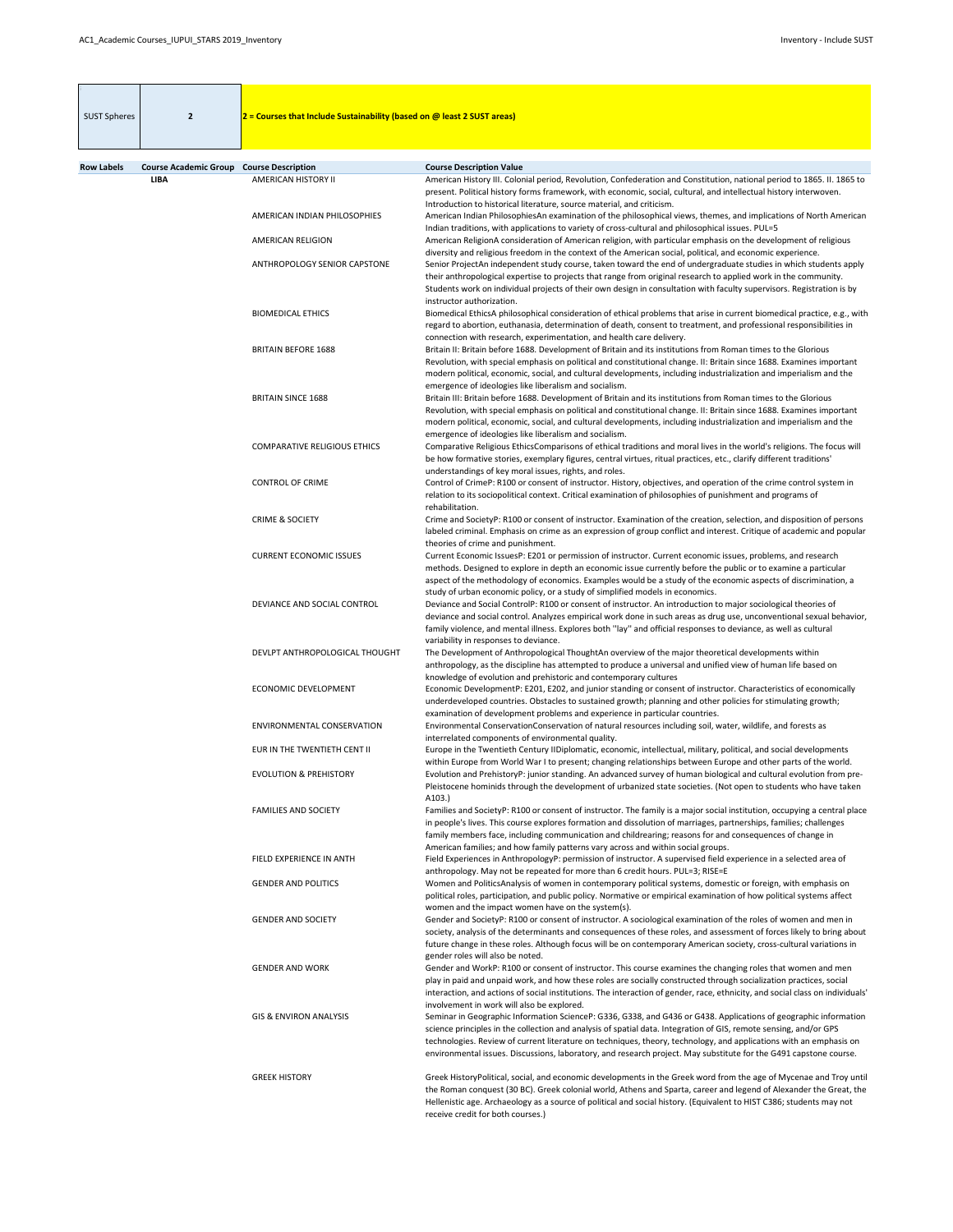| SUST Spheres | 2 | 2 = Courses that Include Sustainability (based on @ least 2 SUST areas) |
|---|---|---|

| Row Labels | Course Academic Group | Course Description | Course Description Value |
|---|---|---|---|
| | LIBA | AMERICAN HISTORY II | American History III. Colonial period, Revolution, Confederation and Constitution, national period to 1865. II. 1865 to present. Political history forms framework, with economic, social, cultural, and intellectual history interwoven. Introduction to historical literature, source material, and criticism. |
| | | AMERICAN INDIAN PHILOSOPHIES | American Indian PhilosophiesAn examination of the philosophical views, themes, and implications of North American Indian traditions, with applications to variety of cross-cultural and philosophical issues. PUL=5 |
| | | AMERICAN RELIGION | American ReligionA consideration of American religion, with particular emphasis on the development of religious diversity and religious freedom in the context of the American social, political, and economic experience. |
| | | ANTHROPOLOGY SENIOR CAPSTONE | Senior ProjectAn independent study course, taken toward the end of undergraduate studies in which students apply their anthropological expertise to projects that range from original research to applied work in the community. Students work on individual projects of their own design in consultation with faculty supervisors. Registration is by instructor authorization. |
| | | BIOMEDICAL ETHICS | Biomedical EthicsA philosophical consideration of ethical problems that arise in current biomedical practice, e.g., with regard to abortion, euthanasia, determination of death, consent to treatment, and professional responsibilities in connection with research, experimentation, and health care delivery. |
| | | BRITAIN BEFORE 1688 | Britain II: Britain before 1688. Development of Britain and its institutions from Roman times to the Glorious Revolution, with special emphasis on political and constitutional change. II: Britain since 1688. Examines important modern political, economic, social, and cultural developments, including industrialization and imperialism and the emergence of ideologies like liberalism and socialism. |
| | | BRITAIN SINCE 1688 | Britain III: Britain before 1688. Development of Britain and its institutions from Roman times to the Glorious Revolution, with special emphasis on political and constitutional change. II: Britain since 1688. Examines important modern political, economic, social, and cultural developments, including industrialization and imperialism and the emergence of ideologies like liberalism and socialism. |
| | | COMPARATIVE RELIGIOUS ETHICS | Comparative Religious EthicsComparisons of ethical traditions and moral lives in the world's religions. The focus will be how formative stories, exemplary figures, central virtues, ritual practices, etc., clarify different traditions' understandings of key moral issues, rights, and roles. |
| | | CONTROL OF CRIME | Control of CrimeP: R100 or consent of instructor. History, objectives, and operation of the crime control system in relation to its sociopolitical context. Critical examination of philosophies of punishment and programs of rehabilitation. |
| | | CRIME & SOCIETY | Crime and SocietyP: R100 or consent of instructor. Examination of the creation, selection, and disposition of persons labeled criminal. Emphasis on crime as an expression of group conflict and interest. Critique of academic and popular theories of crime and punishment. |
| | | CURRENT ECONOMIC ISSUES | Current Economic IssuesP: E201 or permission of instructor. Current economic issues, problems, and research methods. Designed to explore in depth an economic issue currently before the public or to examine a particular aspect of the methodology of economics. Examples would be a study of the economic aspects of discrimination, a study of urban economic policy, or a study of simplified models in economics. |
| | | DEVIANCE AND SOCIAL CONTROL | Deviance and Social ControlP: R100 or consent of instructor. An introduction to major sociological theories of deviance and social control. Analyzes empirical work done in such areas as drug use, unconventional sexual behavior, family violence, and mental illness. Explores both "lay" and official responses to deviance, as well as cultural variability in responses to deviance. |
| | | DEVLPT ANTHROPOLOGICAL THOUGHT | The Development of Anthropological ThoughtAn overview of the major theoretical developments within anthropology, as the discipline has attempted to produce a universal and unified view of human life based on knowledge of evolution and prehistoric and contemporary cultures |
| | | ECONOMIC DEVELOPMENT | Economic DevelopmentP: E201, E202, and junior standing or consent of instructor. Characteristics of economically underdeveloped countries. Obstacles to sustained growth; planning and other policies for stimulating growth; examination of development problems and experience in particular countries. |
| | | ENVIRONMENTAL CONSERVATION | Environmental ConservationConservation of natural resources including soil, water, wildlife, and forests as interrelated components of environmental quality. |
| | | EUR IN THE TWENTIETH CENT II | Europe in the Twentieth Century IIDiplomatic, economic, intellectual, military, political, and social developments within Europe from World War I to present; changing relationships between Europe and other parts of the world. |
| | | EVOLUTION & PREHISTORY | Evolution and PrehistoryP: junior standing. An advanced survey of human biological and cultural evolution from pre-Pleistocene hominids through the development of urbanized state societies. (Not open to students who have taken A103.) |
| | | FAMILIES AND SOCIETY | Families and SocietyP: R100 or consent of instructor. The family is a major social institution, occupying a central place in people's lives. This course explores formation and dissolution of marriages, partnerships, families; challenges family members face, including communication and childrearing; reasons for and consequences of change in American families; and how family patterns vary across and within social groups. |
| | | FIELD EXPERIENCE IN ANTH | Field Experiences in AnthropologyP: permission of instructor. A supervised field experience in a selected area of anthropology. May not be repeated for more than 6 credit hours. PUL=3; RISE=E |
| | | GENDER AND POLITICS | Women and PoliticsAnalysis of women in contemporary political systems, domestic or foreign, with emphasis on political roles, participation, and public policy. Normative or empirical examination of how political systems affect women and the impact women have on the system(s). |
| | | GENDER AND SOCIETY | Gender and SocietyP: R100 or consent of instructor. A sociological examination of the roles of women and men in society, analysis of the determinants and consequences of these roles, and assessment of forces likely to bring about future change in these roles. Although focus will be on contemporary American society, cross-cultural variations in gender roles will also be noted. |
| | | GENDER AND WORK | Gender and WorkP: R100 or consent of instructor. This course examines the changing roles that women and men play in paid and unpaid work, and how these roles are socially constructed through socialization practices, social interaction, and actions of social institutions. The interaction of gender, race, ethnicity, and social class on individuals' involvement in work will also be explored. |
| | | GIS & ENVIRON ANALYSIS | Seminar in Geographic Information ScienceP: G336, G338, and G436 or G438. Applications of geographic information science principles in the collection and analysis of spatial data. Integration of GIS, remote sensing, and/or GPS technologies. Review of current literature on techniques, theory, technology, and applications with an emphasis on environmental issues. Discussions, laboratory, and research project. May substitute for the G491 capstone course. |
| | | GREEK HISTORY | Greek HistoryPolitical, social, and economic developments in the Greek word from the age of Mycenae and Troy until the Roman conquest (30 BC). Greek colonial world, Athens and Sparta, career and legend of Alexander the Great, the Hellenistic age. Archaeology as a source of political and social history. (Equivalent to HIST C386; students may not receive credit for both courses.) |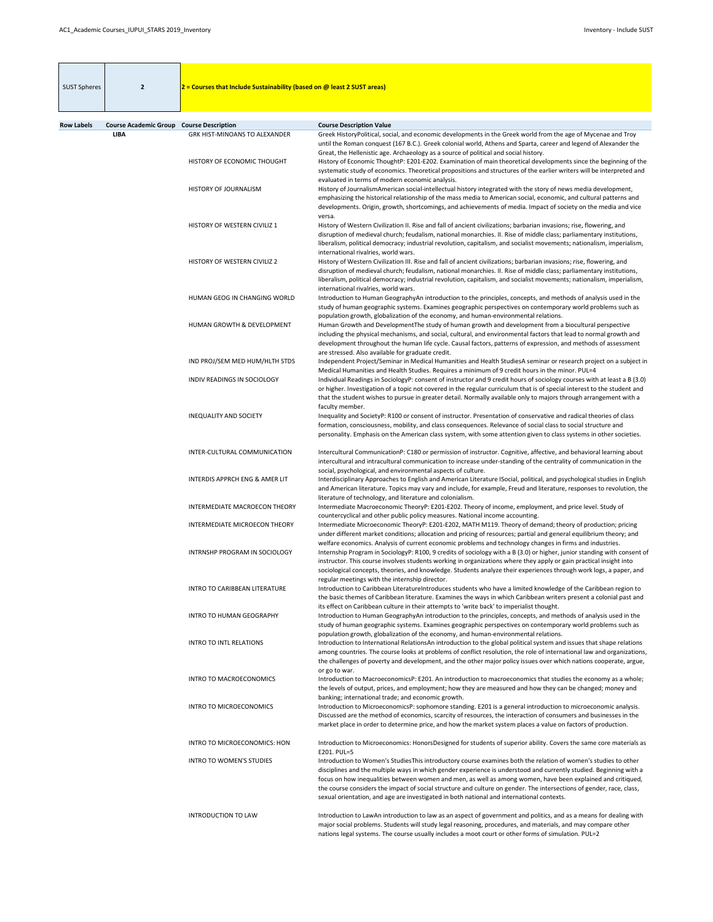| SUST Spheres | 2 | 2 = Courses that Include Sustainability (based on @ least 2 SUST areas) |
|---|---|---|

| Row Labels | Course Academic Group | Course Description | Course Description Value |
|---|---|---|---|
| | LIBA | GRK HIST-MINOANS TO ALEXANDER | Greek HistoryPolitical, social, and economic developments in the Greek world from the age of Mycenae and Troy until the Roman conquest (167 B.C.). Greek colonial world, Athens and Sparta, career and legend of Alexander the Great, the Hellenistic age. Archaeology as a source of political and social history. |
| | | HISTORY OF ECONOMIC THOUGHT | History of Economic ThoughtP: E201-E202. Examination of main theoretical developments since the beginning of the systematic study of economics. Theoretical propositions and structures of the earlier writers will be interpreted and evaluated in terms of modern economic analysis. |
| | | HISTORY OF JOURNALISM | History of JournalismAmerican social-intellectual history integrated with the story of news media development, emphasizing the historical relationship of the mass media to American social, economic, and cultural patterns and developments. Origin, growth, shortcomings, and achievements of media. Impact of society on the media and vice versa. |
| | | HISTORY OF WESTERN CIVILIZ 1 | History of Western Civilization II. Rise and fall of ancient civilizations; barbarian invasions; rise, flowering, and disruption of medieval church; feudalism, national monarchies. II. Rise of middle class; parliamentary institutions, liberalism, political democracy; industrial revolution, capitalism, and socialist movements; nationalism, imperialism, international rivalries, world wars. |
| | | HISTORY OF WESTERN CIVILIZ 2 | History of Western Civilization III. Rise and fall of ancient civilizations; barbarian invasions; rise, flowering, and disruption of medieval church; feudalism, national monarchies. II. Rise of middle class; parliamentary institutions, liberalism, political democracy; industrial revolution, capitalism, and socialist movements; nationalism, imperialism, international rivalries, world wars. |
| | | HUMAN GEOG IN CHANGING WORLD | Introduction to Human GeographyAn introduction to the principles, concepts, and methods of analysis used in the study of human geographic systems. Examines geographic perspectives on contemporary world problems such as population growth, globalization of the economy, and human-environmental relations. |
| | | HUMAN GROWTH & DEVELOPMENT | Human Growth and DevelopmentThe study of human growth and development from a biocultural perspective including the physical mechanisms, and social, cultural, and environmental factors that lead to normal growth and development throughout the human life cycle. Causal factors, patterns of expression, and methods of assessment are stressed. Also available for graduate credit. |
| | | IND PROJ/SEM MED HUM/HLTH STDS | Independent Project/Seminar in Medical Humanities and Health StudiesA seminar or research project on a subject in Medical Humanities and Health Studies. Requires a minimum of 9 credit hours in the minor. PUL=4 |
| | | INDIV READINGS IN SOCIOLOGY | Individual Readings in SociologyP: consent of instructor and 9 credit hours of sociology courses with at least a B (3.0) or higher. Investigation of a topic not covered in the regular curriculum that is of special interest to the student and that the student wishes to pursue in greater detail. Normally available only to majors through arrangement with a faculty member. |
| | | INEQUALITY AND SOCIETY | Inequality and SocietyP: R100 or consent of instructor. Presentation of conservative and radical theories of class formation, consciousness, mobility, and class consequences. Relevance of social class to social structure and personality. Emphasis on the American class system, with some attention given to class systems in other societies. |
| | | INTER-CULTURAL COMMUNICATION | Intercultural CommunicationP: C180 or permission of instructor. Cognitive, affective, and behavioral learning about intercultural and intracultural communication to increase under-standing of the centrality of communication in the social, psychological, and environmental aspects of culture. |
| | | INTERDIS APPRCH ENG & AMER LIT | Interdisciplinary Approaches to English and American Literature ISocial, political, and psychological studies in English and American literature. Topics may vary and include, for example, Freud and literature, responses to revolution, the literature of technology, and literature and colonialism. |
| | | INTERMEDIATE MACROECON THEORY | Intermediate Macroeconomic TheoryP: E201-E202. Theory of income, employment, and price level. Study of countercyclical and other public policy measures. National income accounting. |
| | | INTERMEDIATE MICROECON THEORY | Intermediate Microeconomic TheoryP: E201-E202, MATH M119. Theory of demand; theory of production; pricing under different market conditions; allocation and pricing of resources; partial and general equilibrium theory; and welfare economics. Analysis of current economic problems and technology changes in firms and industries. |
| | | INTRNSHP PROGRAM IN SOCIOLOGY | Internship Program in SociologyP: R100, 9 credits of sociology with a B (3.0) or higher, junior standing with consent of instructor. This course involves students working in organizations where they apply or gain practical insight into sociological concepts, theories, and knowledge. Students analyze their experiences through work logs, a paper, and regular meetings with the internship director. |
| | | INTRO TO CARIBBEAN LITERATURE | Introduction to Caribbean LiteratureIntroduces students who have a limited knowledge of the Caribbean region to the basic themes of Caribbean literature. Examines the ways in which Caribbean writers present a colonial past and its effect on Caribbean culture in their attempts to 'write back' to imperialist thought. |
| | | INTRO TO HUMAN GEOGRAPHY | Introduction to Human GeographyAn introduction to the principles, concepts, and methods of analysis used in the study of human geographic systems. Examines geographic perspectives on contemporary world problems such as population growth, globalization of the economy, and human-environmental relations. |
| | | INTRO TO INTL RELATIONS | Introduction to International RelationsAn introduction to the global political system and issues that shape relations among countries. The course looks at problems of conflict resolution, the role of international law and organizations, the challenges of poverty and development, and the other major policy issues over which nations cooperate, argue, or go to war. |
| | | INTRO TO MACROECONOMICS | Introduction to MacroeconomicsP: E201. An introduction to macroeconomics that studies the economy as a whole; the levels of output, prices, and employment; how they are measured and how they can be changed; money and banking; international trade; and economic growth. |
| | | INTRO TO MICROECONOMICS | Introduction to MicroeconomicsP: sophomore standing. E201 is a general introduction to microeconomic analysis. Discussed are the method of economics, scarcity of resources, the interaction of consumers and businesses in the market place in order to determine price, and how the market system places a value on factors of production. |
| | | INTRO TO MICROECONOMICS: HON | Introduction to Microeconomics: HonorsDesigned for students of superior ability. Covers the same core materials as E201. PUL=5 |
| | | INTRO TO WOMEN'S STUDIES | Introduction to Women's StudiesThis introductory course examines both the relation of women's studies to other disciplines and the multiple ways in which gender experience is understood and currently studied. Beginning with a focus on how inequalities between women and men, as well as among women, have been explained and critiqued, the course considers the impact of social structure and culture on gender. The intersections of gender, race, class, sexual orientation, and age are investigated in both national and international contexts. |
| | | INTRODUCTION TO LAW | Introduction to LawAn introduction to law as an aspect of government and politics, and as a means for dealing with major social problems. Students will study legal reasoning, procedures, and materials, and may compare other nations legal systems. The course usually includes a moot court or other forms of simulation. PUL=2 |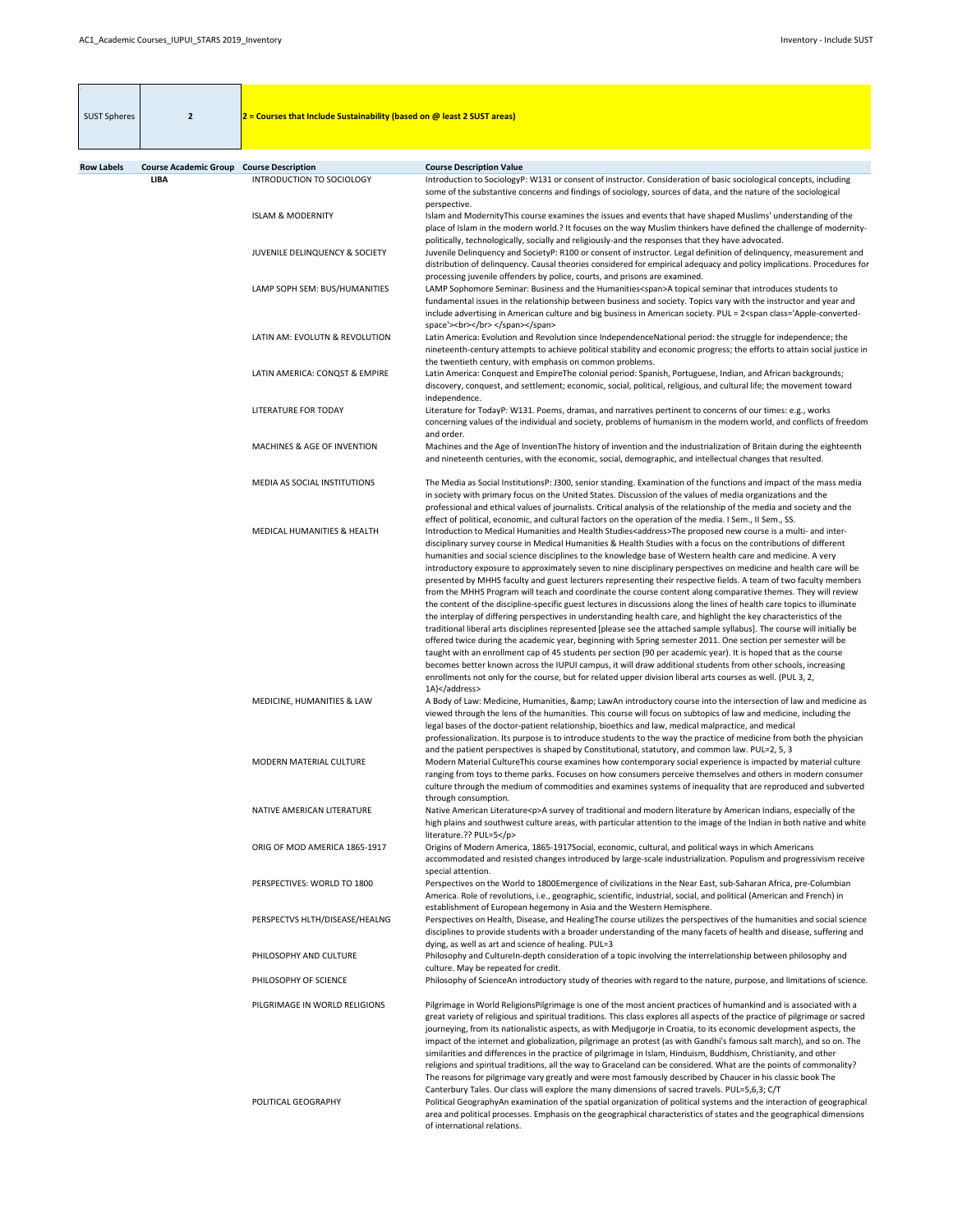| SUST Spheres | 2 | 2 = Courses that Include Sustainability (based on @ least 2 SUST areas) |
|---|---|---|

| Row Labels | Course Academic Group | Course Description | Course Description Value |
|---|---|---|---|
| | LIBA | INTRODUCTION TO SOCIOLOGY | Introduction to SociologyP: W131 or consent of instructor. Consideration of basic sociological concepts, including some of the substantive concerns and findings of sociology, sources of data, and the nature of the sociological perspective. |
| | | ISLAM & MODERNITY | Islam and ModernityThis course examines the issues and events that have shaped Muslims' understanding of the place of Islam in the modern world.? It focuses on the way Muslim thinkers have defined the challenge of modernity-politically, technologically, socially and religiously-and the responses that they have advocated. |
| | | JUVENILE DELINQUENCY & SOCIETY | Juvenile Delinquency and SocietyP: R100 or consent of instructor. Legal definition of delinquency, measurement and distribution of delinquency. Causal theories considered for empirical adequacy and policy implications. Procedures for processing juvenile offenders by police, courts, and prisons are examined. |
| | | LAMP SOPH SEM: BUS/HUMANITIES | LAMP Sophomore Seminar: Business and the Humanities<span>A topical seminar that introduces students to fundamental issues in the relationship between business and society. Topics vary with the instructor and year and include advertising in American culture and big business in American society. PUL = 2<span class='Apple-converted-space'><br></br> </span></span> |
| | | LATIN AM: EVOLUTN & REVOLUTION | Latin America: Evolution and Revolution since IndependenceNational period: the struggle for independence; the nineteenth-century attempts to achieve political stability and economic progress; the efforts to attain social justice in the twentieth century, with emphasis on common problems. |
| | | LATIN AMERICA: CONQST & EMPIRE | Latin America: Conquest and EmpireThe colonial period: Spanish, Portuguese, Indian, and African backgrounds; discovery, conquest, and settlement; economic, social, political, religious, and cultural life; the movement toward independence. |
| | | LITERATURE FOR TODAY | Literature for TodayP: W131. Poems, dramas, and narratives pertinent to concerns of our times: e.g., works concerning values of the individual and society, problems of humanism in the modern world, and conflicts of freedom and order. |
| | | MACHINES & AGE OF INVENTION | Machines and the Age of InventionThe history of invention and the industrialization of Britain during the eighteenth and nineteenth centuries, with the economic, social, demographic, and intellectual changes that resulted. |
| | | MEDIA AS SOCIAL INSTITUTIONS | The Media as Social InstitutionsP: J300, senior standing. Examination of the functions and impact of the mass media in society with primary focus on the United States. Discussion of the values of media organizations and the professional and ethical values of journalists. Critical analysis of the relationship of the media and society and the effect of political, economic, and cultural factors on the operation of the media. I Sem., II Sem., SS. |
| | | MEDICAL HUMANITIES & HEALTH | Introduction to Medical Humanities and Health Studies<address>The proposed new course is a multi- and inter-disciplinary survey course in Medical Humanities & Health Studies with a focus on the contributions of different humanities and social science disciplines to the knowledge base of Western health care and medicine. A very introductory exposure to approximately seven to nine disciplinary perspectives on medicine and health care will be presented by MHHS faculty and guest lecturers representing their respective fields. A team of two faculty members from the MHHS Program will teach and coordinate the course content along comparative themes. They will review the content of the discipline-specific guest lectures in discussions along the lines of health care topics to illuminate the interplay of differing perspectives in understanding health care, and highlight the key characteristics of the traditional liberal arts disciplines represented [please see the attached sample syllabus]. The course will initially be offered twice during the academic year, beginning with Spring semester 2011. One section per semester will be taught with an enrollment cap of 45 students per section (90 per academic year). It is hoped that as the course becomes better known across the IUPUI campus, it will draw additional students from other schools, increasing enrollments not only for the course, but for related upper division liberal arts courses as well. (PUL 3, 2, 1A)</address> |
| | | MEDICINE, HUMANITIES & LAW | A Body of Law: Medicine, Humanities, &amp; LawAn introductory course into the intersection of law and medicine as viewed through the lens of the humanities. This course will focus on subtopics of law and medicine, including the legal bases of the doctor-patient relationship, bioethics and law, medical malpractice, and medical professionalization. Its purpose is to introduce students to the way the practice of medicine from both the physician and the patient perspectives is shaped by Constitutional, statutory, and common law. PUL=2, 5, 3 |
| | | MODERN MATERIAL CULTURE | Modern Material CultureThis course examines how contemporary social experience is impacted by material culture ranging from toys to theme parks. Focuses on how consumers perceive themselves and others in modern consumer culture through the medium of commodities and examines systems of inequality that are reproduced and subverted through consumption. |
| | | NATIVE AMERICAN LITERATURE | Native American Literature<p>A survey of traditional and modern literature by American Indians, especially of the high plains and southwest culture areas, with particular attention to the image of the Indian in both native and white literature.?? PUL=5</p> |
| | | ORIG OF MOD AMERICA 1865-1917 | Origins of Modern America, 1865-1917Social, economic, cultural, and political ways in which Americans accommodated and resisted changes introduced by large-scale industrialization. Populism and progressivism receive special attention. |
| | | PERSPECTIVES: WORLD TO 1800 | Perspectives on the World to 1800Emergence of civilizations in the Near East, sub-Saharan Africa, pre-Columbian America. Role of revolutions, i.e., geographic, scientific, industrial, social, and political (American and French) in establishment of European hegemony in Asia and the Western Hemisphere. |
| | | PERSPECTVS HLTH/DISEASE/HEALNG | Perspectives on Health, Disease, and HealingThe course utilizes the perspectives of the humanities and social science disciplines to provide students with a broader understanding of the many facets of health and disease, suffering and dying, as well as art and science of healing. PUL=3 |
| | | PHILOSOPHY AND CULTURE | Philosophy and CultureIn-depth consideration of a topic involving the interrelationship between philosophy and culture. May be repeated for credit. |
| | | PHILOSOPHY OF SCIENCE | Philosophy of ScienceAn introductory study of theories with regard to the nature, purpose, and limitations of science. |
| | | PILGRIMAGE IN WORLD RELIGIONS | Pilgrimage in World ReligionsPilgrimage is one of the most ancient practices of humankind and is associated with a great variety of religious and spiritual traditions. This class explores all aspects of the practice of pilgrimage or sacred journeying, from its nationalistic aspects, as with Medjugorje in Croatia, to its economic development aspects, the impact of the internet and globalization, pilgrimage an protest (as with Gandhi's famous salt march), and so on. The similarities and differences in the practice of pilgrimage in Islam, Hinduism, Buddhism, Christianity, and other religions and spiritual traditions, all the way to Graceland can be considered. What are the points of commonality? The reasons for pilgrimage vary greatly and were most famously described by Chaucer in his classic book The Canterbury Tales. Our class will explore the many dimensions of sacred travels. PUL=5,6,3; C/T |
| | | POLITICAL GEOGRAPHY | Political GeographyAn examination of the spatial organization of political systems and the interaction of geographical area and political processes. Emphasis on the geographical characteristics of states and the geographical dimensions of international relations. |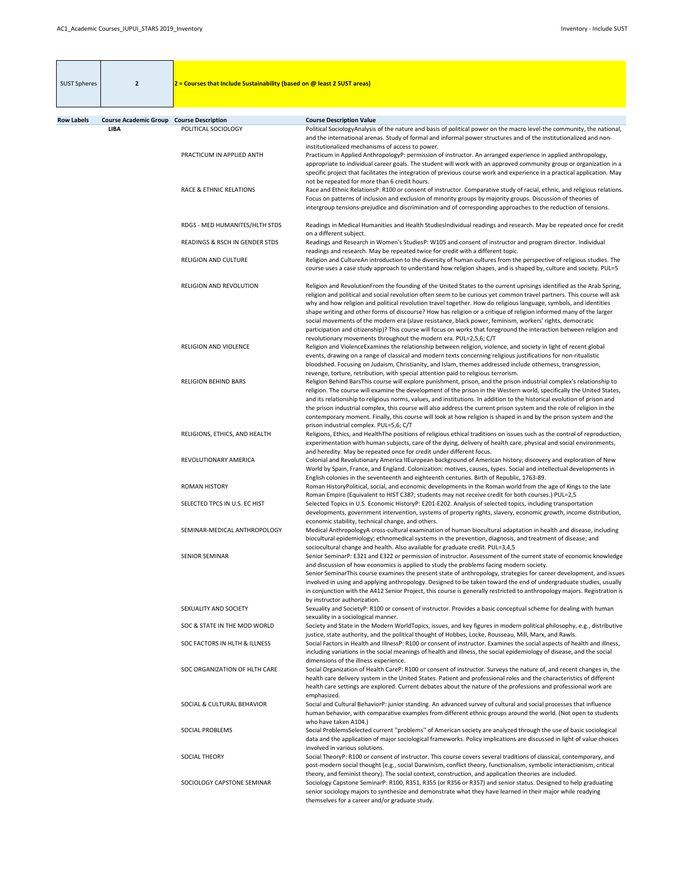| SUST Spheres | 2 | 2 = Courses that Include Sustainability (based on @ least 2 SUST areas) |
|---|---|---|

| Row Labels | Course Academic Group | Course Description | Course Description Value |
|---|---|---|---|
| | LIBA | POLITICAL SOCIOLOGY | Political SociologyAnalysis of the nature and basis of political power on the macro level-the community, the national, and the international arenas. Study of formal and informal power structures and of the institutionalized and non-institutionalized mechanisms of access to power. |
| | | PRACTICUM IN APPLIED ANTH | Practicum in Applied AnthropologyP: permission of instructor. An arranged experience in applied anthropology, appropriate to individual career goals. The student will work with an approved community group or organization in a specific project that facilitates the integration of previous course work and experience in a practical application. May not be repeated for more than 6 credit hours. |
| | | RACE & ETHNIC RELATIONS | Race and Ethnic RelationsP: R100 or consent of instructor. Comparative study of racial, ethnic, and religious relations. Focus on patterns of inclusion and exclusion of minority groups by majority groups. Discussion of theories of intergroup tensions-prejudice and discrimination-and of corresponding approaches to the reduction of tensions. |
| | | RDGS - MED HUMANITES/HLTH STDS | Readings in Medical Humanities and Health StudiesIndividual readings and research. May be repeated once for credit on a different subject. |
| | | READINGS & RSCH IN GENDER STDS | Readings and Research in Women's StudiesP: W105 and consent of instructor and program director. Individual readings and research. May be repeated twice for credit with a different topic. |
| | | RELIGION AND CULTURE | Religion and CultureAn introduction to the diversity of human cultures from the perspective of religious studies. The course uses a case study approach to understand how religion shapes, and is shaped by, culture and society. PUL=5 |
| | | RELIGION AND REVOLUTION | Religion and RevolutionFrom the founding of the United States to the current uprisings identified as the Arab Spring, religion and political and social revolution often seem to be curious yet common travel partners. This course will ask why and how religion and political revolution travel together. How do religious language, symbols, and identities shape writing and other forms of discourse? How has religion or a critique of religion informed many of the larger social movements of the modern era (slave resistance, black power, feminism, workers' rights, democratic participation and citizenship)? This course will focus on works that foreground the interaction between religion and revolutionary movements throughout the modern era. PUL=2,5,6; C/T |
| | | RELIGION AND VIOLENCE | Religion and ViolenceExamines the relationship between religion, violence, and society in light of recent global events, drawing on a range of classical and modern texts concerning religious justifications for non-ritualistic bloodshed. Focusing on Judaism, Christianity, and Islam, themes addressed include otherness, transgression, revenge, torture, retribution, with special attention paid to religious terrorism. |
| | | RELIGION BEHIND BARS | Religion Behind BarsThis course will explore punishment, prison, and the prison industrial complex's relationship to religion. The course will examine the development of the prison in the Western world, specifically the United States, and its relationship to religious norms, values, and institutions. In addition to the historical evolution of prison and the prison industrial complex, this course will also address the current prison system and the role of religion in the contemporary moment. Finally, this course will look at how religion is shaped in and by the prison system and the prison industrial complex. PUL=5,6; C/T |
| | | RELIGIONS, ETHICS, AND HEALTH | Religions, Ethics, and HealthThe positions of religious ethical traditions on issues such as the control of reproduction, experimentation with human subjects, care of the dying, delivery of health care, physical and social environments, and heredity. May be repeated once for credit under different focus. |
| | | REVOLUTIONARY AMERICA | Colonial and Revolutionary America IIEuropean background of American history; discovery and exploration of New World by Spain, France, and England. Colonization: motives, causes, types. Social and intellectual developments in English colonies in the seventeenth and eighteenth centuries. Birth of Republic, 1763-89. |
| | | ROMAN HISTORY | Roman HistoryPolitical, social, and economic developments in the Roman world from the age of Kings to the late Roman Empire (Equivalent to HIST C387; students may not receive credit for both courses.) PUL=2,5 |
| | | SELECTED TPCS IN U.S. EC HIST | Selected Topics in U.S. Economic HistoryP: E201-E202. Analysis of selected topics, including transportation developments, government intervention, systems of property rights, slavery, economic growth, income distribution, economic stability, technical change, and others. |
| | | SEMINAR-MEDICAL ANTHROPOLOGY | Medical AnthropologyA cross-cultural examination of human biocultural adaptation in health and disease, including biocultural epidemiology; ethnomedical systems in the prevention, diagnosis, and treatment of disease; and sociocultural change and health. Also available for graduate credit. PUL=3,4,5 |
| | | SENIOR SEMINAR | Senior SeminarP: E321 and E322 or permission of instructor. Assessment of the current state of economic knowledge and discussion of how economics is applied to study the problems facing modern society.<br>Senior SeminarThis course examines the present state of anthropology, strategies for career development, and issues involved in using and applying anthropology. Designed to be taken toward the end of undergraduate studies, usually in conjunction with the A412 Senior Project, this course is generally restricted to anthropology majors. Registration is by instructor authorization. |
| | | SEXUALITY AND SOCIETY | Sexuality and SocietyP: R100 or consent of instructor. Provides a basic conceptual scheme for dealing with human sexuality in a sociological manner. |
| | | SOC & STATE IN THE MOD WORLD | Society and State in the Modern WorldTopics, issues, and key figures in modern political philosophy, e.g., distributive justice, state authority, and the political thought of Hobbes, Locke, Rousseau, Mill, Marx, and Rawls. |
| | | SOC FACTORS IN HLTH & ILLNESS | Social Factors in Health and IllnessP: R100 or consent of instructor. Examines the social aspects of health and illness, including variations in the social meanings of health and illness, the social epidemiology of disease, and the social dimensions of the illness experience. |
| | | SOC ORGANIZATION OF HLTH CARE | Social Organization of Health CareP: R100 or consent of instructor. Surveys the nature of, and recent changes in, the health care delivery system in the United States. Patient and professional roles and the characteristics of different health care settings are explored. Current debates about the nature of the professions and professional work are emphasized. |
| | | SOCIAL & CULTURAL BEHAVIOR | Social and Cultural BehaviorP: junior standing. An advanced survey of cultural and social processes that influence human behavior, with comparative examples from different ethnic groups around the world. (Not open to students who have taken A104.) |
| | | SOCIAL PROBLEMS | Social ProblemsSelected current ''problems'' of American society are analyzed through the use of basic sociological data and the application of major sociological frameworks. Policy implications are discussed in light of value choices involved in various solutions. |
| | | SOCIAL THEORY | Social TheoryP: R100 or consent of instructor. This course covers several traditions of classical, contemporary, and post-modern social thought (e.g., social Darwinism, conflict theory, functionalism, symbolic interactionism, critical theory, and feminist theory). The social context, construction, and application theories are included. |
| | | SOCIOLOGY CAPSTONE SEMINAR | Sociology Capstone SeminarP: R100, R351, R355 (or R356 or R357) and senior status. Designed to help graduating senior sociology majors to synthesize and demonstrate what they have learned in their major while readying themselves for a career and/or graduate study. |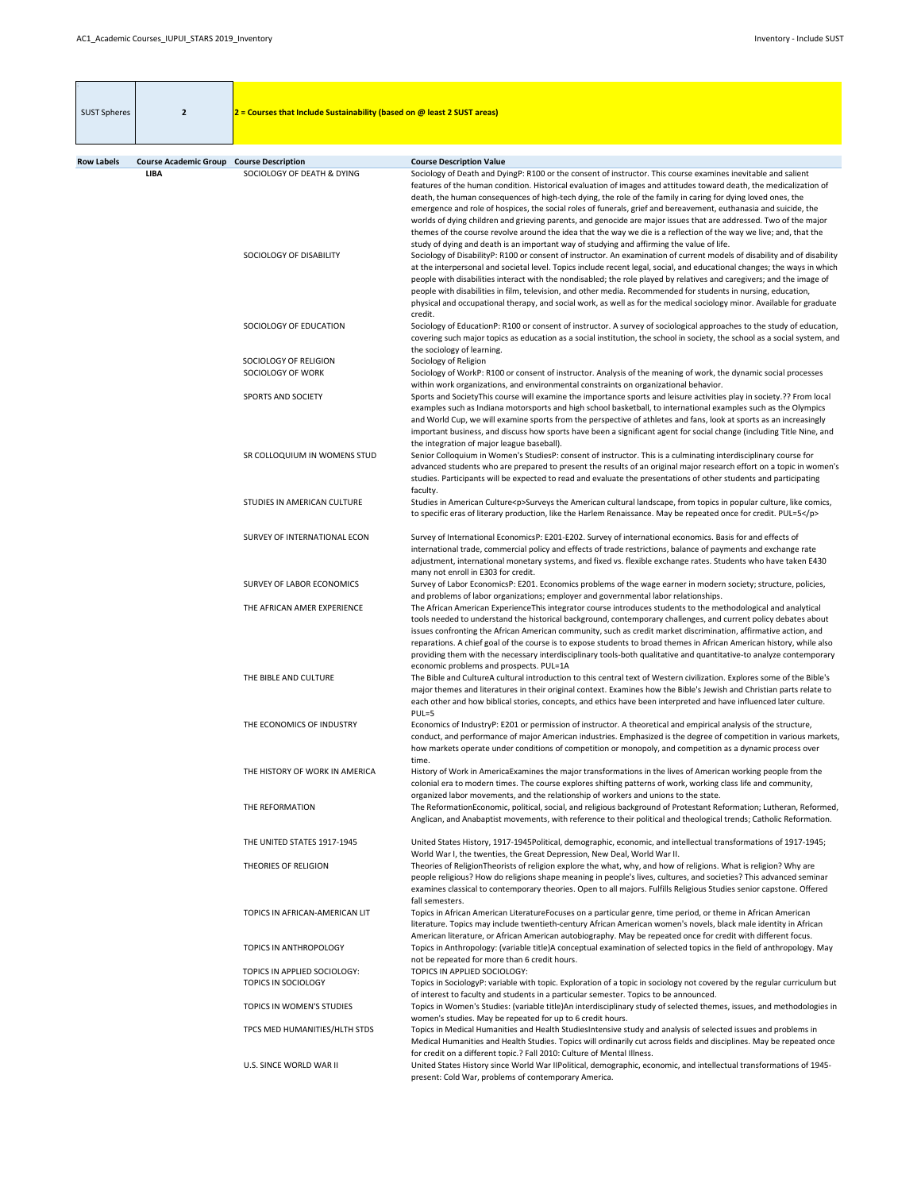| SUST Spheres | 2 | 2 = Courses that Include Sustainability (based on @ least 2 SUST areas) |
|---|---|---|

| Row Labels | Course Academic Group | Course Description | Course Description Value |
|---|---|---|---|
| | LIBA | SOCIOLOGY OF DEATH & DYING | Sociology of Death and DyingP: R100 or the consent of instructor. This course examines inevitable and salient features of the human condition. Historical evaluation of images and attitudes toward death, the medicalization of death, the human consequences of high-tech dying, the role of the family in caring for dying loved ones, the emergence and role of hospices, the social roles of funerals, grief and bereavement, euthanasia and suicide, the worlds of dying children and grieving parents, and genocide are major issues that are addressed. Two of the major themes of the course revolve around the idea that the way we die is a reflection of the way we live; and, that the study of dying and death is an important way of studying and affirming the value of life. |
| | | SOCIOLOGY OF DISABILITY | Sociology of DisabilityP: R100 or consent of instructor. An examination of current models of disability and of disability at the interpersonal and societal level. Topics include recent legal, social, and educational changes; the ways in which people with disabilities interact with the nondisabled; the role played by relatives and caregivers; and the image of people with disabilities in film, television, and other media. Recommended for students in nursing, education, physical and occupational therapy, and social work, as well as for the medical sociology minor. Available for graduate credit. |
| | | SOCIOLOGY OF EDUCATION | Sociology of EducationP: R100 or consent of instructor. A survey of sociological approaches to the study of education, covering such major topics as education as a social institution, the school in society, the school as a social system, and the sociology of learning. |
| | | SOCIOLOGY OF RELIGION | Sociology of Religion |
| | | SOCIOLOGY OF WORK | Sociology of WorkP: R100 or consent of instructor. Analysis of the meaning of work, the dynamic social processes within work organizations, and environmental constraints on organizational behavior. |
| | | SPORTS AND SOCIETY | Sports and SocietyThis course will examine the importance sports and leisure activities play in society.?? From local examples such as Indiana motorsports and high school basketball, to international examples such as the Olympics and World Cup, we will examine sports from the perspective of athletes and fans, look at sports as an increasingly important business, and discuss how sports have been a significant agent for social change (including Title Nine, and the integration of major league baseball). |
| | | SR COLLOQUIUM IN WOMENS STUD | Senior Colloquium in Women's StudiesP: consent of instructor. This is a culminating interdisciplinary course for advanced students who are prepared to present the results of an original major research effort on a topic in women's studies. Participants will be expected to read and evaluate the presentations of other students and participating faculty. |
| | | STUDIES IN AMERICAN CULTURE | Studies in American Culture<p>Surveys the American cultural landscape, from topics in popular culture, like comics, to specific eras of literary production, like the Harlem Renaissance. May be repeated once for credit. PUL=5</p> |
| | | SURVEY OF INTERNATIONAL ECON | Survey of International EconomicsP: E201-E202. Survey of international economics. Basis for and effects of international trade, commercial policy and effects of trade restrictions, balance of payments and exchange rate adjustment, international monetary systems, and fixed vs. flexible exchange rates. Students who have taken E430 many not enroll in E303 for credit. |
| | | SURVEY OF LABOR ECONOMICS | Survey of Labor EconomicsP: E201. Economics problems of the wage earner in modern society; structure, policies, and problems of labor organizations; employer and governmental labor relationships. |
| | | THE AFRICAN AMER EXPERIENCE | The African American ExperienceThis integrator course introduces students to the methodological and analytical tools needed to understand the historical background, contemporary challenges, and current policy debates about issues confronting the African American community, such as credit market discrimination, affirmative action, and reparations. A chief goal of the course is to expose students to broad themes in African American history, while also providing them with the necessary interdisciplinary tools-both qualitative and quantitative-to analyze contemporary economic problems and prospects. PUL=1A |
| | | THE BIBLE AND CULTURE | The Bible and CultureA cultural introduction to this central text of Western civilization. Explores some of the Bible's major themes and literatures in their original context. Examines how the Bible's Jewish and Christian parts relate to each other and how biblical stories, concepts, and ethics have been interpreted and have influenced later culture. PUL=5 |
| | | THE ECONOMICS OF INDUSTRY | Economics of IndustryP: E201 or permission of instructor. A theoretical and empirical analysis of the structure, conduct, and performance of major American industries. Emphasized is the degree of competition in various markets, how markets operate under conditions of competition or monopoly, and competition as a dynamic process over time. |
| | | THE HISTORY OF WORK IN AMERICA | History of Work in AmericaExamines the major transformations in the lives of American working people from the colonial era to modern times. The course explores shifting patterns of work, working class life and community, organized labor movements, and the relationship of workers and unions to the state. |
| | | THE REFORMATION | The ReformationEconomic, political, social, and religious background of Protestant Reformation; Lutheran, Reformed, Anglican, and Anabaptist movements, with reference to their political and theological trends; Catholic Reformation. |
| | | THE UNITED STATES 1917-1945 | United States History, 1917-1945Political, demographic, economic, and intellectual transformations of 1917-1945; World War I, the twenties, the Great Depression, New Deal, World War II. |
| | | THEORIES OF RELIGION | Theories of ReligionTheorists of religion explore the what, why, and how of religions. What is religion? Why are people religious? How do religions shape meaning in people's lives, cultures, and societies? This advanced seminar examines classical to contemporary theories. Open to all majors. Fulfills Religious Studies senior capstone. Offered fall semesters. |
| | | TOPICS IN AFRICAN-AMERICAN LIT | Topics in African American LiteratureFocuses on a particular genre, time period, or theme in African American literature. Topics may include twentieth-century African American women's novels, black male identity in African American literature, or African American autobiography. May be repeated once for credit with different focus. |
| | | TOPICS IN ANTHROPOLOGY | Topics in Anthropology: (variable title)A conceptual examination of selected topics in the field of anthropology. May not be repeated for more than 6 credit hours. |
| | | TOPICS IN APPLIED SOCIOLOGY: | TOPICS IN APPLIED SOCIOLOGY: |
| | | TOPICS IN SOCIOLOGY | Topics in SociologyP: variable with topic. Exploration of a topic in sociology not covered by the regular curriculum but of interest to faculty and students in a particular semester. Topics to be announced. |
| | | TOPICS IN WOMEN'S STUDIES | Topics in Women's Studies: (variable title)An interdisciplinary study of selected themes, issues, and methodologies in women's studies. May be repeated for up to 6 credit hours. |
| | | TPCS MED HUMANITIES/HLTH STDS | Topics in Medical Humanities and Health StudiesIntensive study and analysis of selected issues and problems in Medical Humanities and Health Studies. Topics will ordinarily cut across fields and disciplines. May be repeated once for credit on a different topic.? Fall 2010: Culture of Mental Illness. |
| | | U.S. SINCE WORLD WAR II | United States History since World War IIPolitical, demographic, economic, and intellectual transformations of 1945-present: Cold War, problems of contemporary America. |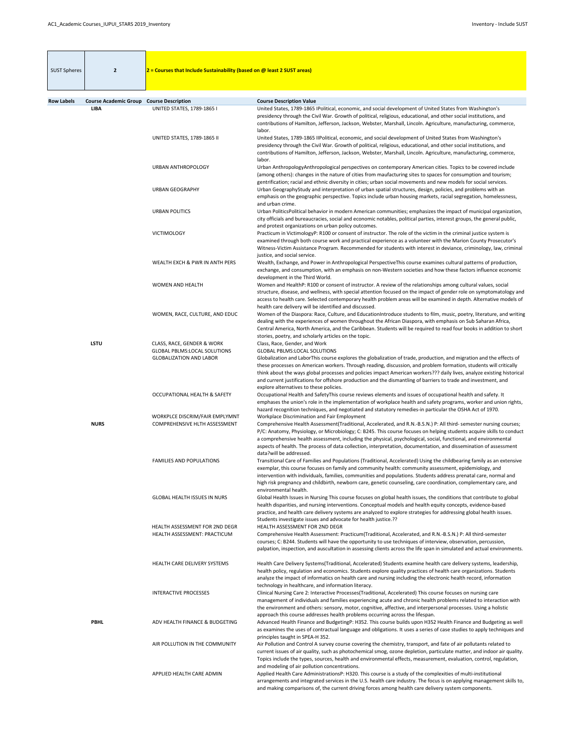| SUST Spheres | 2 | 2 = Courses that Include Sustainability (based on @ least 2 SUST areas) |
|---|---|---|

| Row Labels | Course Academic Group | Course Description | Course Description Value |
|---|---|---|---|
| | LIBA | UNITED STATES, 1789-1865 I | United States, 1789-1865 IPolitical, economic, and social development of United States from Washington's presidency through the Civil War. Growth of political, religious, educational, and other social institutions, and contributions of Hamilton, Jefferson, Jackson, Webster, Marshall, Lincoln. Agriculture, manufacturing, commerce, labor. |
| | | UNITED STATES, 1789-1865 II | United States, 1789-1865 IIPolitical, economic, and social development of United States from Washington's presidency through the Civil War. Growth of political, religious, educational, and other social institutions, and contributions of Hamilton, Jefferson, Jackson, Webster, Marshall, Lincoln. Agriculture, manufacturing, commerce, labor. |
| | | URBAN ANTHROPOLOGY | Urban AnthropologyAnthropological perspectives on contemporary American cities. Topics to be covered include (among others): changes in the nature of cities from maufacturing sites to spaces for consumption and tourism; gentrification; racial and ethnic diversity in cities; urban social movements and new models for social services. |
| | | URBAN GEOGRAPHY | Urban GeographyStudy and interpretation of urban spatial structures, design, policies, and problems with an emphasis on the geographic perspective. Topics include urban housing markets, racial segregation, homelessness, and urban crime. |
| | | URBAN POLITICS | Urban PoliticsPolitical behavior in modern American communities; emphasizes the impact of municipal organization, city officials and bureaucracies, social and economic notables, political parties, interest groups, the general public, and protest organizations on urban policy outcomes. |
| | | VICTIMOLOGY | Practicum in VictimologyP: R100 or consent of instructor. The role of the victim in the criminal justice system is examined through both course work and practical experience as a volunteer with the Marion County Prosecutor's Witness-Victim Assistance Program. Recommended for students with interest in deviance, criminology, law, criminal justice, and social service. |
| | | WEALTH EXCH & PWR IN ANTH PERS | Wealth, Exchange, and Power in Anthropological PerspectiveThis course examines cultural patterns of production, exchange, and consumption, with an emphasis on non-Western societies and how these factors influence economic development in the Third World. |
| | | WOMEN AND HEALTH | Women and HealthP: R100 or consent of instructor. A review of the relationships among cultural values, social structure, disease, and wellness, with special attention focused on the impact of gender role on symptomatology and access to health care. Selected contemporary health problem areas will be examined in depth. Alternative models of health care delivery will be identified and discussed. |
| | | WOMEN, RACE, CULTURE, AND EDUC | Women of the Diaspora: Race, Culture, and EducationIntroduce students to film, music, poetry, literature, and writing dealing with the experiences of women throughout the African Diaspora, with emphasis on Sub Saharan Africa, Central America, North America, and the Caribbean. Students will be required to read four books in addition to short stories, poetry, and scholarly articles on the topic. |
| | LSTU | CLASS, RACE, GENDER & WORK | Class, Race, Gender, and Work |
| | | GLOBAL PBLMS:LOCAL SOLUTIONS | GLOBAL PBLMS:LOCAL SOLUTIONS |
| | | GLOBALIZATION AND LABOR | Globalization and LaborThis course explores the globalization of trade, production, and migration and the effects of these processes on American workers. Through reading, discussion, and problem formation, students will critically think about the ways global processes and policies impact American workers??? daily lives, analyze existing historical and current justifications for offshore production and the dismantling of barriers to trade and investment, and explore alternatives to these policies. |
| | | OCCUPATIONAL HEALTH & SAFETY | Occupational Health and SafetyThis course reviews elements and issues of occupational health and safety. It emphases the union's role in the implementation of workplace health and safety programs, worker and union rights, hazard recognition techniques, and negotiated and statutory remedies-in particular the OSHA Act of 1970. |
| | | WORKPLCE DISCRIM/FAIR EMPLYMNT | Workplace Discrimination and Fair Employment |
| | NURS | COMPREHENSIVE HLTH ASSESSMENT | Comprehensive Health Assessment(Traditional, Accelerated, and R.N.-B.S.N.) P: All third- semester nursing courses; P/C: Anatomy, Physiology, or Microbiology; C: B245. This course focuses on helping students acquire skills to conduct a comprehensive health assessment, including the physical, psychological, social, functional, and environmental aspects of health. The process of data collection, interpretation, documentation, and dissemination of assessment data?will be addressed. |
| | | FAMILIES AND POPULATIONS | Transitional Care of Families and Populations (Traditional, Accelerated) Using the childbearing family as an extensive exemplar, this course focuses on family and community health: community assessment, epidemiology, and intervention with individuals, families, communities and populations. Students address prenatal care, normal and high risk pregnancy and childbirth, newborn care, genetic counseling, care coordination, complementary care, and environmental health. |
| | | GLOBAL HEALTH ISSUES IN NURS | Global Health Issues in Nursing This course focuses on global health issues, the conditions that contribute to global health disparities, and nursing interventions. Conceptual models and health equity concepts, evidence-based practice, and health care delivery systems are analyzed to explore strategies for addressing global health issues. Students investigate issues and advocate for health justice.?? |
| | | HEALTH ASSESSMENT FOR 2ND DEGR | HEALTH ASSESSMENT FOR 2ND DEGR |
| | | HEALTH ASSESSMENT: PRACTICUM | Comprehensive Health Assessment: Practicum(Traditional, Accelerated, and R.N.-B.S.N.) P: All third-semester courses; C: B244. Students will have the opportunity to use techniques of interview, observation, percussion, palpation, inspection, and auscultation in assessing clients across the life span in simulated and actual environments. |
| | | HEALTH CARE DELIVERY SYSTEMS | Health Care Delivery Systems(Traditional, Accelerated) Students examine health care delivery systems, leadership, health policy, regulation and economics. Students explore quality practices of health care organizations. Students analyze the impact of informatics on health care and nursing including the electronic health record, information technology in healthcare, and information literacy. |
| | | INTERACTIVE PROCESSES | Clinical Nursing Care 2: Interactive Processes(Traditional, Accelerated) This course focuses on nursing care management of individuals and families experiencing acute and chronic health problems related to interaction with the environment and others: sensory, motor, cognitive, affective, and interpersonal processes. Using a holistic approach this course addresses health problems occurring across the lifespan. |
| | PBHL | ADV HEALTH FINANCE & BUDGETING | Advanced Health Finance and BudgetingP: H352. This course builds upon H352 Health Finance and Budgeting as well as examines the uses of contractual language and obligations. It uses a series of case studies to apply techniques and principles taught in SPEA-H 352. |
| | | AIR POLLUTION IN THE COMMUNITY | Air Pollution and Control A survey course covering the chemistry, transport, and fate of air pollutants related to current issues of air quality, such as photochemical smog, ozone depletion, particulate matter, and indoor air quality. Topics include the types, sources, health and environmental effects, measurement, evaluation, control, regulation, and modeling of air pollution concentrations. |
| | | APPLIED HEALTH CARE ADMIN | Applied Health Care AdministrationsP: H320. This course is a study of the complexities of multi-institutional arrangements and integrated services in the U.S. health care industry. The focus is on applying management skills to, and making comparisons of, the current driving forces among health care delivery system components. |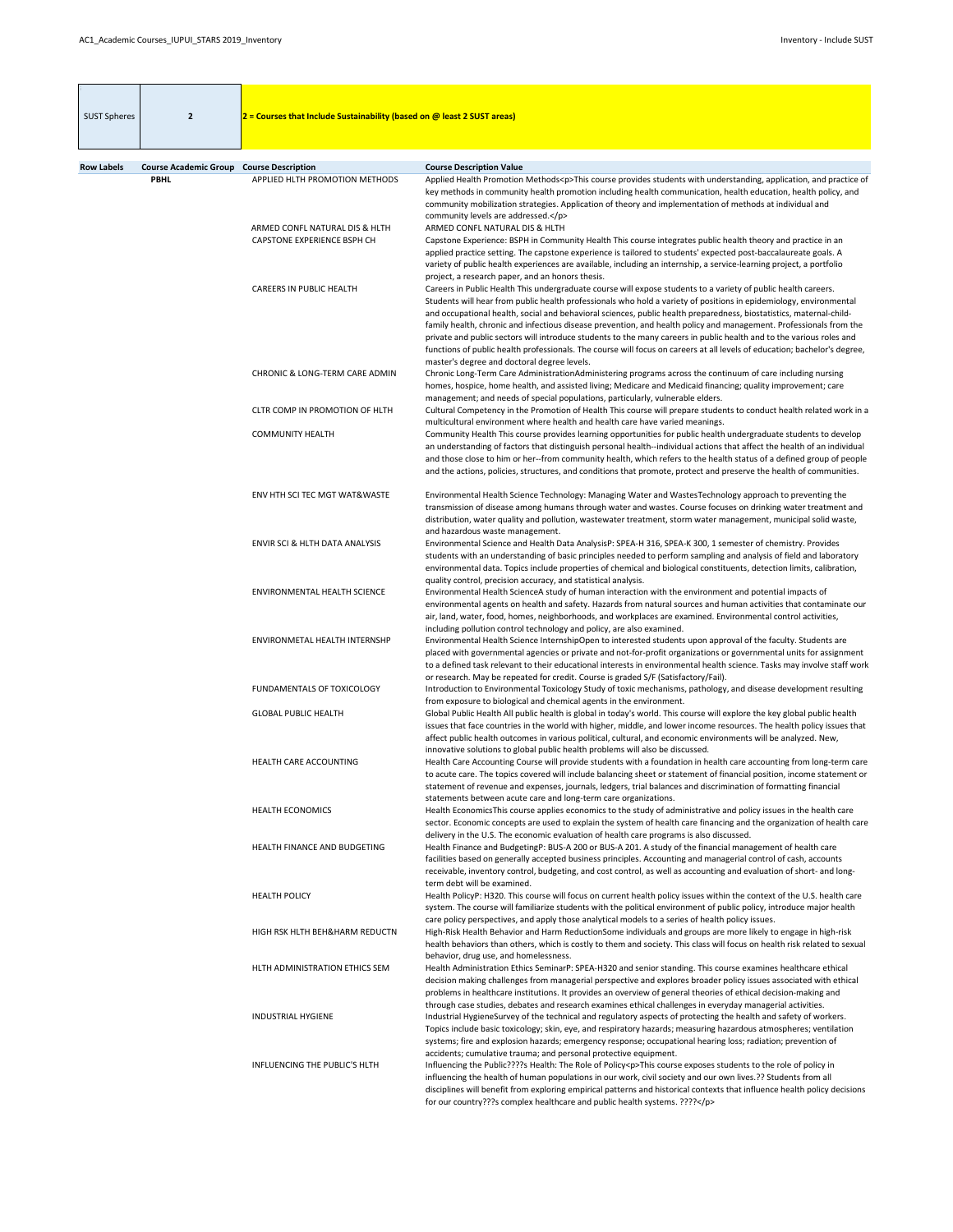| SUST Spheres | 2 | 2 = Courses that Include Sustainability (based on @ least 2 SUST areas) |
|---|---|---|

| Row Labels | Course Academic Group | Course Description | Course Description Value |
|---|---|---|---|
| | PBHL | APPLIED HLTH PROMOTION METHODS | Applied Health Promotion Methods<p>This course provides students with understanding, application, and practice of key methods in community health promotion including health communication, health education, health policy, and community mobilization strategies. Application of theory and implementation of methods at individual and community levels are addressed.</p> |
| | | ARMED CONFL NATURAL DIS & HLTH | ARMED CONFL NATURAL DIS & HLTH |
| | | CAPSTONE EXPERIENCE BSPH CH | Capstone Experience: BSPH in Community Health This course integrates public health theory and practice in an applied practice setting. The capstone experience is tailored to students' expected post-baccalaureate goals. A variety of public health experiences are available, including an internship, a service-learning project, a portfolio project, a research paper, and an honors thesis. |
| | | CAREERS IN PUBLIC HEALTH | Careers in Public Health This undergraduate course will expose students to a variety of public health careers. Students will hear from public health professionals who hold a variety of positions in epidemiology, environmental and occupational health, social and behavioral sciences, public health preparedness, biostatistics, maternal-child-family health, chronic and infectious disease prevention, and health policy and management. Professionals from the private and public sectors will introduce students to the many careers in public health and to the various roles and functions of public health professionals. The course will focus on careers at all levels of education; bachelor's degree, master's degree and doctoral degree levels. |
| | | CHRONIC & LONG-TERM CARE ADMIN | Chronic Long-Term Care AdministrationAdministering programs across the continuum of care including nursing homes, hospice, home health, and assisted living; Medicare and Medicaid financing; quality improvement; care management; and needs of special populations, particularly, vulnerable elders. |
| | | CLTR COMP IN PROMOTION OF HLTH | Cultural Competency in the Promotion of Health This course will prepare students to conduct health related work in a multicultural environment where health and health care have varied meanings. |
| | | COMMUNITY HEALTH | Community Health This course provides learning opportunities for public health undergraduate students to develop an understanding of factors that distinguish personal health--individual actions that affect the health of an individual and those close to him or her--from community health, which refers to the health status of a defined group of people and the actions, policies, structures, and conditions that promote, protect and preserve the health of communities. |
| | | ENV HTH SCI TEC MGT WAT&WASTE | Environmental Health Science Technology: Managing Water and WastesTechnology approach to preventing the transmission of disease among humans through water and wastes. Course focuses on drinking water treatment and distribution, water quality and pollution, wastewater treatment, storm water management, municipal solid waste, and hazardous waste management. |
| | | ENVIR SCI & HLTH DATA ANALYSIS | Environmental Science and Health Data AnalysisP: SPEA-H 316, SPEA-K 300, 1 semester of chemistry. Provides students with an understanding of basic principles needed to perform sampling and analysis of field and laboratory environmental data. Topics include properties of chemical and biological constituents, detection limits, calibration, quality control, precision accuracy, and statistical analysis. |
| | | ENVIRONMENTAL HEALTH SCIENCE | Environmental Health ScienceA study of human interaction with the environment and potential impacts of environmental agents on health and safety. Hazards from natural sources and human activities that contaminate our air, land, water, food, homes, neighborhoods, and workplaces are examined. Environmental control activities, including pollution control technology and policy, are also examined. |
| | | ENVIRONMETAL HEALTH INTERNSHP | Environmental Health Science InternshipOpen to interested students upon approval of the faculty. Students are placed with governmental agencies or private and not-for-profit organizations or governmental units for assignment to a defined task relevant to their educational interests in environmental health science. Tasks may involve staff work or research. May be repeated for credit. Course is graded S/F (Satisfactory/Fail). |
| | | FUNDAMENTALS OF TOXICOLOGY | Introduction to Environmental Toxicology Study of toxic mechanisms, pathology, and disease development resulting from exposure to biological and chemical agents in the environment. |
| | | GLOBAL PUBLIC HEALTH | Global Public Health All public health is global in today's world. This course will explore the key global public health issues that face countries in the world with higher, middle, and lower income resources. The health policy issues that affect public health outcomes in various political, cultural, and economic environments will be analyzed. New, innovative solutions to global public health problems will also be discussed. |
| | | HEALTH CARE ACCOUNTING | Health Care Accounting Course will provide students with a foundation in health care accounting from long-term care to acute care. The topics covered will include balancing sheet or statement of financial position, income statement or statement of revenue and expenses, journals, ledgers, trial balances and discrimination of formatting financial statements between acute care and long-term care organizations. |
| | | HEALTH ECONOMICS | Health EconomicsThis course applies economics to the study of administrative and policy issues in the health care sector. Economic concepts are used to explain the system of health care financing and the organization of health care delivery in the U.S. The economic evaluation of health care programs is also discussed. |
| | | HEALTH FINANCE AND BUDGETING | Health Finance and BudgetingP: BUS-A 200 or BUS-A 201. A study of the financial management of health care facilities based on generally accepted business principles. Accounting and managerial control of cash, accounts receivable, inventory control, budgeting, and cost control, as well as accounting and evaluation of short- and long-term debt will be examined. |
| | | HEALTH POLICY | Health PolicyP: H320. This course will focus on current health policy issues within the context of the U.S. health care system. The course will familiarize students with the political environment of public policy, introduce major health care policy perspectives, and apply those analytical models to a series of health policy issues. |
| | | HIGH RSK HLTH BEH&HARM REDUCTN | High-Risk Health Behavior and Harm ReductionSome individuals and groups are more likely to engage in high-risk health behaviors than others, which is costly to them and society. This class will focus on health risk related to sexual behavior, drug use, and homelessness. |
| | | HLTH ADMINISTRATION ETHICS SEM | Health Administration Ethics SeminarP: SPEA-H320 and senior standing. This course examines healthcare ethical decision making challenges from managerial perspective and explores broader policy issues associated with ethical problems in healthcare institutions. It provides an overview of general theories of ethical decision-making and through case studies, debates and research examines ethical challenges in everyday managerial activities. |
| | | INDUSTRIAL HYGIENE | Industrial HygieneSurvey of the technical and regulatory aspects of protecting the health and safety of workers. Topics include basic toxicology; skin, eye, and respiratory hazards; measuring hazardous atmospheres; ventilation systems; fire and explosion hazards; emergency response; occupational hearing loss; radiation; prevention of accidents; cumulative trauma; and personal protective equipment. |
| | | INFLUENCING THE PUBLIC'S HLTH | Influencing the Public????s Health: The Role of Policy<p>This course exposes students to the role of policy in influencing the health of human populations in our work, civil society and our own lives.?? Students from all disciplines will benefit from exploring empirical patterns and historical contexts that influence health policy decisions for our country???s complex healthcare and public health systems. ????</p> |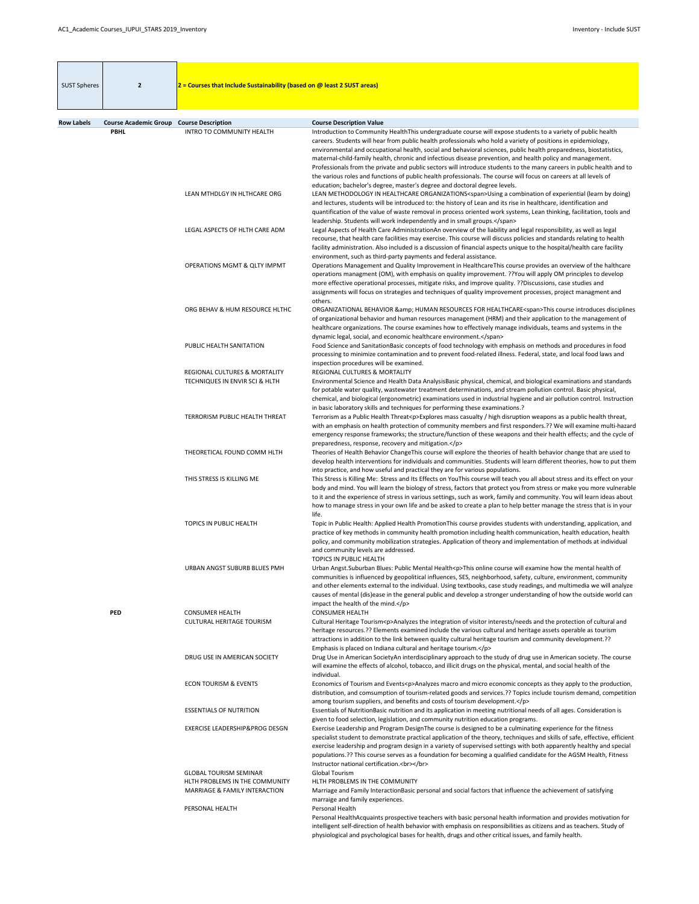| SUST Spheres | 2 | 2 = Courses that Include Sustainability (based on @ least 2 SUST areas) |
|---|---|---|

| Row Labels | Course Academic Group | Course Description | Course Description Value |
|---|---|---|---|
| | PBHL | INTRO TO COMMUNITY HEALTH | Introduction to Community HealthThis undergraduate course will expose students to a variety of public health careers. Students will hear from public health professionals who hold a variety of positions in epidemiology, environmental and occupational health, social and behavioral sciences, public health preparedness, biostatistics, maternal-child-family health, chronic and infectious disease prevention, and health policy and management. Professionals from the private and public sectors will introduce students to the many careers in public health and to the various roles and functions of public health professionals. The course will focus on careers at all levels of education; bachelor's degree, master's degree and doctoral degree levels. |
| | | LEAN MTHDLGY IN HLTHCARE ORG | LEAN METHODOLOGY IN HEALTHCARE ORGANIZATIONS<span>Using a combination of experiential (learn by doing) and lectures, students will be introduced to: the history of Lean and its rise in healthcare, identification and quantification of the value of waste removal in process oriented work systems, Lean thinking, facilitation, tools and leadership. Students will work independently and in small groups.</span> |
| | | LEGAL ASPECTS OF HLTH CARE ADM | Legal Aspects of Health Care AdministrationAn overview of the liability and legal responsibility, as well as legal recourse, that health care facilities may exercise. This course will discuss policies and standards relating to health facility administration. Also included is a discussion of financial aspects unique to the hospital/health care facility environment, such as third-party payments and federal assistance. |
| | | OPERATIONS MGMT & QLTY IMPMT | Operations Management and Quality Improvement in HealthcareThis course provides an overview of the halthcare operations managment (OM), with emphasis on quality improvement. ??You will apply OM principles to develop more effective operational processes, mitigate risks, and improve quality. ??Discussions, case studies and assignments will focus on strategies and techniques of quality improvement processes, project managment and others. |
| | | ORG BEHAV & HUM RESOURCE HLTHC | ORGANIZATIONAL BEHAVIOR &amp; HUMAN RESOURCES FOR HEALTHCARE<span>This course introduces disciplines of organizational behavior and human resources management (HRM) and their application to the management of healthcare organizations. The course examines how to effectively manage individuals, teams and systems in the dynamic legal, social, and economic healthcare environment.</span> |
| | | PUBLIC HEALTH SANITATION | Food Science and SanitationBasic concepts of food technology with emphasis on methods and procedures in food processing to minimize contamination and to prevent food-related illness. Federal, state, and local food laws and inspection procedures will be examined. |
| | | REGIONAL CULTURES & MORTALITY | REGIONAL CULTURES & MORTALITY |
| | | TECHNIQUES IN ENVIR SCI & HLTH | Environmental Science and Health Data AnalysisBasic physical, chemical, and biological examinations and standards for potable water quality, wastewater treatment determinations, and stream pollution control. Basic physical, chemical, and biological (ergonometric) examinations used in industrial hygiene and air pollution control. Instruction in basic laboratory skills and techniques for performing these examinations.? |
| | | TERRORISM PUBLIC HEALTH THREAT | Terrorism as a Public Health Threat<p>Explores mass casualty / high disruption weapons as a public health threat, with an emphasis on health protection of community members and first responders.?? We will examine multi-hazard emergency response frameworks; the structure/function of these weapons and their health effects; and the cycle of preparedness, response, recovery and mitigation.</p> |
| | | THEORETICAL FOUND COMM HLTH | Theories of Health Behavior ChangeThis course will explore the theories of health behavior change that are used to develop health interventions for individuals and communities. Students will learn different theories, how to put them into practice, and how useful and practical they are for various populations. |
| | | THIS STRESS IS KILLING ME | This Stress is Killing Me: Stress and Its Effects on YouThis course will teach you all about stress and its effect on your body and mind. You will learn the biology of stress, factors that protect you from stress or make you more vulnerable to it and the experience of stress in various settings, such as work, family and community. You will learn ideas about how to manage stress in your own life and be asked to create a plan to help better manage the stress that is in your life. |
| | | TOPICS IN PUBLIC HEALTH | Topic in Public Health: Applied Health PromotionThis course provides students with understanding, application, and practice of key methods in community health promotion including health communication, health education, health policy, and community mobilization strategies. Application of theory and implementation of methods at individual and community levels are addressed.<br>TOPICS IN PUBLIC HEALTH |
| | | URBAN ANGST SUBURB BLUES PMH | Urban Angst.Suburban Blues: Public Mental Health<p>This online course will examine how the mental health of communities is influenced by geopolitical influences, SES, neighborhood, safety, culture, environment, community and other elements external to the individual. Using textbooks, case study readings, and multimedia we will analyze causes of mental (dis)ease in the general public and develop a stronger understanding of how the outside world can impact the health of the mind.</p> |
| | PED | CONSUMER HEALTH | CONSUMER HEALTH |
| | | CULTURAL HERITAGE TOURISM | Cultural Heritage Tourism<p>Analyzes the integration of visitor interests/needs and the protection of cultural and heritage resources.?? Elements examined include the various cultural and heritage assets operable as tourism attractions in addition to the link between quality cultural heritage tourism and community development.?? Emphasis is placed on Indiana cultural and heritage tourism.</p> |
| | | DRUG USE IN AMERICAN SOCIETY | Drug Use in American SocietyAn interdisciplinary approach to the study of drug use in American society. The course will examine the effects of alcohol, tobacco, and illicit drugs on the physical, mental, and social health of the individual. |
| | | ECON TOURISM & EVENTS | Economics of Tourism and Events<p>Analyzes macro and micro economic concepts as they apply to the production, distribution, and comsumption of tourism-related goods and services.?? Topics include tourism demand, competition among tourism suppliers, and benefits and costs of tourism development.</p> |
| | | ESSENTIALS OF NUTRITION | Essentials of NutritionBasic nutrition and its application in meeting nutritional needs of all ages. Consideration is given to food selection, legislation, and community nutrition education programs. |
| | | EXERCISE LEADERSHIP&PROG DESGN | Exercise Leadership and Program DesignThe course is designed to be a culminating experience for the fitness specialist student to demonstrate practical application of the theory, techniques and skills of safe, effective, efficient exercise leadership and program design in a variety of supervised settings with both apparently healthy and special populations.?? This course serves as a foundation for becoming a qualified candidate for the AGSM Health, Fitness Instructor national certification.<br></br> |
| | | GLOBAL TOURISM SEMINAR | Global Tourism |
| | | HLTH PROBLEMS IN THE COMMUNITY | HLTH PROBLEMS IN THE COMMUNITY |
| | | MARRIAGE & FAMILY INTERACTION | Marriage and Family InteractionBasic personal and social factors that influence the achievement of satisfying marraige and family experiences. |
| | | PERSONAL HEALTH | Personal Health<br>Personal HealthAcquaints prospective teachers with basic personal health information and provides motivation for intelligent self-direction of health behavior with emphasis on responsibilities as citizens and as teachers. Study of physiological and psychological bases for health, drugs and other critical issues, and family health. |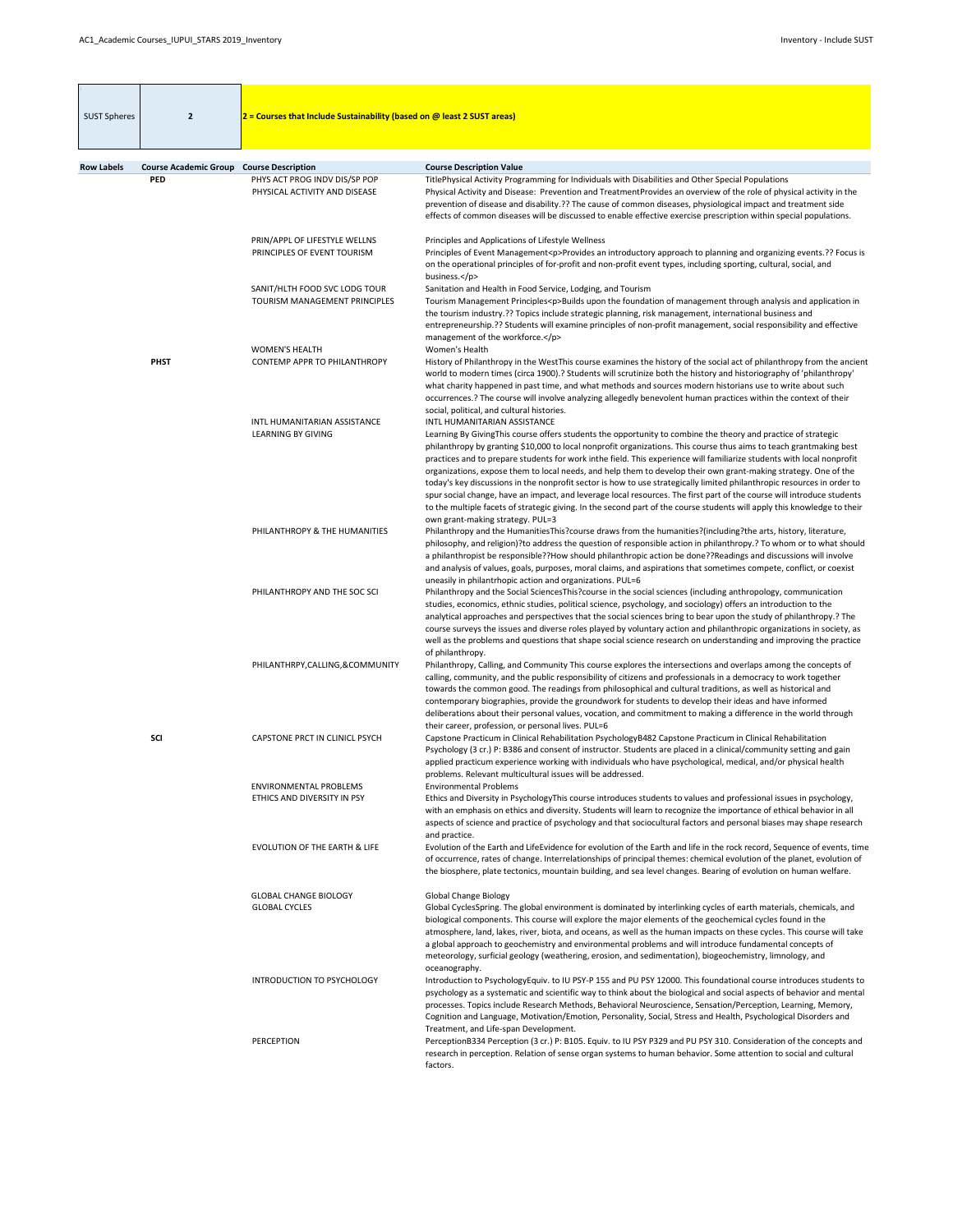| SUST Spheres | 2 | 2 = Courses that Include Sustainability (based on @ least 2 SUST areas) |
|---|---|---|

| Row Labels | Course Academic Group | Course Description | Course Description Value |
|---|---|---|---|
| | PED | PHYS ACT PROG INDV DIS/SP POP | TitlePhysical Activity Programming for Individuals with Disabilities and Other Special Populations |
| | | PHYSICAL ACTIVITY AND DISEASE | Physical Activity and Disease: Prevention and TreatmentProvides an overview of the role of physical activity in the prevention of disease and disability.?? The cause of common diseases, physiological impact and treatment side effects of common diseases will be discussed to enable effective exercise prescription within special populations. |
| | | PRIN/APPL OF LIFESTYLE WELLNS | Principles and Applications of Lifestyle Wellness |
| | | PRINCIPLES OF EVENT TOURISM | Principles of Event Management<p>Provides an introductory approach to planning and organizing events.?? Focus is on the operational principles of for-profit and non-profit event types, including sporting, cultural, social, and business.</p> |
| | | SANIT/HLTH FOOD SVC LODG TOUR | Sanitation and Health in Food Service, Lodging, and Tourism |
| | | TOURISM MANAGEMENT PRINCIPLES | Tourism Management Principles<p>Builds upon the foundation of management through analysis and application in the tourism industry.?? Topics include strategic planning, risk management, international business and entrepreneurship.?? Students will examine principles of non-profit management, social responsibility and effective management of the workforce.</p> |
| | | WOMEN'S HEALTH | Women's Health |
| | PHST | CONTEMP APPR TO PHILANTHROPY | History of Philanthropy in the WestThis course examines the history of the social act of philanthropy from the ancient world to modern times (circa 1900).? Students will scrutinize both the history and historiography of 'philanthropy' what charity happened in past time, and what methods and sources modern historians use to write about such occurrences.? The course will involve analyzing allegedly benevolent human practices within the context of their social, political, and cultural histories. |
| | | INTL HUMANITARIAN ASSISTANCE | INTL HUMANITARIAN ASSISTANCE |
| | | LEARNING BY GIVING | Learning By GivingThis course offers students the opportunity to combine the theory and practice of strategic philanthropy by granting $10,000 to local nonprofit organizations. This course thus aims to teach grantmaking best practices and to prepare students for work inthe field. This experience will familiarize students with local nonprofit organizations, expose them to local needs, and help them to develop their own grant-making strategy. One of the today's key discussions in the nonprofit sector is how to use strategically limited philanthropic resources in order to spur social change, have an impact, and leverage local resources. The first part of the course will introduce students to the multiple facets of strategic giving. In the second part of the course students will apply this knowledge to their own grant-making strategy. PUL=3 |
| | | PHILANTHROPY & THE HUMANITIES | Philanthropy and the HumanitiesThis?course draws from the humanities?(including?the arts, history, literature, philosophy, and religion)?to address the question of responsible action in philanthropy.? To whom or to what should a philanthropist be responsible??How should philanthropic action be done??Readings and discussions will involve and analysis of values, goals, purposes, moral claims, and aspirations that sometimes compete, conflict, or coexist uneasily in philantrhopic action and organizations. PUL=6 |
| | | PHILANTHROPY AND THE SOC SCI | Philanthropy and the Social SciencesThis?course in the social sciences (including anthropology, communication studies, economics, ethnic studies, political science, psychology, and sociology) offers an introduction to the analytical approaches and perspectives that the social sciences bring to bear upon the study of philanthropy.? The course surveys the issues and diverse roles played by voluntary action and philanthropic organizations in society, as well as the problems and questions that shape social science research on understanding and improving the practice of philanthropy. |
| | | PHILANTHRPY,CALLING,&COMMUNITY | Philanthropy, Calling, and Community This course explores the intersections and overlaps among the concepts of calling, community, and the public responsibility of citizens and professionals in a democracy to work together towards the common good. The readings from philosophical and cultural traditions, as well as historical and contemporary biographies, provide the groundwork for students to develop their ideas and have informed deliberations about their personal values, vocation, and commitment to making a difference in the world through their career, profession, or personal lives. PUL=6 |
| | SCI | CAPSTONE PRCT IN CLINICL PSYCH | Capstone Practicum in Clinical Rehabilitation PsychologyB482 Capstone Practicum in Clinical Rehabilitation Psychology (3 cr.) P: B386 and consent of instructor. Students are placed in a clinical/community setting and gain applied practicum experience working with individuals who have psychological, medical, and/or physical health problems. Relevant multicultural issues will be addressed. |
| | | ENVIRONMENTAL PROBLEMS | Environmental Problems |
| | | ETHICS AND DIVERSITY IN PSY | Ethics and Diversity in PsychologyThis course introduces students to values and professional issues in psychology, with an emphasis on ethics and diversity. Students will learn to recognize the importance of ethical behavior in all aspects of science and practice of psychology and that sociocultural factors and personal biases may shape research and practice. |
| | | EVOLUTION OF THE EARTH & LIFE | Evolution of the Earth and LifeEvidence for evolution of the Earth and life in the rock record, Sequence of events, time of occurrence, rates of change. Interrelationships of principal themes: chemical evolution of the planet, evolution of the biosphere, plate tectonics, mountain building, and sea level changes. Bearing of evolution on human welfare. |
| | | GLOBAL CHANGE BIOLOGY | Global Change Biology |
| | | GLOBAL CYCLES | Global CyclesSpring. The global environment is dominated by interlinking cycles of earth materials, chemicals, and biological components. This course will explore the major elements of the geochemical cycles found in the atmosphere, land, lakes, river, biota, and oceans, as well as the human impacts on these cycles. This course will take a global approach to geochemistry and environmental problems and will introduce fundamental concepts of meteorology, surficial geology (weathering, erosion, and sedimentation), biogeochemistry, limnology, and oceanography. |
| | | INTRODUCTION TO PSYCHOLOGY | Introduction to PsychologyEquiv. to IU PSY-P 155 and PU PSY 12000. This foundational course introduces students to psychology as a systematic and scientific way to think about the biological and social aspects of behavior and mental processes. Topics include Research Methods, Behavioral Neuroscience, Sensation/Perception, Learning, Memory, Cognition and Language, Motivation/Emotion, Personality, Social, Stress and Health, Psychological Disorders and Treatment, and Life-span Development. |
| | | PERCEPTION | PerceptionB334 Perception (3 cr.) P: B105. Equiv. to IU PSY P329 and PU PSY 310. Consideration of the concepts and research in perception. Relation of sense organ systems to human behavior. Some attention to social and cultural factors. |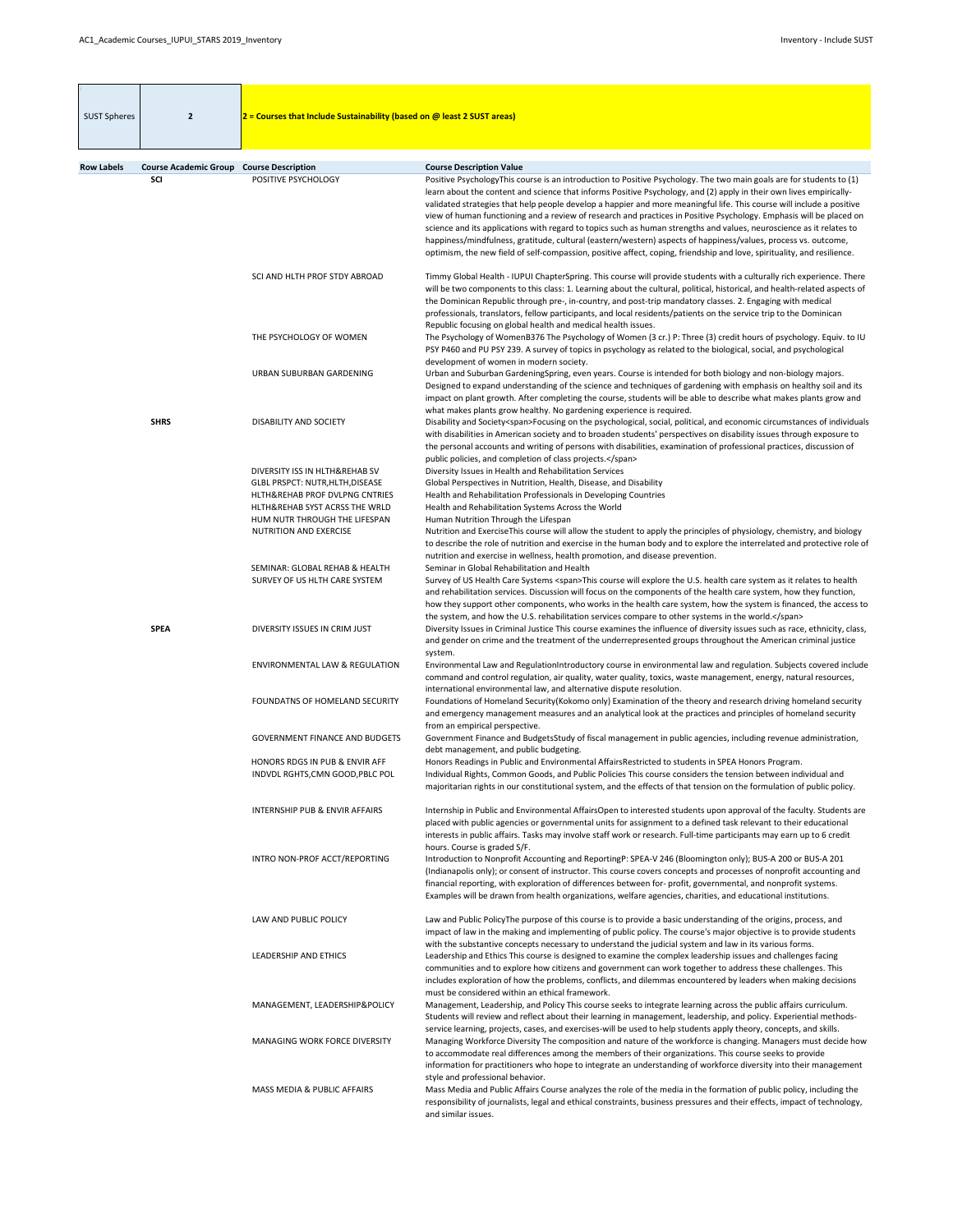| SUST Spheres | 2 | 2 = Courses that Include Sustainability (based on @ least 2 SUST areas) |
|---|---|---|

| Row Labels | Course Academic Group | Course Description | Course Description Value |
|---|---|---|---|
| | SCI | POSITIVE PSYCHOLOGY | Positive PsychologyThis course is an introduction to Positive Psychology. The two main goals are for students to (1) learn about the content and science that informs Positive Psychology, and (2) apply in their own lives empirically-validated strategies that help people develop a happier and more meaningful life. This course will include a positive view of human functioning and a review of research and practices in Positive Psychology. Emphasis will be placed on science and its applications with regard to topics such as human strengths and values, neuroscience as it relates to happiness/mindfulness, gratitude, cultural (eastern/western) aspects of happiness/values, process vs. outcome, optimism, the new field of self-compassion, positive affect, coping, friendship and love, spirituality, and resilience. |
| | | SCI AND HLTH PROF STDY ABROAD | Timmy Global Health - IUPUI ChapterSpring. This course will provide students with a culturally rich experience. There will be two components to this class: 1. Learning about the cultural, political, historical, and health-related aspects of the Dominican Republic through pre-, in-country, and post-trip mandatory classes. 2. Engaging with medical professionals, translators, fellow participants, and local residents/patients on the service trip to the Dominican Republic focusing on global health and medical health issues. |
| | | THE PSYCHOLOGY OF WOMEN | The Psychology of WomenB376 The Psychology of Women (3 cr.) P: Three (3) credit hours of psychology. Equiv. to IU PSY P460 and PU PSY 239. A survey of topics in psychology as related to the biological, social, and psychological development of women in modern society. |
| | | URBAN SUBURBAN GARDENING | Urban and Suburban GardeningSpring, even years. Course is intended for both biology and non-biology majors. Designed to expand understanding of the science and techniques of gardening with emphasis on healthy soil and its impact on plant growth. After completing the course, students will be able to describe what makes plants grow and what makes plants grow healthy. No gardening experience is required. |
| | SHRS | DISABILITY AND SOCIETY | Disability and Society<span>Focusing on the psychological, social, political, and economic circumstances of individuals with disabilities in American society and to broaden students' perspectives on disability issues through exposure to the personal accounts and writing of persons with disabilities, examination of professional practices, discussion of public policies, and completion of class projects.</span> |
| | | DIVERSITY ISS IN HLTH&REHAB SV | Diversity Issues in Health and Rehabilitation Services |
| | | GLBL PRSPCT: NUTR,HLTH,DISEASE | Global Perspectives in Nutrition, Health, Disease, and Disability |
| | | HLTH&REHAB PROF DVLPNG CNTRIES | Health and Rehabilitation Professionals in Developing Countries |
| | | HLTH&REHAB SYST ACRSS THE WRLD | Health and Rehabilitation Systems Across the World |
| | | HUM NUTR THROUGH THE LIFESPAN | Human Nutrition Through the Lifespan |
| | | NUTRITION AND EXERCISE | Nutrition and ExerciseThis course will allow the student to apply the principles of physiology, chemistry, and biology to describe the role of nutrition and exercise in the human body and to explore the interrelated and protective role of nutrition and exercise in wellness, health promotion, and disease prevention. |
| | | SEMINAR: GLOBAL REHAB & HEALTH | Seminar in Global Rehabilitation and Health |
| | | SURVEY OF US HLTH CARE SYSTEM | Survey of US Health Care Systems <span>This course will explore the U.S. health care system as it relates to health and rehabilitation services. Discussion will focus on the components of the health care system, how they function, how they support other components, who works in the health care system, how the system is financed, the access to the system, and how the U.S. rehabilitation services compare to other systems in the world.</span> |
| | SPEA | DIVERSITY ISSUES IN CRIM JUST | Diversity Issues in Criminal Justice This course examines the influence of diversity issues such as race, ethnicity, class, and gender on crime and the treatment of the underrepresented groups throughout the American criminal justice system. |
| | | ENVIRONMENTAL LAW & REGULATION | Environmental Law and RegulationIntroductory course in environmental law and regulation. Subjects covered include command and control regulation, air quality, water quality, toxics, waste management, energy, natural resources, international environmental law, and alternative dispute resolution. |
| | | FOUNDATNS OF HOMELAND SECURITY | Foundations of Homeland Security(Kokomo only) Examination of the theory and research driving homeland security and emergency management measures and an analytical look at the practices and principles of homeland security from an empirical perspective. |
| | | GOVERNMENT FINANCE AND BUDGETS | Government Finance and BudgetsStudy of fiscal management in public agencies, including revenue administration, debt management, and public budgeting. |
| | | HONORS RDGS IN PUB & ENVIR AFF | Honors Readings in Public and Environmental AffairsRestricted to students in SPEA Honors Program. |
| | | INDVDL RGHTS,CMN GOOD,PBLC POL | Individual Rights, Common Goods, and Public Policies This course considers the tension between individual and majoritarian rights in our constitutional system, and the effects of that tension on the formulation of public policy. |
| | | INTERNSHIP PUB & ENVIR AFFAIRS | Internship in Public and Environmental AffairsOpen to interested students upon approval of the faculty. Students are placed with public agencies or governmental units for assignment to a defined task relevant to their educational interests in public affairs. Tasks may involve staff work or research. Full-time participants may earn up to 6 credit hours. Course is graded S/F. |
| | | INTRO NON-PROF ACCT/REPORTING | Introduction to Nonprofit Accounting and ReportingP: SPEA-V 246 (Bloomington only); BUS-A 200 or BUS-A 201 (Indianapolis only); or consent of instructor. This course covers concepts and processes of nonprofit accounting and financial reporting, with exploration of differences between for- profit, governmental, and nonprofit systems. Examples will be drawn from health organizations, welfare agencies, charities, and educational institutions. |
| | | LAW AND PUBLIC POLICY | Law and Public PolicyThe purpose of this course is to provide a basic understanding of the origins, process, and impact of law in the making and implementing of public policy. The course's major objective is to provide students with the substantive concepts necessary to understand the judicial system and law in its various forms. |
| | | LEADERSHIP AND ETHICS | Leadership and Ethics This course is designed to examine the complex leadership issues and challenges facing communities and to explore how citizens and government can work together to address these challenges. This includes exploration of how the problems, conflicts, and dilemmas encountered by leaders when making decisions must be considered within an ethical framework. |
| | | MANAGEMENT, LEADERSHIP&POLICY | Management, Leadership, and Policy This course seeks to integrate learning across the public affairs curriculum. Students will review and reflect about their learning in management, leadership, and policy. Experiential methods-service learning, projects, cases, and exercises-will be used to help students apply theory, concepts, and skills. |
| | | MANAGING WORK FORCE DIVERSITY | Managing Workforce Diversity The composition and nature of the workforce is changing. Managers must decide how to accommodate real differences among the members of their organizations. This course seeks to provide information for practitioners who hope to integrate an understanding of workforce diversity into their management style and professional behavior. |
| | | MASS MEDIA & PUBLIC AFFAIRS | Mass Media and Public Affairs Course analyzes the role of the media in the formation of public policy, including the responsibility of journalists, legal and ethical constraints, business pressures and their effects, impact of technology, and similar issues. |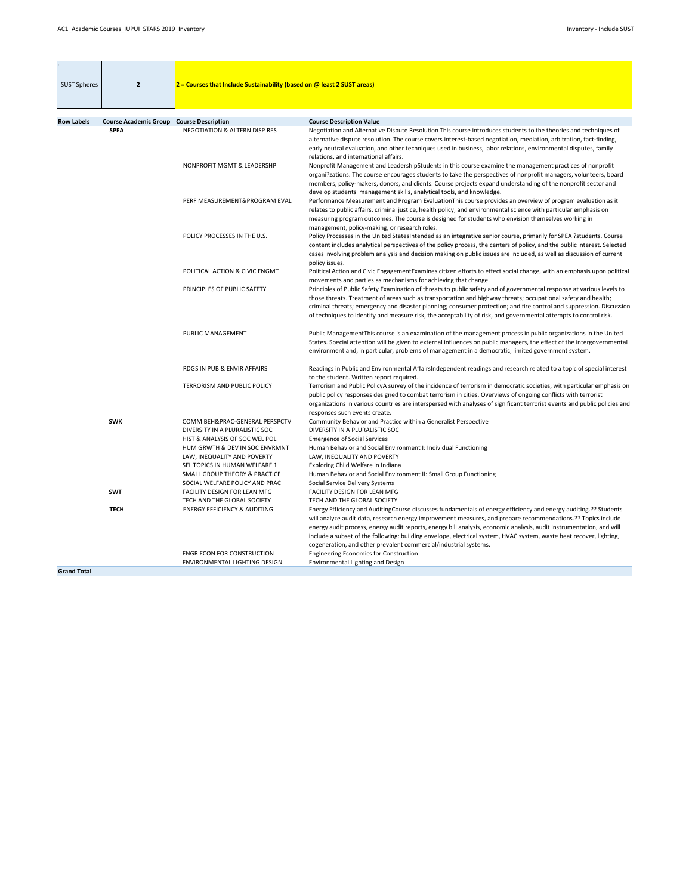| SUST Spheres | 2 | 2 = Courses that Include Sustainability (based on @ least 2 SUST areas) |
|---|---|---|

| Row Labels | Course Academic Group | Course Description | Course Description Value |
|---|---|---|---|
| | SPEA | NEGOTIATION & ALTERN DISP RES | Negotiation and Alternative Dispute Resolution This course introduces students to the theories and techniques of alternative dispute resolution. The course covers interest-based negotiation, mediation, arbitration, fact-finding, early neutral evaluation, and other techniques used in business, labor relations, environmental disputes, family relations, and international affairs. |
| | | NONPROFIT MGMT & LEADERSHP | Nonprofit Management and LeadershipStudents in this course examine the management practices of nonprofit organi?zations. The course encourages students to take the perspectives of nonprofit managers, volunteers, board members, policy-makers, donors, and clients. Course projects expand understanding of the nonprofit sector and develop students' management skills, analytical tools, and knowledge. |
| | | PERF MEASUREMENT&PROGRAM EVAL | Performance Measurement and Program EvaluationThis course provides an overview of program evaluation as it relates to public affairs, criminal justice, health policy, and environmental science with particular emphasis on measuring program outcomes. The course is designed for students who envision themselves working in management, policy-making, or research roles. |
| | | POLICY PROCESSES IN THE U.S. | Policy Processes in the United StatesIntended as an integrative senior course, primarily for SPEA ?students. Course content includes analytical perspectives of the policy process, the centers of policy, and the public interest. Selected cases involving problem analysis and decision making on public issues are included, as well as discussion of current policy issues. |
| | | POLITICAL ACTION & CIVIC ENGMT | Political Action and Civic EngagementExamines citizen efforts to effect social change, with an emphasis upon political movements and parties as mechanisms for achieving that change. |
| | | PRINCIPLES OF PUBLIC SAFETY | Principles of Public Safety Examination of threats to public safety and of governmental response at various levels to those threats. Treatment of areas such as transportation and highway threats; occupational safety and health; criminal threats; emergency and disaster planning; consumer protection; and fire control and suppression. Discussion of techniques to identify and measure risk, the acceptability of risk, and governmental attempts to control risk. |
| | | PUBLIC MANAGEMENT | Public ManagementThis course is an examination of the management process in public organizations in the United States. Special attention will be given to external influences on public managers, the effect of the intergovernmental environment and, in particular, problems of management in a democratic, limited government system. |
| | | RDGS IN PUB & ENVIR AFFAIRS | Readings in Public and Environmental AffairsIndependent readings and research related to a topic of special interest to the student. Written report required. |
| | | TERRORISM AND PUBLIC POLICY | Terrorism and Public PolicyA survey of the incidence of terrorism in democratic societies, with particular emphasis on public policy responses designed to combat terrorism in cities. Overviews of ongoing conflicts with terrorist organizations in various countries are interspersed with analyses of significant terrorist events and public policies and responses such events create. |
| | SWK | COMM BEH&PRAC-GENERAL PERSPCTV | Community Behavior and Practice within a Generalist Perspective |
| | | DIVERSITY IN A PLURALISTIC SOC | DIVERSITY IN A PLURALISTIC SOC |
| | | HIST & ANALYSIS OF SOC WEL POL | Emergence of Social Services |
| | | HUM GRWTH & DEV IN SOC ENVRMNT | Human Behavior and Social Environment I: Individual Functioning |
| | | LAW, INEQUALITY AND POVERTY | LAW, INEQUALITY AND POVERTY |
| | | SEL TOPICS IN HUMAN WELFARE 1 | Exploring Child Welfare in Indiana |
| | | SMALL GROUP THEORY & PRACTICE | Human Behavior and Social Environment II: Small Group Functioning |
| | | SOCIAL WELFARE POLICY AND PRAC | Social Service Delivery Systems |
| | SWT | FACILITY DESIGN FOR LEAN MFG | FACILITY DESIGN FOR LEAN MFG |
| | | TECH AND THE GLOBAL SOCIETY | TECH AND THE GLOBAL SOCIETY |
| | TECH | ENERGY EFFICIENCY & AUDITING | Energy Efficiency and AuditingCourse discusses fundamentals of energy efficiency and energy auditing.?? Students will analyze audit data, research energy improvement measures, and prepare recommendations.?? Topics include energy audit process, energy audit reports, energy bill analysis, economic analysis, audit instrumentation, and will include a subset of the following: building envelope, electrical system, HVAC system, waste heat recover, lighting, cogeneration, and other prevalent commercial/industrial systems. |
| | | ENGR ECON FOR CONSTRUCTION | Engineering Economics for Construction |
| | | ENVIRONMENTAL LIGHTING DESIGN | Environmental Lighting and Design |
| Grand Total | | | |